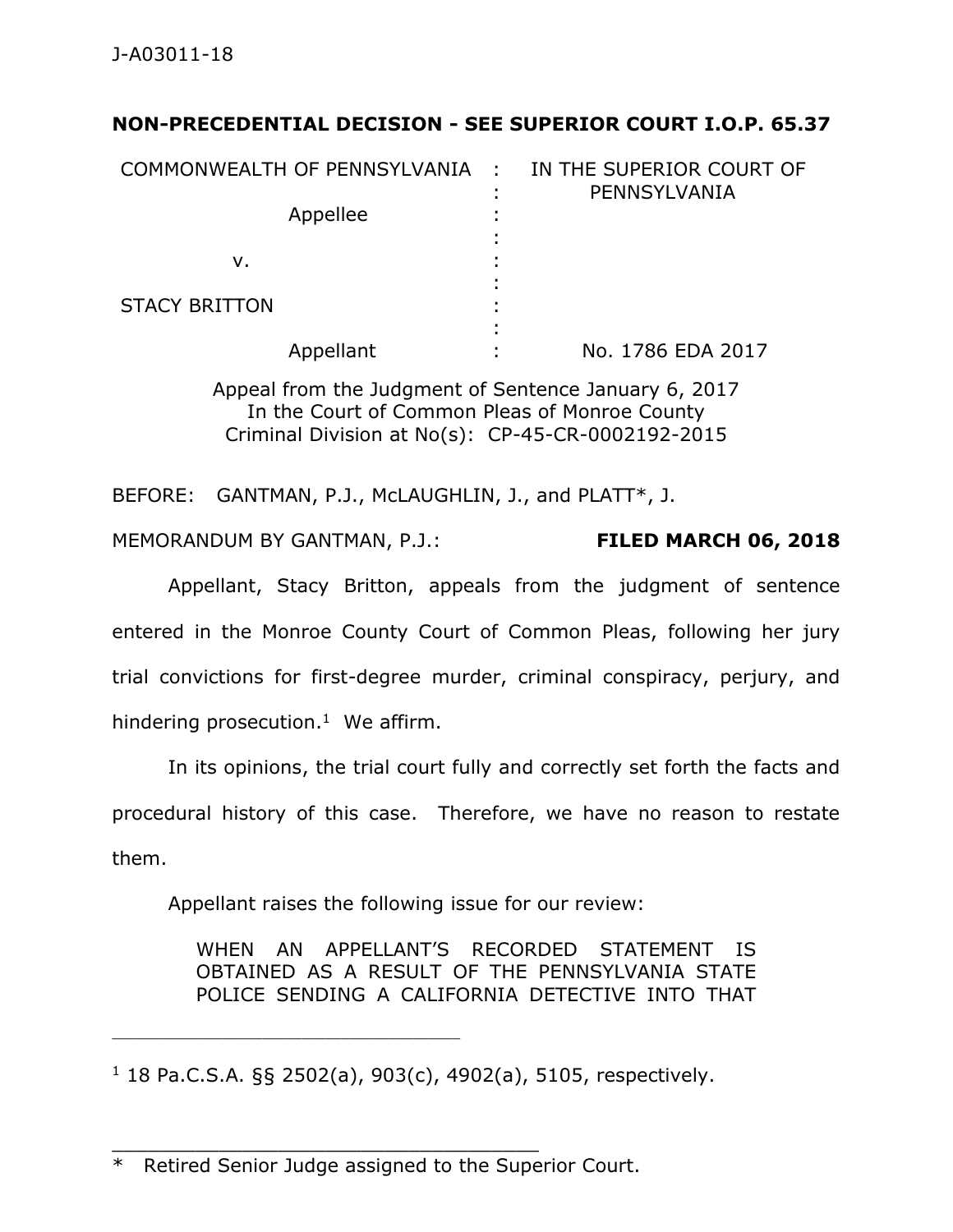J-A03011-18

**NON-PRECEDENTIAL DECISION - SEE SUPERIOR COURT I.O.P. 65.37**

| | | |
|---|---|---|
| COMMONWEALTH OF PENNSYLVANIA | : | IN THE SUPERIOR COURT OF PENNSYLVANIA |
| Appellee | : | |
| v. | : | |
| STACY BRITTON | : | |
| Appellant | : | No. 1786 EDA 2017 |

Appeal from the Judgment of Sentence January 6, 2017
In the Court of Common Pleas of Monroe County
Criminal Division at No(s): CP-45-CR-0002192-2015

BEFORE: GANTMAN, P.J., McLAUGHLIN, J., and PLATT*, J.

MEMORANDUM BY GANTMAN, P.J.: **FILED MARCH 06, 2018**

Appellant, Stacy Britton, appeals from the judgment of sentence entered in the Monroe County Court of Common Pleas, following her jury trial convictions for first-degree murder, criminal conspiracy, perjury, and hindering prosecution.[1] We affirm.

In its opinions, the trial court fully and correctly set forth the facts and procedural history of this case. Therefore, we have no reason to restate them.

Appellant raises the following issue for our review:

> WHEN AN APPELLANT'S RECORDED STATEMENT IS OBTAINED AS A RESULT OF THE PENNSYLVANIA STATE POLICE SENDING A CALIFORNIA DETECTIVE INTO THAT

---

[1] 18 Pa.C.S.A. §§ 2502(a), 903(c), 4902(a), 5105, respectively.

---

\* Retired Senior Judge assigned to the Superior Court.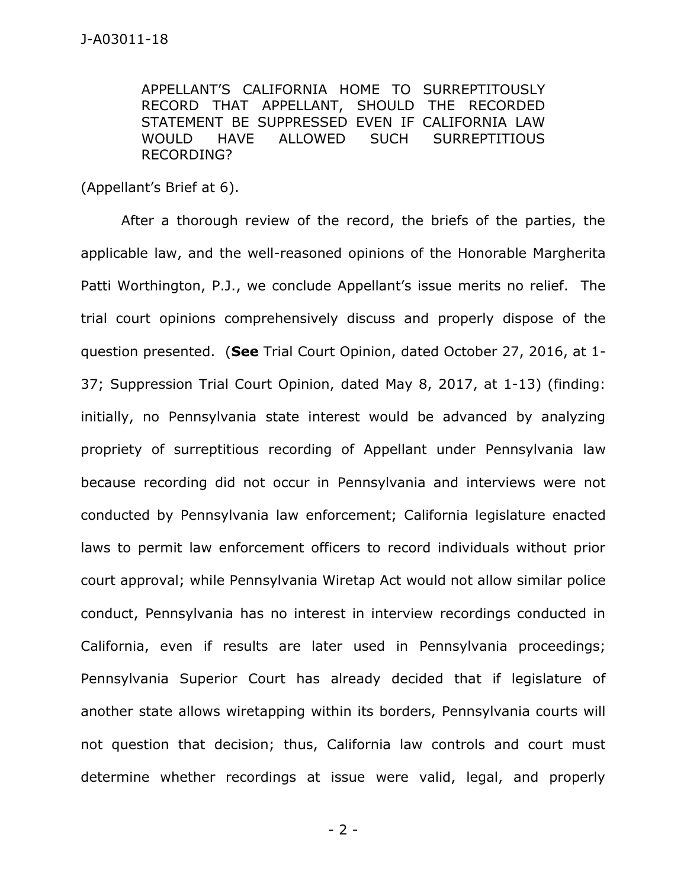> APPELLANT'S CALIFORNIA HOME TO SURREPTITOUSLY RECORD THAT APPELLANT, SHOULD THE RECORDED STATEMENT BE SUPPRESSED EVEN IF CALIFORNIA LAW WOULD HAVE ALLOWED SUCH SURREPTITIOUS RECORDING?

(Appellant's Brief at 6).

After a thorough review of the record, the briefs of the parties, the applicable law, and the well-reasoned opinions of the Honorable Margherita Patti Worthington, P.J., we conclude Appellant's issue merits no relief. The trial court opinions comprehensively discuss and properly dispose of the question presented. (**See** Trial Court Opinion, dated October 27, 2016, at 1-37; Suppression Trial Court Opinion, dated May 8, 2017, at 1-13) (finding: initially, no Pennsylvania state interest would be advanced by analyzing propriety of surreptitious recording of Appellant under Pennsylvania law because recording did not occur in Pennsylvania and interviews were not conducted by Pennsylvania law enforcement; California legislature enacted laws to permit law enforcement officers to record individuals without prior court approval; while Pennsylvania Wiretap Act would not allow similar police conduct, Pennsylvania has no interest in interview recordings conducted in California, even if results are later used in Pennsylvania proceedings; Pennsylvania Superior Court has already decided that if legislature of another state allows wiretapping within its borders, Pennsylvania courts will not question that decision; thus, California law controls and court must determine whether recordings at issue were valid, legal, and properly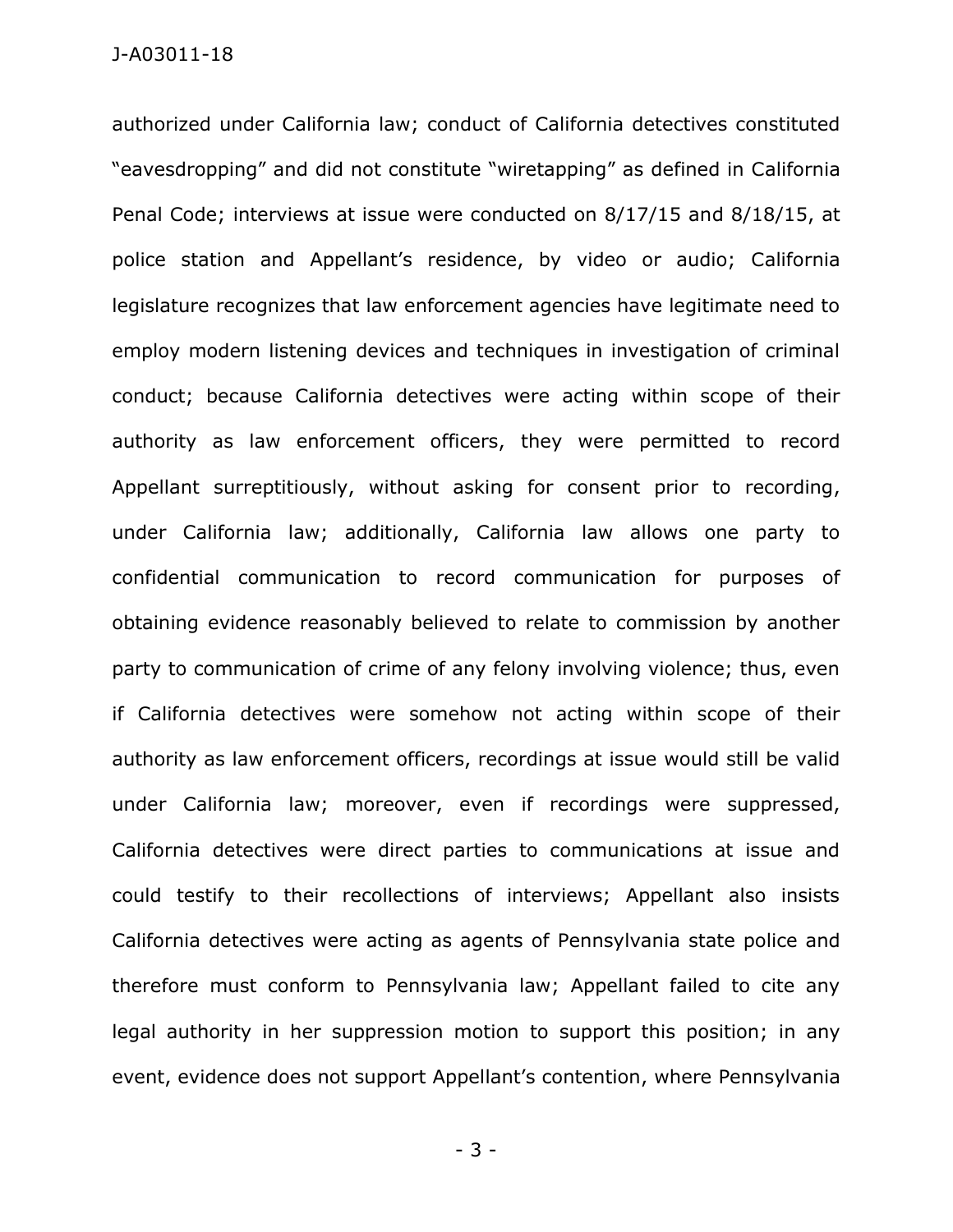authorized under California law; conduct of California detectives constituted "eavesdropping" and did not constitute "wiretapping" as defined in California Penal Code; interviews at issue were conducted on 8/17/15 and 8/18/15, at police station and Appellant's residence, by video or audio; California legislature recognizes that law enforcement agencies have legitimate need to employ modern listening devices and techniques in investigation of criminal conduct; because California detectives were acting within scope of their authority as law enforcement officers, they were permitted to record Appellant surreptitiously, without asking for consent prior to recording, under California law; additionally, California law allows one party to confidential communication to record communication for purposes of obtaining evidence reasonably believed to relate to commission by another party to communication of crime of any felony involving violence; thus, even if California detectives were somehow not acting within scope of their authority as law enforcement officers, recordings at issue would still be valid under California law; moreover, even if recordings were suppressed, California detectives were direct parties to communications at issue and could testify to their recollections of interviews; Appellant also insists California detectives were acting as agents of Pennsylvania state police and therefore must conform to Pennsylvania law; Appellant failed to cite any legal authority in her suppression motion to support this position; in any event, evidence does not support Appellant's contention, where Pennsylvania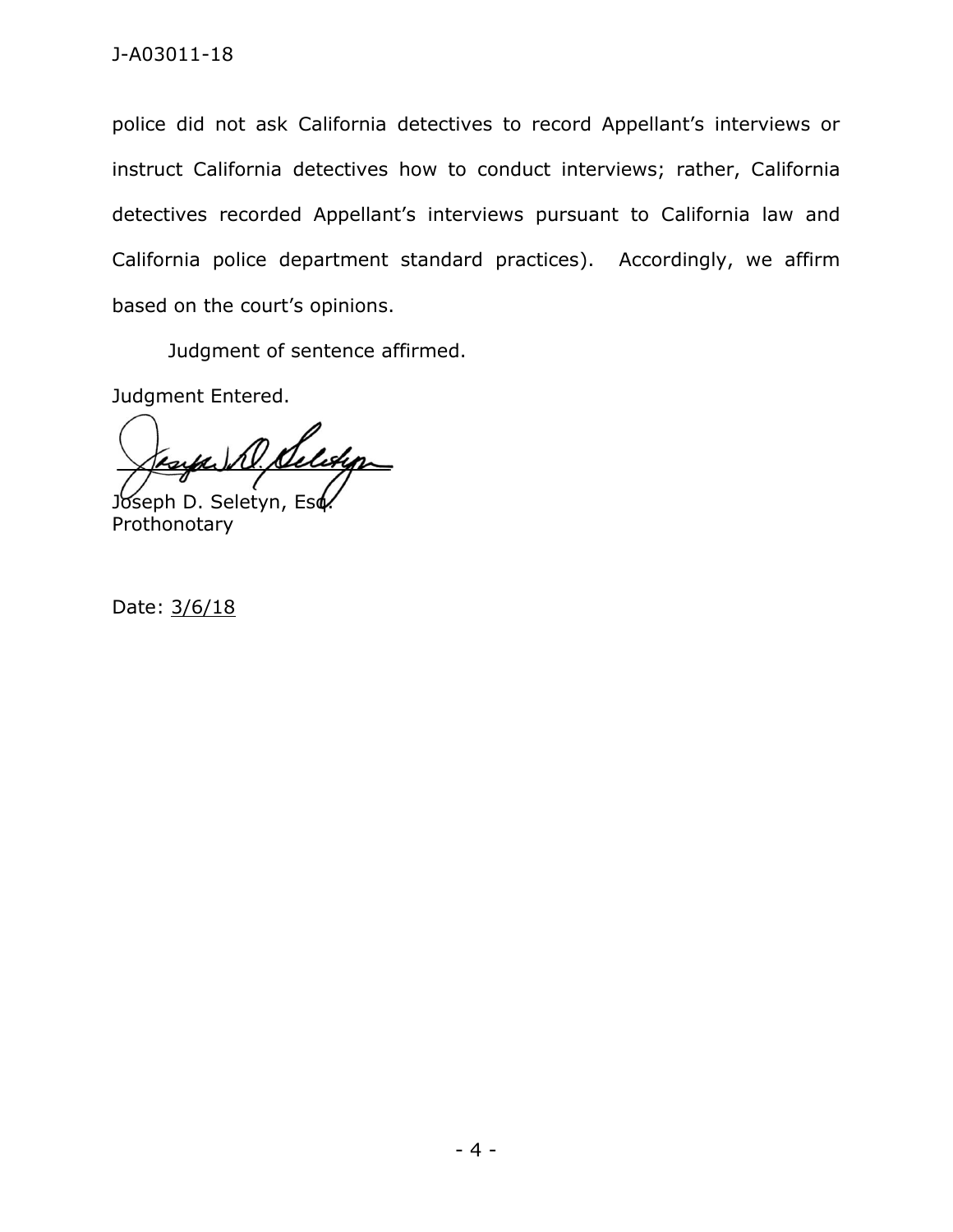police did not ask California detectives to record Appellant's interviews or instruct California detectives how to conduct interviews; rather, California detectives recorded Appellant's interviews pursuant to California law and California police department standard practices). Accordingly, we affirm based on the court's opinions.

Judgment of sentence affirmed.

Judgment Entered.

Joseph D. Seletyn, Esq.
Prothonotary

Date: 3/6/18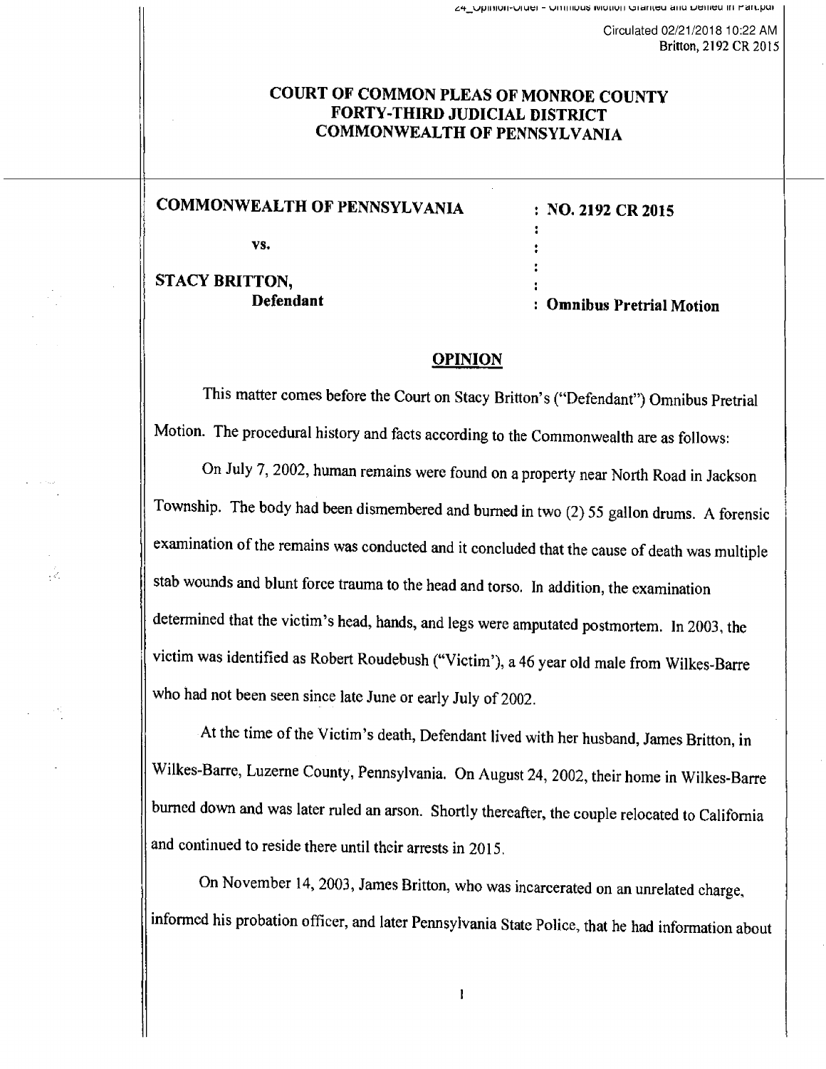# COURT OF COMMON PLEAS OF MONROE COUNTY
# FORTY-THIRD JUDICIAL DISTRICT
# COMMONWEALTH OF PENNSYLVANIA

**COMMONWEALTH OF PENNSYLVANIA** : **NO. 2192 CR 2015**

**vs.**

**STACY BRITTON,**
**Defendant** : **Omnibus Pretrial Motion**

## OPINION

This matter comes before the Court on Stacy Britton's ("Defendant") Omnibus Pretrial Motion. The procedural history and facts according to the Commonwealth are as follows:

On July 7, 2002, human remains were found on a property near North Road in Jackson Township. The body had been dismembered and burned in two (2) 55 gallon drums. A forensic examination of the remains was conducted and it concluded that the cause of death was multiple stab wounds and blunt force trauma to the head and torso. In addition, the examination determined that the victim's head, hands, and legs were amputated postmortem. In 2003, the victim was identified as Robert Roudebush ("Victim'), a 46 year old male from Wilkes-Barre who had not been seen since late June or early July of 2002.

At the time of the Victim's death, Defendant lived with her husband, James Britton, in Wilkes-Barre, Luzerne County, Pennsylvania. On August 24, 2002, their home in Wilkes-Barre burned down and was later ruled an arson. Shortly thereafter, the couple relocated to California and continued to reside there until their arrests in 2015.

On November 14, 2003, James Britton, who was incarcerated on an unrelated charge, informed his probation officer, and later Pennsylvania State Police, that he had information about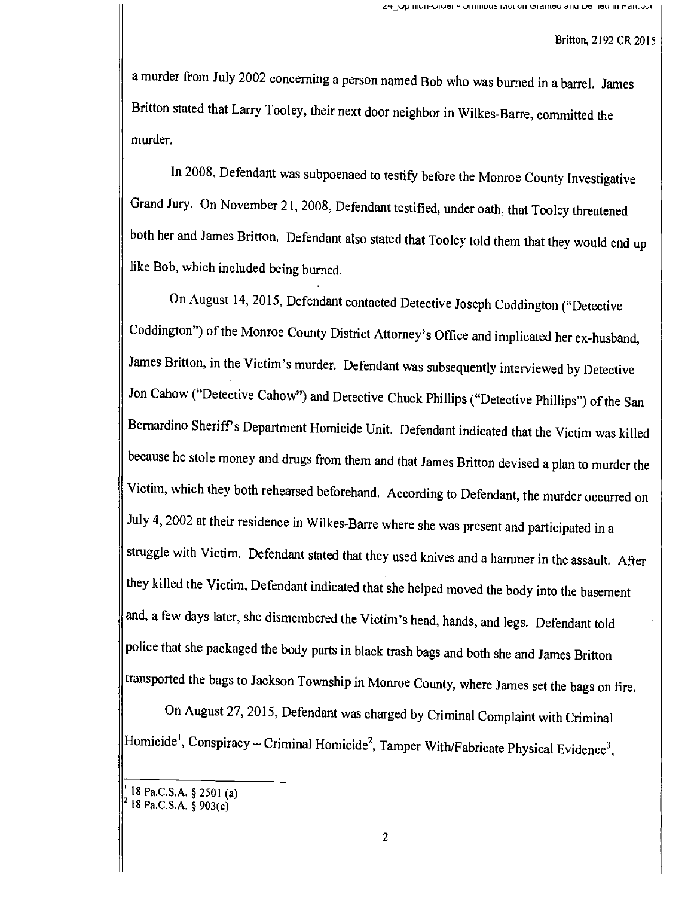a murder from July 2002 concerning a person named Bob who was burned in a barrel. James Britton stated that Larry Tooley, their next door neighbor in Wilkes-Barre, committed the murder.

In 2008, Defendant was subpoenaed to testify before the Monroe County Investigative Grand Jury. On November 21, 2008, Defendant testified, under oath, that Tooley threatened both her and James Britton. Defendant also stated that Tooley told them that they would end up like Bob, which included being burned.

On August 14, 2015, Defendant contacted Detective Joseph Coddington ("Detective Coddington") of the Monroe County District Attorney's Office and implicated her ex-husband, James Britton, in the Victim's murder. Defendant was subsequently interviewed by Detective Jon Cahow ("Detective Cahow") and Detective Chuck Phillips ("Detective Phillips") of the San Bernardino Sheriff's Department Homicide Unit. Defendant indicated that the Victim was killed because he stole money and drugs from them and that James Britton devised a plan to murder the Victim, which they both rehearsed beforehand. According to Defendant, the murder occurred on July 4, 2002 at their residence in Wilkes-Barre where she was present and participated in a struggle with Victim. Defendant stated that they used knives and a hammer in the assault. After they killed the Victim, Defendant indicated that she helped moved the body into the basement and, a few days later, she dismembered the Victim's head, hands, and legs. Defendant told police that she packaged the body parts in black trash bags and both she and James Britton transported the bags to Jackson Township in Monroe County, where James set the bags on fire.

On August 27, 2015, Defendant was charged by Criminal Complaint with Criminal Homicide[1], Conspiracy – Criminal Homicide[2], Tamper With/Fabricate Physical Evidence[3],

---

[1] 18 Pa.C.S.A. § 2501 (a)

[2] 18 Pa.C.S.A. § 903(c)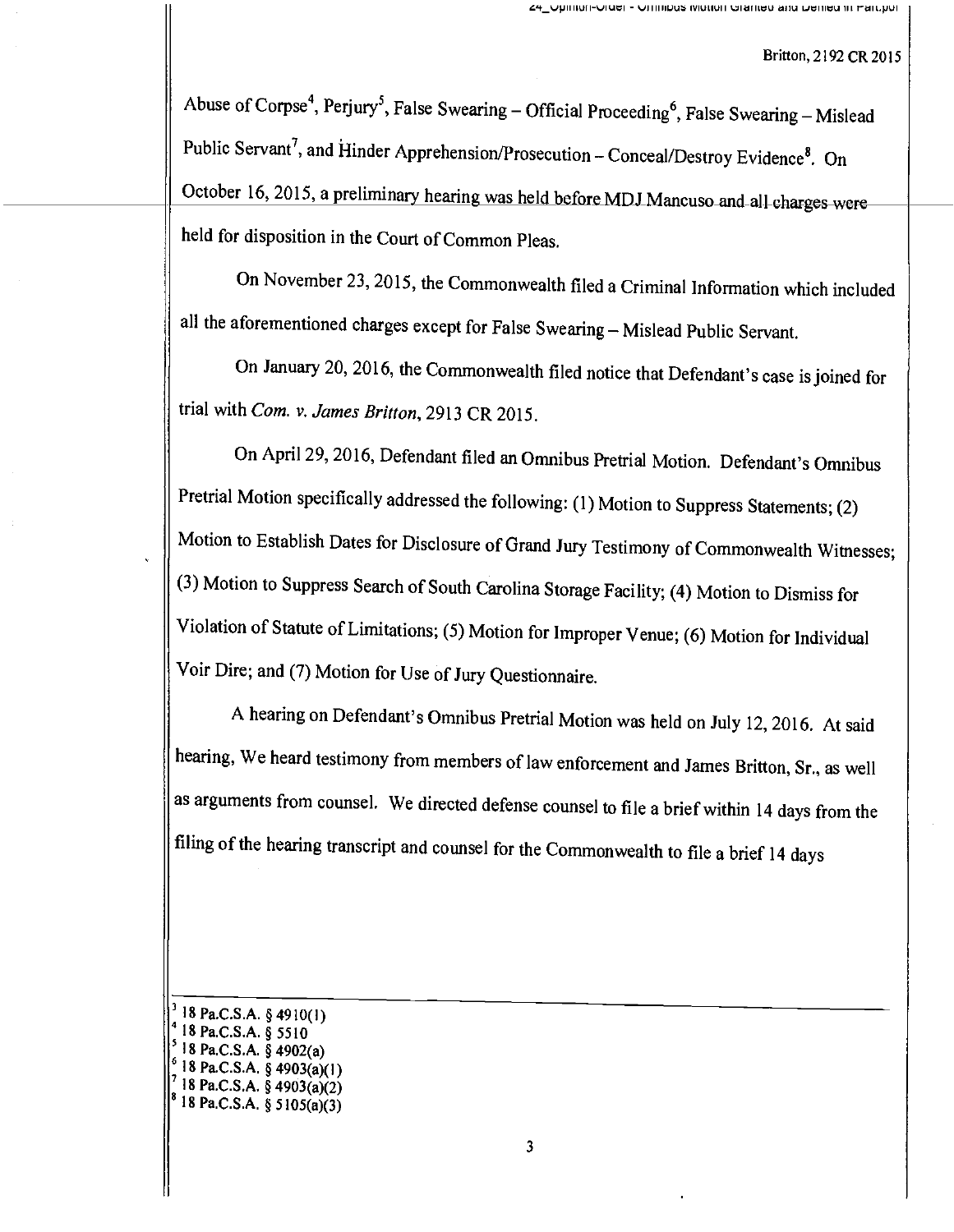Abuse of Corpse[4], Perjury[5], False Swearing – Official Proceeding[6], False Swearing – Mislead Public Servant[7], and Hinder Apprehension/Prosecution – Conceal/Destroy Evidence[8]. On October 16, 2015, a preliminary hearing was held before MDJ Mancuso and all charges were held for disposition in the Court of Common Pleas.

On November 23, 2015, the Commonwealth filed a Criminal Information which included all the aforementioned charges except for False Swearing – Mislead Public Servant.

On January 20, 2016, the Commonwealth filed notice that Defendant's case is joined for trial with *Com. v. James Britton*, 2913 CR 2015.

On April 29, 2016, Defendant filed an Omnibus Pretrial Motion. Defendant's Omnibus Pretrial Motion specifically addressed the following: (1) Motion to Suppress Statements; (2) Motion to Establish Dates for Disclosure of Grand Jury Testimony of Commonwealth Witnesses; (3) Motion to Suppress Search of South Carolina Storage Facility; (4) Motion to Dismiss for Violation of Statute of Limitations; (5) Motion for Improper Venue; (6) Motion for Individual Voir Dire; and (7) Motion for Use of Jury Questionnaire.

A hearing on Defendant's Omnibus Pretrial Motion was held on July 12, 2016. At said hearing, We heard testimony from members of law enforcement and James Britton, Sr., as well as arguments from counsel. We directed defense counsel to file a brief within 14 days from the filing of the hearing transcript and counsel for the Commonwealth to file a brief 14 days

---

[3] 18 Pa.C.S.A. § 4910(1)
[4] 18 Pa.C.S.A. § 5510
[5] 18 Pa.C.S.A. § 4902(a)
[6] 18 Pa.C.S.A. § 4903(a)(1)
[7] 18 Pa.C.S.A. § 4903(a)(2)
[8] 18 Pa.C.S.A. § 5105(a)(3)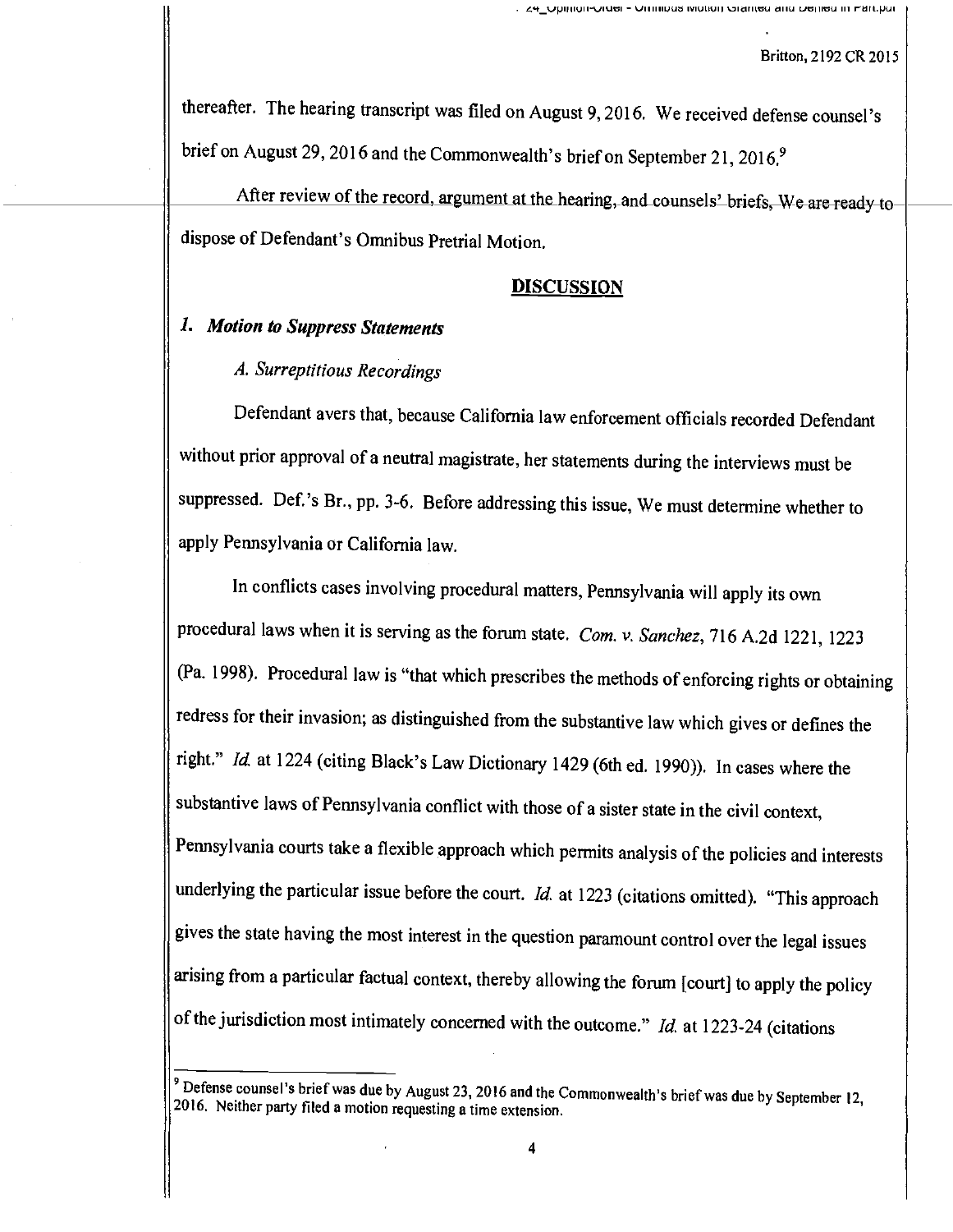thereafter. The hearing transcript was filed on August 9, 2016. We received defense counsel's brief on August 29, 2016 and the Commonwealth's brief on September 21, 2016.[9]

After review of the record, argument at the hearing, and counsels' briefs, We are ready to dispose of Defendant's Omnibus Pretrial Motion.

## DISCUSSION

### *1. Motion to Suppress Statements*

#### *A. Surreptitious Recordings*

Defendant avers that, because California law enforcement officials recorded Defendant without prior approval of a neutral magistrate, her statements during the interviews must be suppressed. Def.'s Br., pp. 3-6. Before addressing this issue, We must determine whether to apply Pennsylvania or California law.

In conflicts cases involving procedural matters, Pennsylvania will apply its own procedural laws when it is serving as the forum state. *Com. v. Sanchez*, 716 A.2d 1221, 1223 (Pa. 1998). Procedural law is "that which prescribes the methods of enforcing rights or obtaining redress for their invasion; as distinguished from the substantive law which gives or defines the right." *Id.* at 1224 (citing Black's Law Dictionary 1429 (6th ed. 1990)). In cases where the substantive laws of Pennsylvania conflict with those of a sister state in the civil context, Pennsylvania courts take a flexible approach which permits analysis of the policies and interests underlying the particular issue before the court. *Id.* at 1223 (citations omitted). "This approach gives the state having the most interest in the question paramount control over the legal issues arising from a particular factual context, thereby allowing the forum [court] to apply the policy of the jurisdiction most intimately concerned with the outcome." *Id.* at 1223-24 (citations

[9] Defense counsel's brief was due by August 23, 2016 and the Commonwealth's brief was due by September 12, 2016. Neither party filed a motion requesting a time extension.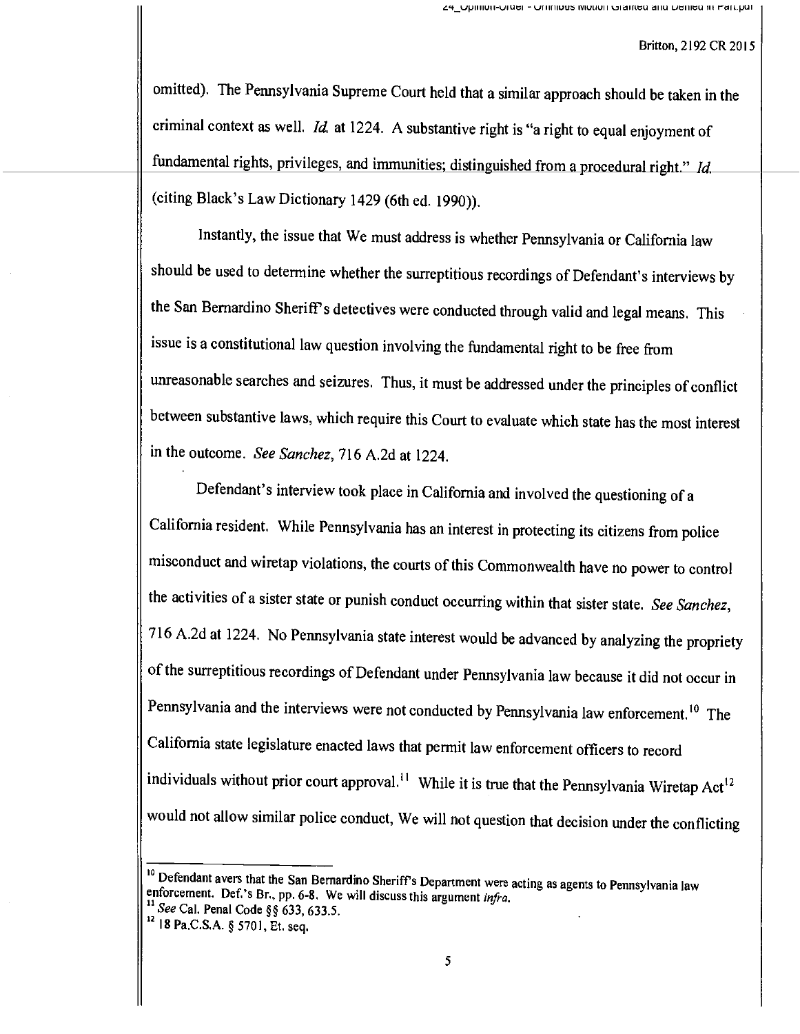omitted). The Pennsylvania Supreme Court held that a similar approach should be taken in the criminal context as well. *Id.* at 1224. A substantive right is "a right to equal enjoyment of fundamental rights, privileges, and immunities; distinguished from a procedural right." *Id.* (citing Black's Law Dictionary 1429 (6th ed. 1990)).

Instantly, the issue that We must address is whether Pennsylvania or California law should be used to determine whether the surreptitious recordings of Defendant's interviews by the San Bernardino Sheriff's detectives were conducted through valid and legal means. This issue is a constitutional law question involving the fundamental right to be free from unreasonable searches and seizures. Thus, it must be addressed under the principles of conflict between substantive laws, which require this Court to evaluate which state has the most interest in the outcome. *See Sanchez*, 716 A.2d at 1224.

Defendant's interview took place in California and involved the questioning of a California resident. While Pennsylvania has an interest in protecting its citizens from police misconduct and wiretap violations, the courts of this Commonwealth have no power to control the activities of a sister state or punish conduct occurring within that sister state. *See Sanchez*, 716 A.2d at 1224. No Pennsylvania state interest would be advanced by analyzing the propriety of the surreptitious recordings of Defendant under Pennsylvania law because it did not occur in Pennsylvania and the interviews were not conducted by Pennsylvania law enforcement.[10] The California state legislature enacted laws that permit law enforcement officers to record individuals without prior court approval.[11] While it is true that the Pennsylvania Wiretap Act[12] would not allow similar police conduct, We will not question that decision under the conflicting

---

[10] Defendant avers that the San Bernardino Sheriff's Department were acting as agents to Pennsylvania law enforcement. Def.'s Br., pp. 6-8. We will discuss this argument *infra*.

[11] *See* Cal. Penal Code §§ 633, 633.5.

[12] 18 Pa.C.S.A. § 5701, Et. seq.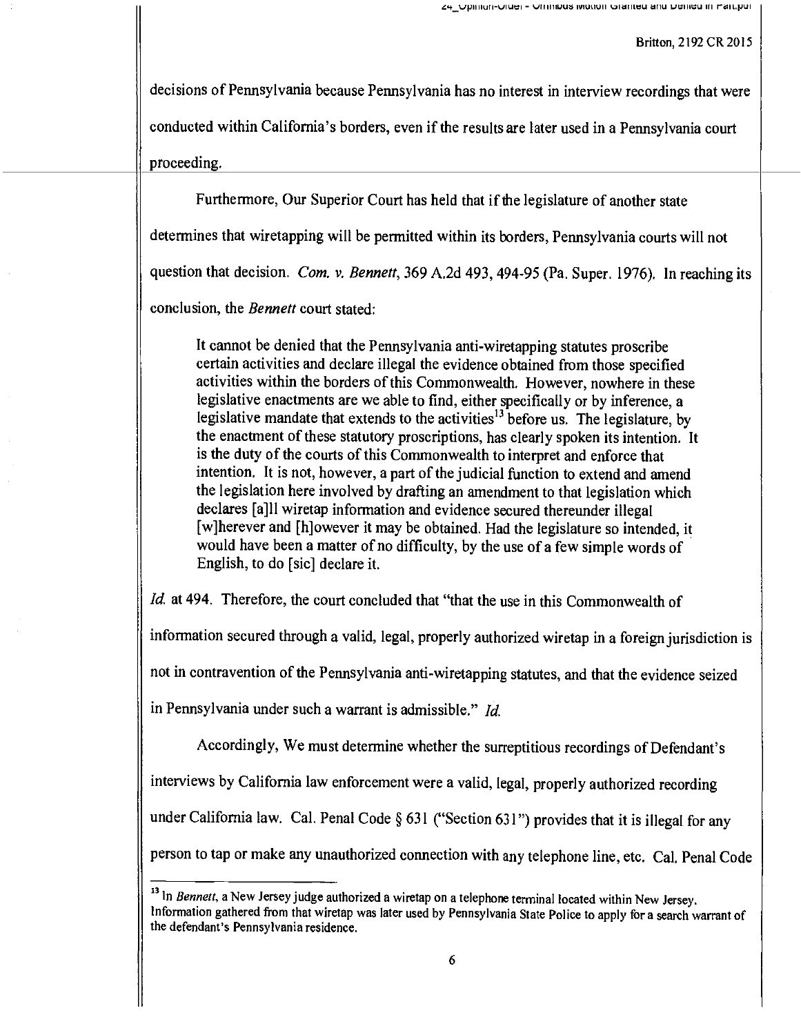decisions of Pennsylvania because Pennsylvania has no interest in interview recordings that were conducted within California's borders, even if the results are later used in a Pennsylvania court proceeding.

Furthermore, Our Superior Court has held that if the legislature of another state determines that wiretapping will be permitted within its borders, Pennsylvania courts will not question that decision. *Com. v. Bennett*, 369 A.2d 493, 494-95 (Pa. Super. 1976). In reaching its conclusion, the *Bennett* court stated:

> It cannot be denied that the Pennsylvania anti-wiretapping statutes proscribe certain activities and declare illegal the evidence obtained from those specified activities within the borders of this Commonwealth. However, nowhere in these legislative enactments are we able to find, either specifically or by inference, a legislative mandate that extends to the activities[13] before us. The legislature, by the enactment of these statutory proscriptions, has clearly spoken its intention. It is the duty of the courts of this Commonwealth to interpret and enforce that intention. It is not, however, a part of the judicial function to extend and amend the legislation here involved by drafting an amendment to that legislation which declares [a]ll wiretap information and evidence secured thereunder illegal [w]herever and [h]owever it may be obtained. Had the legislature so intended, it would have been a matter of no difficulty, by the use of a few simple words of English, to do [sic] declare it.

*Id.* at 494. Therefore, the court concluded that "that the use in this Commonwealth of information secured through a valid, legal, properly authorized wiretap in a foreign jurisdiction is not in contravention of the Pennsylvania anti-wiretapping statutes, and that the evidence seized in Pennsylvania under such a warrant is admissible." *Id.*

Accordingly, We must determine whether the surreptitious recordings of Defendant's interviews by California law enforcement were a valid, legal, properly authorized recording under California law. Cal. Penal Code § 631 ("Section 631") provides that it is illegal for any person to tap or make any unauthorized connection with any telephone line, etc. Cal. Penal Code

---

[13] In *Bennett*, a New Jersey judge authorized a wiretap on a telephone terminal located within New Jersey. Information gathered from that wiretap was later used by Pennsylvania State Police to apply for a search warrant of the defendant's Pennsylvania residence.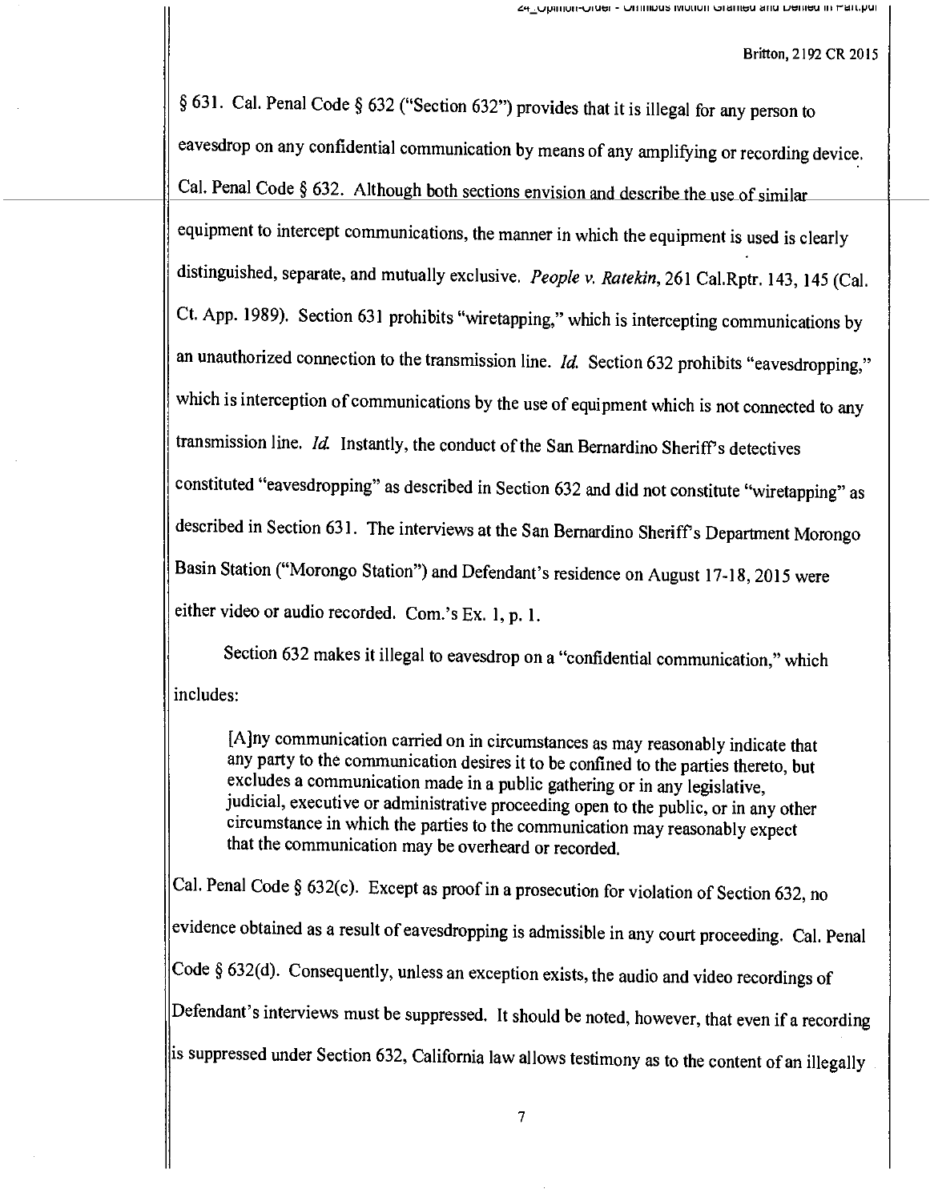§ 631. Cal. Penal Code § 632 ("Section 632") provides that it is illegal for any person to eavesdrop on any confidential communication by means of any amplifying or recording device. Cal. Penal Code § 632. Although both sections envision and describe the use of similar equipment to intercept communications, the manner in which the equipment is used is clearly distinguished, separate, and mutually exclusive. *People v. Ratekin*, 261 Cal.Rptr. 143, 145 (Cal. Ct. App. 1989). Section 631 prohibits "wiretapping," which is intercepting communications by an unauthorized connection to the transmission line. *Id.* Section 632 prohibits "eavesdropping," which is interception of communications by the use of equipment which is not connected to any transmission line. *Id.* Instantly, the conduct of the San Bernardino Sheriff's detectives constituted "eavesdropping" as described in Section 632 and did not constitute "wiretapping" as described in Section 631. The interviews at the San Bernardino Sheriff's Department Morongo Basin Station ("Morongo Station") and Defendant's residence on August 17-18, 2015 were either video or audio recorded. Com.'s Ex. 1, p. 1.

Section 632 makes it illegal to eavesdrop on a "confidential communication," which includes:

> [A]ny communication carried on in circumstances as may reasonably indicate that any party to the communication desires it to be confined to the parties thereto, but excludes a communication made in a public gathering or in any legislative, judicial, executive or administrative proceeding open to the public, or in any other circumstance in which the parties to the communication may reasonably expect that the communication may be overheard or recorded.

Cal. Penal Code § 632(c). Except as proof in a prosecution for violation of Section 632, no evidence obtained as a result of eavesdropping is admissible in any court proceeding. Cal. Penal Code § 632(d). Consequently, unless an exception exists, the audio and video recordings of Defendant's interviews must be suppressed. It should be noted, however, that even if a recording is suppressed under Section 632, California law allows testimony as to the content of an illegally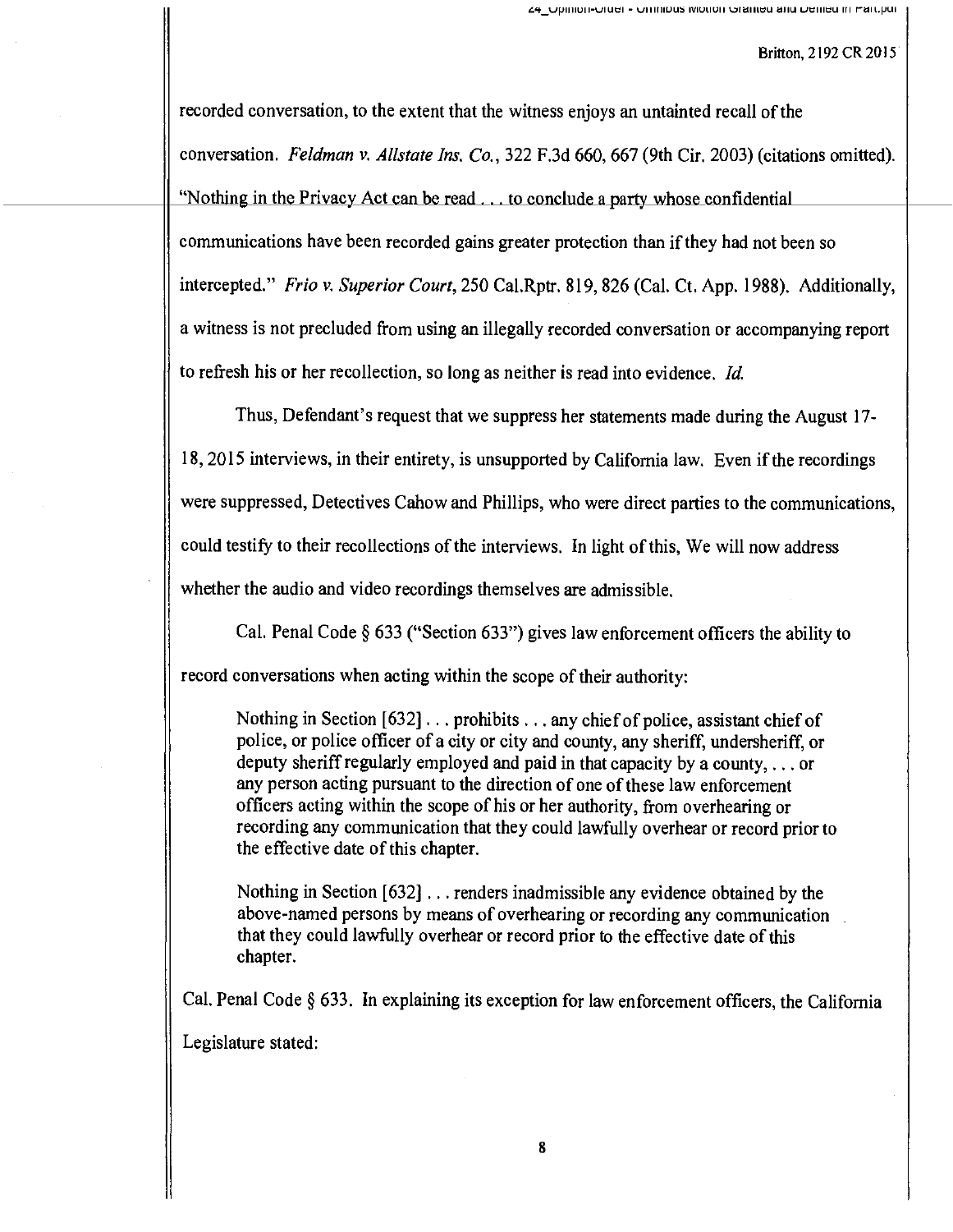recorded conversation, to the extent that the witness enjoys an untainted recall of the conversation. *Feldman v. Allstate Ins. Co.*, 322 F.3d 660, 667 (9th Cir. 2003) (citations omitted). "Nothing in the Privacy Act can be read . . . to conclude a party whose confidential communications have been recorded gains greater protection than if they had not been so intercepted." *Frio v. Superior Court*, 250 Cal.Rptr. 819, 826 (Cal. Ct. App. 1988). Additionally, a witness is not precluded from using an illegally recorded conversation or accompanying report to refresh his or her recollection, so long as neither is read into evidence. *Id.*

Thus, Defendant's request that we suppress her statements made during the August 17-18, 2015 interviews, in their entirety, is unsupported by California law. Even if the recordings were suppressed, Detectives Cahow and Phillips, who were direct parties to the communications, could testify to their recollections of the interviews. In light of this, We will now address whether the audio and video recordings themselves are admissible.

Cal. Penal Code § 633 ("Section 633") gives law enforcement officers the ability to record conversations when acting within the scope of their authority:

> Nothing in Section [632] . . . prohibits . . . any chief of police, assistant chief of police, or police officer of a city or city and county, any sheriff, undersheriff, or deputy sheriff regularly employed and paid in that capacity by a county, . . . or any person acting pursuant to the direction of one of these law enforcement officers acting within the scope of his or her authority, from overhearing or recording any communication that they could lawfully overhear or record prior to the effective date of this chapter.
>
> Nothing in Section [632] . . . renders inadmissible any evidence obtained by the above-named persons by means of overhearing or recording any communication that they could lawfully overhear or record prior to the effective date of this chapter.

Cal. Penal Code § 633. In explaining its exception for law enforcement officers, the California Legislature stated: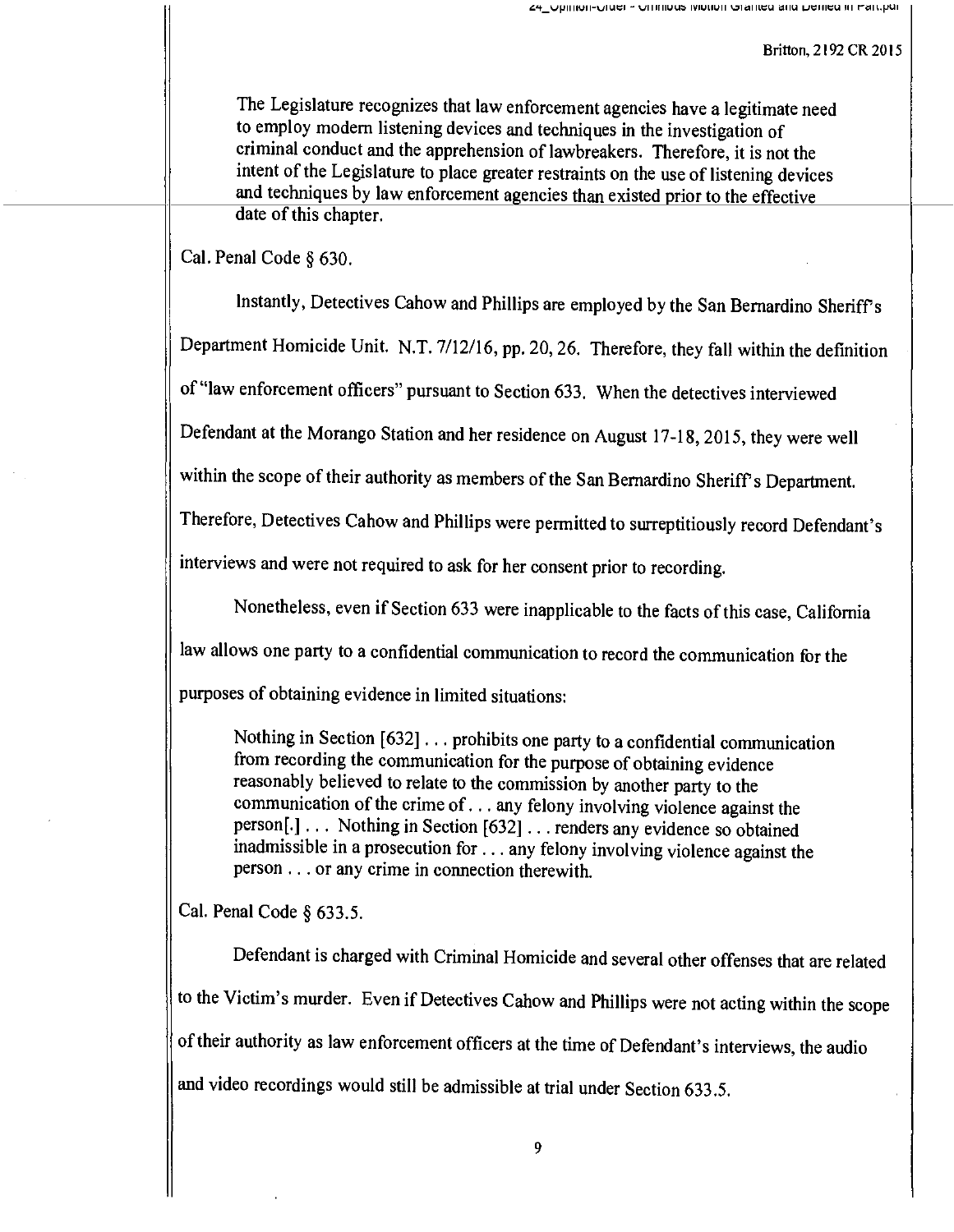The Legislature recognizes that law enforcement agencies have a legitimate need to employ modern listening devices and techniques in the investigation of criminal conduct and the apprehension of lawbreakers. Therefore, it is not the intent of the Legislature to place greater restraints on the use of listening devices and techniques by law enforcement agencies than existed prior to the effective date of this chapter.

Cal. Penal Code § 630.

Instantly, Detectives Cahow and Phillips are employed by the San Bernardino Sheriff's Department Homicide Unit. N.T. 7/12/16, pp. 20, 26. Therefore, they fall within the definition of "law enforcement officers" pursuant to Section 633. When the detectives interviewed Defendant at the Morango Station and her residence on August 17-18, 2015, they were well within the scope of their authority as members of the San Bernardino Sheriff's Department. Therefore, Detectives Cahow and Phillips were permitted to surreptitiously record Defendant's interviews and were not required to ask for her consent prior to recording.

Nonetheless, even if Section 633 were inapplicable to the facts of this case, California law allows one party to a confidential communication to record the communication for the purposes of obtaining evidence in limited situations:

> Nothing in Section [632] . . . prohibits one party to a confidential communication from recording the communication for the purpose of obtaining evidence reasonably believed to relate to the commission by another party to the communication of the crime of . . . any felony involving violence against the person[.] . . . Nothing in Section [632] . . . renders any evidence so obtained inadmissible in a prosecution for . . . any felony involving violence against the person . . . or any crime in connection therewith.

Cal. Penal Code § 633.5.

Defendant is charged with Criminal Homicide and several other offenses that are related to the Victim's murder. Even if Detectives Cahow and Phillips were not acting within the scope of their authority as law enforcement officers at the time of Defendant's interviews, the audio and video recordings would still be admissible at trial under Section 633.5.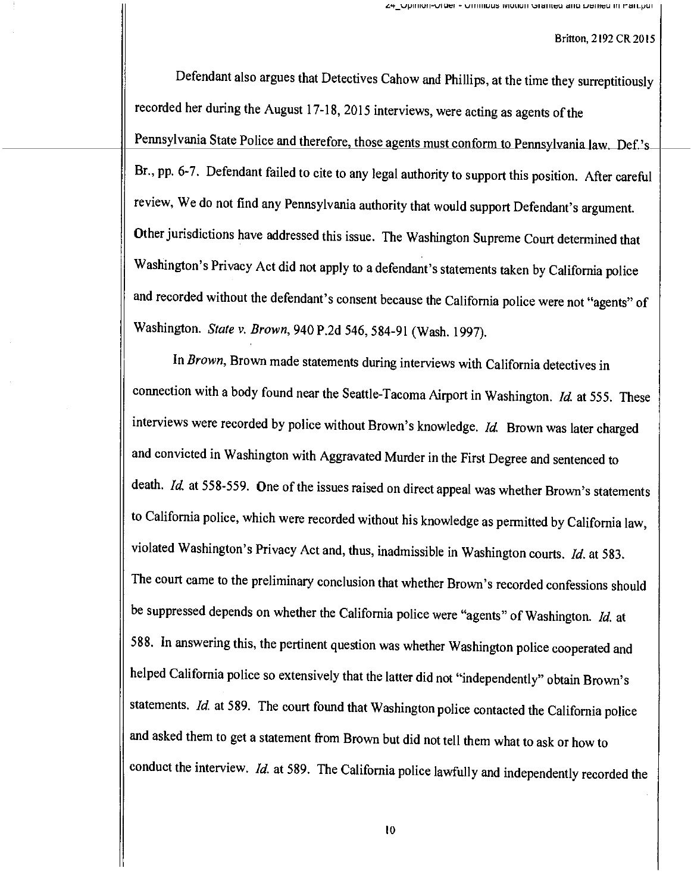Defendant also argues that Detectives Cahow and Phillips, at the time they surreptitiously recorded her during the August 17-18, 2015 interviews, were acting as agents of the Pennsylvania State Police and therefore, those agents must conform to Pennsylvania law. Def.'s Br., pp. 6-7. Defendant failed to cite to any legal authority to support this position. After careful review, We do not find any Pennsylvania authority that would support Defendant's argument. Other jurisdictions have addressed this issue. The Washington Supreme Court determined that Washington's Privacy Act did not apply to a defendant's statements taken by California police and recorded without the defendant's consent because the California police were not "agents" of Washington. *State v. Brown*, 940 P.2d 546, 584-91 (Wash. 1997).

In *Brown*, Brown made statements during interviews with California detectives in connection with a body found near the Seattle-Tacoma Airport in Washington. *Id.* at 555. These interviews were recorded by police without Brown's knowledge. *Id.* Brown was later charged and convicted in Washington with Aggravated Murder in the First Degree and sentenced to death. *Id.* at 558-559. One of the issues raised on direct appeal was whether Brown's statements to California police, which were recorded without his knowledge as permitted by California law, violated Washington's Privacy Act and, thus, inadmissible in Washington courts. *Id.* at 583. The court came to the preliminary conclusion that whether Brown's recorded confessions should be suppressed depends on whether the California police were "agents" of Washington. *Id.* at 588. In answering this, the pertinent question was whether Washington police cooperated and helped California police so extensively that the latter did not "independently" obtain Brown's statements. *Id.* at 589. The court found that Washington police contacted the California police and asked them to get a statement from Brown but did not tell them what to ask or how to conduct the interview. *Id.* at 589. The California police lawfully and independently recorded the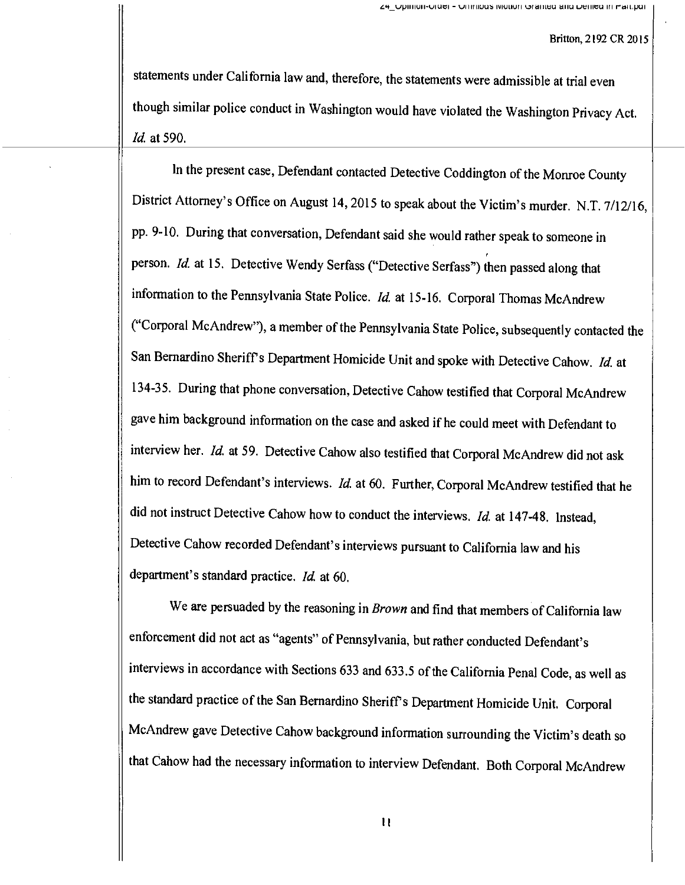statements under California law and, therefore, the statements were admissible at trial even though similar police conduct in Washington would have violated the Washington Privacy Act. *Id.* at 590.

In the present case, Defendant contacted Detective Coddington of the Monroe County District Attorney's Office on August 14, 2015 to speak about the Victim's murder. N.T. 7/12/16, pp. 9-10. During that conversation, Defendant said she would rather speak to someone in person. *Id.* at 15. Detective Wendy Serfass ("Detective Serfass") then passed along that information to the Pennsylvania State Police. *Id.* at 15-16. Corporal Thomas McAndrew ("Corporal McAndrew"), a member of the Pennsylvania State Police, subsequently contacted the San Bernardino Sheriff's Department Homicide Unit and spoke with Detective Cahow. *Id.* at 134-35. During that phone conversation, Detective Cahow testified that Corporal McAndrew gave him background information on the case and asked if he could meet with Defendant to interview her. *Id.* at 59. Detective Cahow also testified that Corporal McAndrew did not ask him to record Defendant's interviews. *Id.* at 60. Further, Corporal McAndrew testified that he did not instruct Detective Cahow how to conduct the interviews. *Id.* at 147-48. Instead, Detective Cahow recorded Defendant's interviews pursuant to California law and his department's standard practice. *Id.* at 60.

We are persuaded by the reasoning in *Brown* and find that members of California law enforcement did not act as "agents" of Pennsylvania, but rather conducted Defendant's interviews in accordance with Sections 633 and 633.5 of the California Penal Code, as well as the standard practice of the San Bernardino Sheriff's Department Homicide Unit. Corporal McAndrew gave Detective Cahow background information surrounding the Victim's death so that Cahow had the necessary information to interview Defendant. Both Corporal McAndrew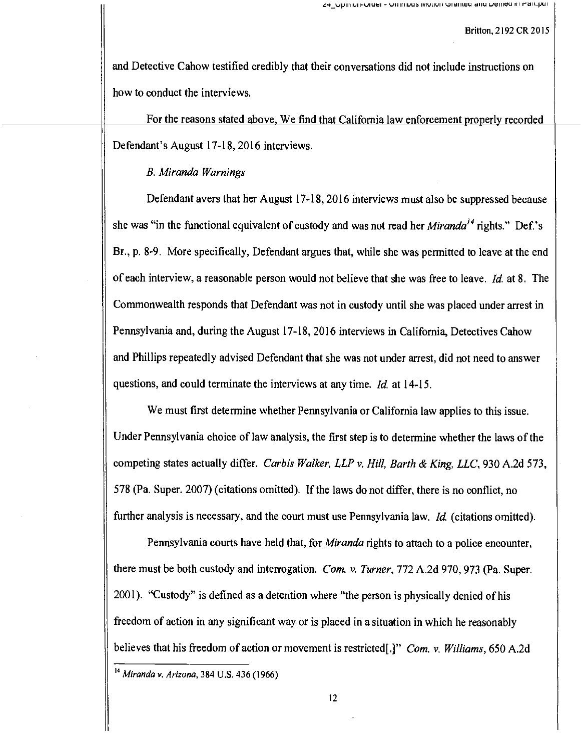and Detective Cahow testified credibly that their conversations did not include instructions on how to conduct the interviews.

For the reasons stated above, We find that California law enforcement properly recorded Defendant's August 17-18, 2016 interviews.

*B. Miranda Warnings*

Defendant avers that her August 17-18, 2016 interviews must also be suppressed because she was "in the functional equivalent of custody and was not read her *Miranda*[14] rights." Def.'s Br., p. 8-9. More specifically, Defendant argues that, while she was permitted to leave at the end of each interview, a reasonable person would not believe that she was free to leave. *Id.* at 8. The Commonwealth responds that Defendant was not in custody until she was placed under arrest in Pennsylvania and, during the August 17-18, 2016 interviews in California, Detectives Cahow and Phillips repeatedly advised Defendant that she was not under arrest, did not need to answer questions, and could terminate the interviews at any time. *Id.* at 14-15.

We must first determine whether Pennsylvania or California law applies to this issue. Under Pennsylvania choice of law analysis, the first step is to determine whether the laws of the competing states actually differ. *Carbis Walker, LLP v. Hill, Barth & King, LLC*, 930 A.2d 573, 578 (Pa. Super. 2007) (citations omitted). If the laws do not differ, there is no conflict, no further analysis is necessary, and the court must use Pennsylvania law. *Id.* (citations omitted).

Pennsylvania courts have held that, for *Miranda* rights to attach to a police encounter, there must be both custody and interrogation. *Com. v. Turner*, 772 A.2d 970, 973 (Pa. Super. 2001). "Custody" is defined as a detention where "the person is physically denied of his freedom of action in any significant way or is placed in a situation in which he reasonably believes that his freedom of action or movement is restricted[.]" *Com. v. Williams*, 650 A.2d

[14] *Miranda v. Arizona*, 384 U.S. 436 (1966)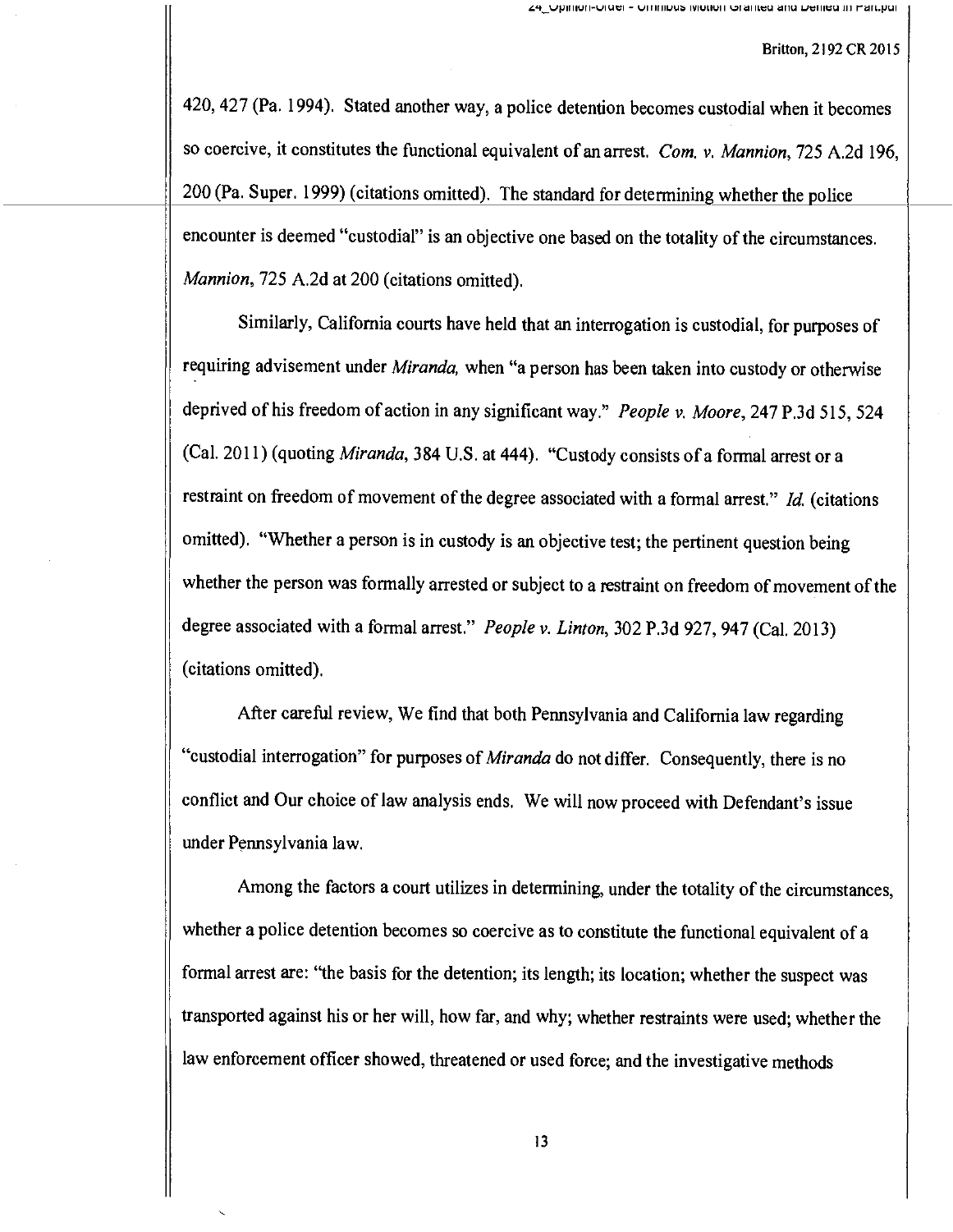420, 427 (Pa. 1994). Stated another way, a police detention becomes custodial when it becomes so coercive, it constitutes the functional equivalent of an arrest. *Com. v. Mannion*, 725 A.2d 196, 200 (Pa. Super. 1999) (citations omitted). The standard for determining whether the police encounter is deemed "custodial" is an objective one based on the totality of the circumstances. *Mannion*, 725 A.2d at 200 (citations omitted).

Similarly, California courts have held that an interrogation is custodial, for purposes of requiring advisement under *Miranda*, when "a person has been taken into custody or otherwise deprived of his freedom of action in any significant way." *People v. Moore*, 247 P.3d 515, 524 (Cal. 2011) (quoting *Miranda*, 384 U.S. at 444). "Custody consists of a formal arrest or a restraint on freedom of movement of the degree associated with a formal arrest." *Id.* (citations omitted). "Whether a person is in custody is an objective test; the pertinent question being whether the person was formally arrested or subject to a restraint on freedom of movement of the degree associated with a formal arrest." *People v. Linton*, 302 P.3d 927, 947 (Cal. 2013) (citations omitted).

After careful review, We find that both Pennsylvania and California law regarding "custodial interrogation" for purposes of *Miranda* do not differ. Consequently, there is no conflict and Our choice of law analysis ends. We will now proceed with Defendant's issue under Pennsylvania law.

Among the factors a court utilizes in determining, under the totality of the circumstances, whether a police detention becomes so coercive as to constitute the functional equivalent of a formal arrest are: "the basis for the detention; its length; its location; whether the suspect was transported against his or her will, how far, and why; whether restraints were used; whether the law enforcement officer showed, threatened or used force; and the investigative methods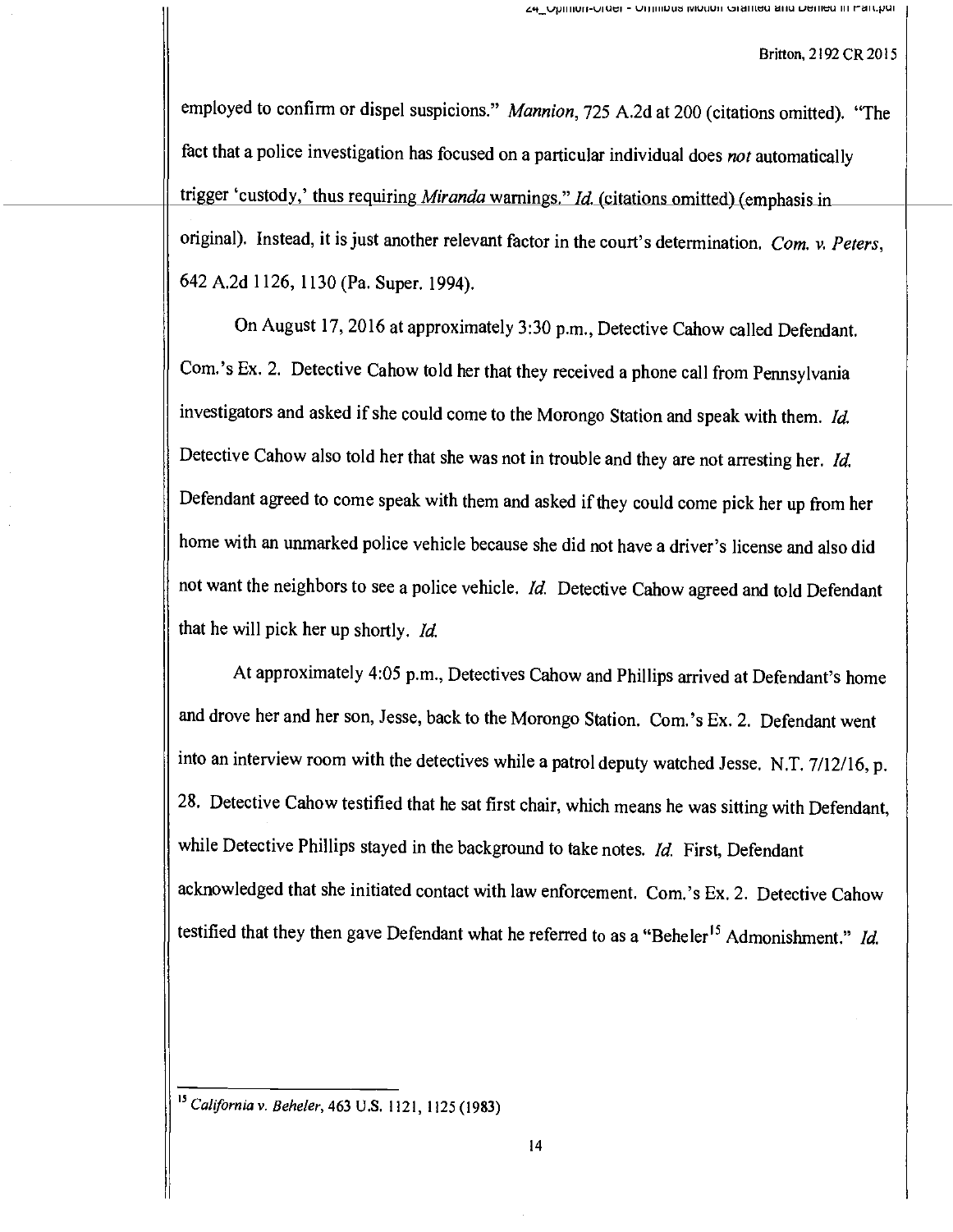employed to confirm or dispel suspicions." *Mannion*, 725 A.2d at 200 (citations omitted). "The fact that a police investigation has focused on a particular individual does *not* automatically trigger 'custody,' thus requiring *Miranda* warnings." *Id.* (citations omitted) (emphasis in original). Instead, it is just another relevant factor in the court's determination. *Com. v. Peters*, 642 A.2d 1126, 1130 (Pa. Super. 1994).

On August 17, 2016 at approximately 3:30 p.m., Detective Cahow called Defendant. Com.'s Ex. 2. Detective Cahow told her that they received a phone call from Pennsylvania investigators and asked if she could come to the Morongo Station and speak with them. *Id.* Detective Cahow also told her that she was not in trouble and they are not arresting her. *Id.* Defendant agreed to come speak with them and asked if they could come pick her up from her home with an unmarked police vehicle because she did not have a driver's license and also did not want the neighbors to see a police vehicle. *Id.* Detective Cahow agreed and told Defendant that he will pick her up shortly. *Id.*

At approximately 4:05 p.m., Detectives Cahow and Phillips arrived at Defendant's home and drove her and her son, Jesse, back to the Morongo Station. Com.'s Ex. 2. Defendant went into an interview room with the detectives while a patrol deputy watched Jesse. N.T. 7/12/16, p. 28. Detective Cahow testified that he sat first chair, which means he was sitting with Defendant, while Detective Phillips stayed in the background to take notes. *Id.* First, Defendant acknowledged that she initiated contact with law enforcement. Com.'s Ex. 2. Detective Cahow testified that they then gave Defendant what he referred to as a "Beheler[15] Admonishment." *Id.*

---

[15] *California v. Beheler*, 463 U.S. 1121, 1125 (1983)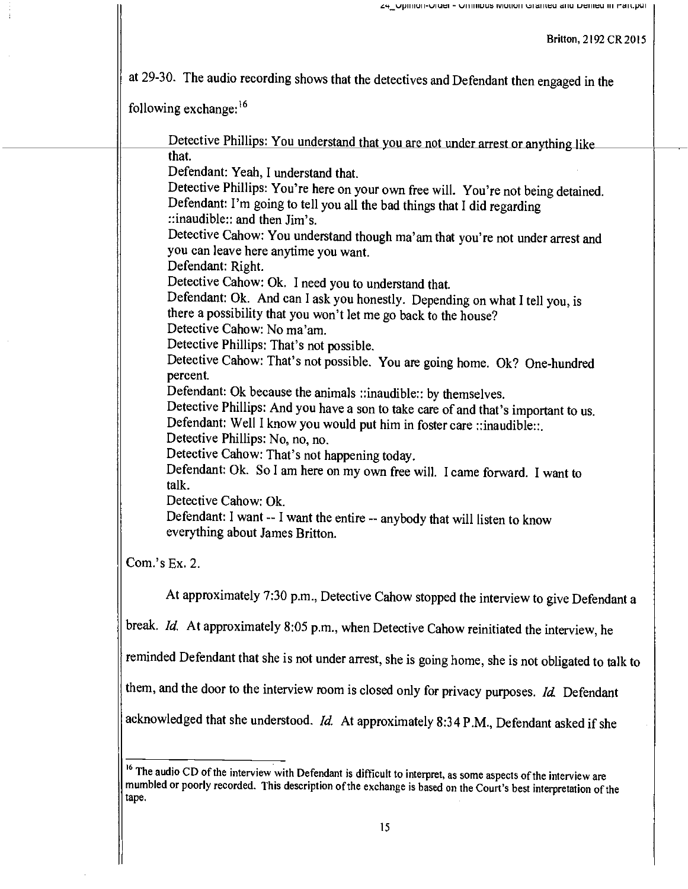at 29-30. The audio recording shows that the detectives and Defendant then engaged in the following exchange:[16]

> Detective Phillips: You understand that you are not under arrest or anything like that.
> Defendant: Yeah, I understand that.
> Detective Phillips: You're here on your own free will. You're not being detained.
> Defendant: I'm going to tell you all the bad things that I did regarding ::inaudible:: and then Jim's.
> Detective Cahow: You understand though ma'am that you're not under arrest and you can leave here anytime you want.
> Defendant: Right.
> Detective Cahow: Ok. I need you to understand that.
> Defendant: Ok. And can I ask you honestly. Depending on what I tell you, is there a possibility that you won't let me go back to the house?
> Detective Cahow: No ma'am.
> Detective Phillips: That's not possible.
> Detective Cahow: That's not possible. You are going home. Ok? One-hundred percent.
> Defendant: Ok because the animals ::inaudible:: by themselves.
> Detective Phillips: And you have a son to take care of and that's important to us.
> Defendant: Well I know you would put him in foster care ::inaudible::.
> Detective Phillips: No, no, no.
> Detective Cahow: That's not happening today.
> Defendant: Ok. So I am here on my own free will. I came forward. I want to talk.
> Detective Cahow: Ok.
> Defendant: I want -- I want the entire -- anybody that will listen to know everything about James Britton.

Com.'s Ex. 2.

At approximately 7:30 p.m., Detective Cahow stopped the interview to give Defendant a break. *Id.* At approximately 8:05 p.m., when Detective Cahow reinitiated the interview, he reminded Defendant that she is not under arrest, she is going home, she is not obligated to talk to them, and the door to the interview room is closed only for privacy purposes. *Id.* Defendant acknowledged that she understood. *Id.* At approximately 8:34 P.M., Defendant asked if she

---

[16] The audio CD of the interview with Defendant is difficult to interpret, as some aspects of the interview are mumbled or poorly recorded. This description of the exchange is based on the Court's best interpretation of the tape.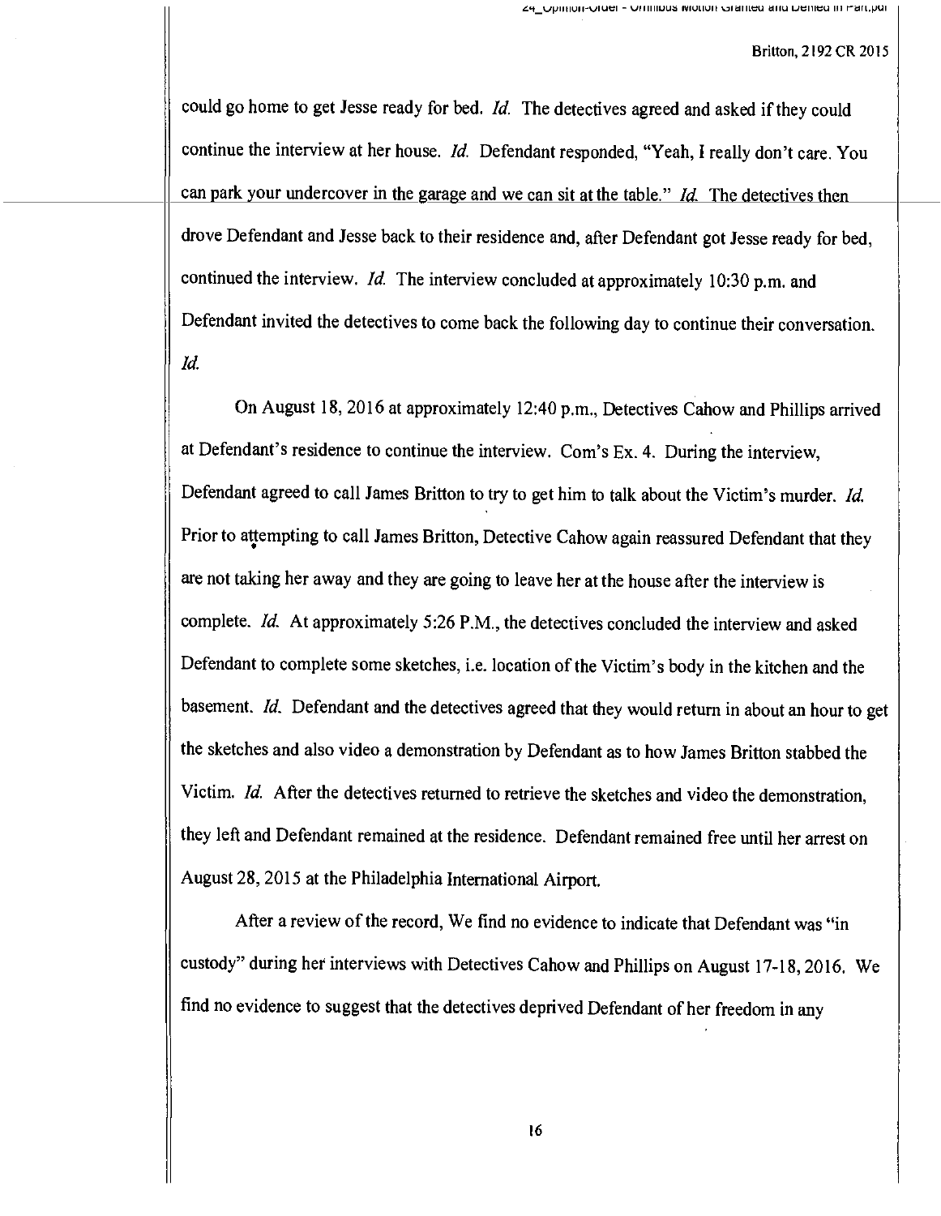could go home to get Jesse ready for bed. *Id.* The detectives agreed and asked if they could continue the interview at her house. *Id.* Defendant responded, "Yeah, I really don't care. You can park your undercover in the garage and we can sit at the table." *Id.* The detectives then drove Defendant and Jesse back to their residence and, after Defendant got Jesse ready for bed, continued the interview. *Id.* The interview concluded at approximately 10:30 p.m. and Defendant invited the detectives to come back the following day to continue their conversation. *Id.*

On August 18, 2016 at approximately 12:40 p.m., Detectives Cahow and Phillips arrived at Defendant's residence to continue the interview. Com's Ex. 4. During the interview, Defendant agreed to call James Britton to try to get him to talk about the Victim's murder. *Id.* Prior to attempting to call James Britton, Detective Cahow again reassured Defendant that they are not taking her away and they are going to leave her at the house after the interview is complete. *Id.* At approximately 5:26 P.M., the detectives concluded the interview and asked Defendant to complete some sketches, i.e. location of the Victim's body in the kitchen and the basement. *Id.* Defendant and the detectives agreed that they would return in about an hour to get the sketches and also video a demonstration by Defendant as to how James Britton stabbed the Victim. *Id.* After the detectives returned to retrieve the sketches and video the demonstration, they left and Defendant remained at the residence. Defendant remained free until her arrest on August 28, 2015 at the Philadelphia International Airport.

After a review of the record, We find no evidence to indicate that Defendant was "in custody" during her interviews with Detectives Cahow and Phillips on August 17-18, 2016. We find no evidence to suggest that the detectives deprived Defendant of her freedom in any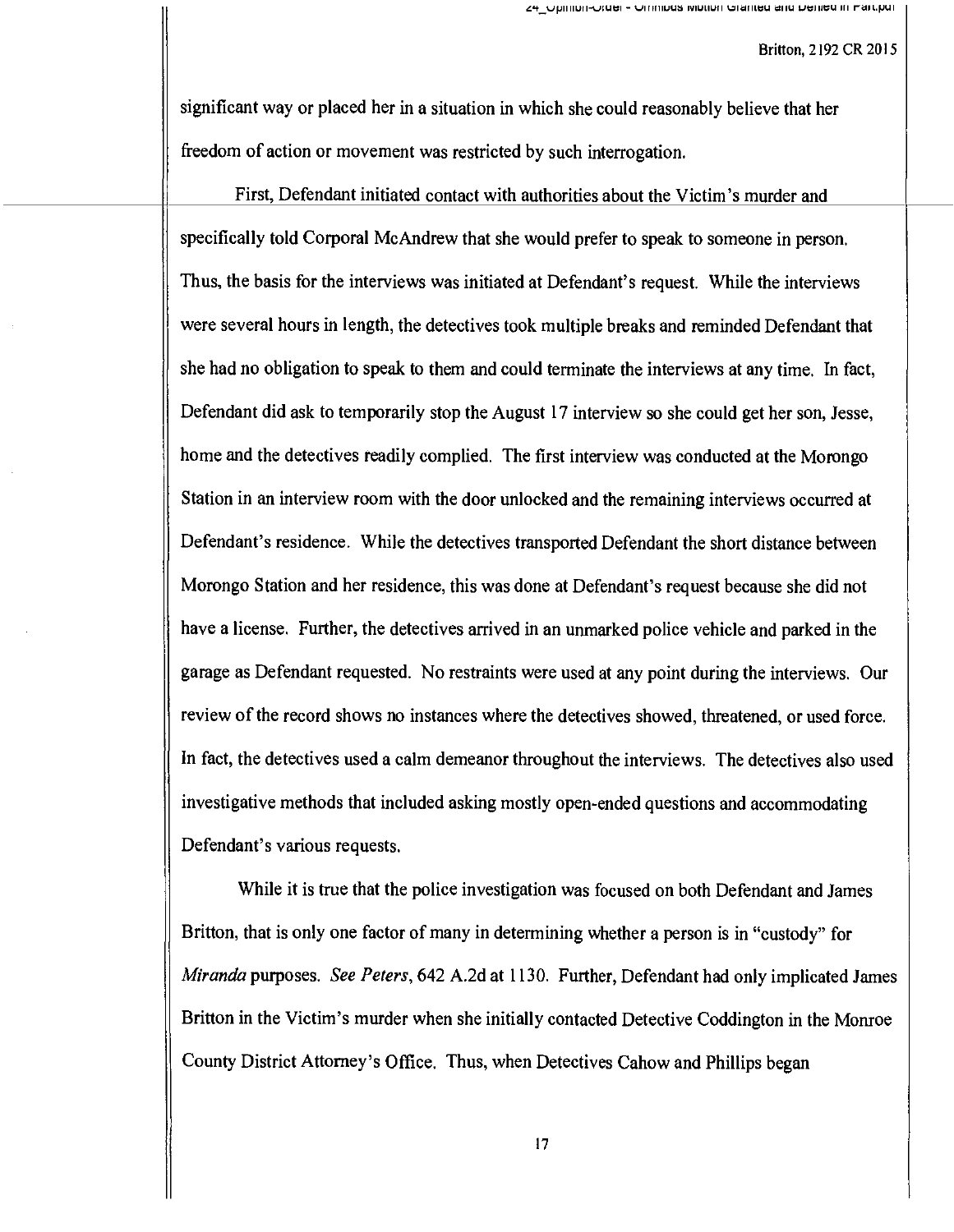significant way or placed her in a situation in which she could reasonably believe that her freedom of action or movement was restricted by such interrogation.

First, Defendant initiated contact with authorities about the Victim's murder and specifically told Corporal McAndrew that she would prefer to speak to someone in person. Thus, the basis for the interviews was initiated at Defendant's request. While the interviews were several hours in length, the detectives took multiple breaks and reminded Defendant that she had no obligation to speak to them and could terminate the interviews at any time. In fact, Defendant did ask to temporarily stop the August 17 interview so she could get her son, Jesse, home and the detectives readily complied. The first interview was conducted at the Morongo Station in an interview room with the door unlocked and the remaining interviews occurred at Defendant's residence. While the detectives transported Defendant the short distance between Morongo Station and her residence, this was done at Defendant's request because she did not have a license. Further, the detectives arrived in an unmarked police vehicle and parked in the garage as Defendant requested. No restraints were used at any point during the interviews. Our review of the record shows no instances where the detectives showed, threatened, or used force. In fact, the detectives used a calm demeanor throughout the interviews. The detectives also used investigative methods that included asking mostly open-ended questions and accommodating Defendant's various requests.

While it is true that the police investigation was focused on both Defendant and James Britton, that is only one factor of many in determining whether a person is in "custody" for *Miranda* purposes. *See Peters*, 642 A.2d at 1130. Further, Defendant had only implicated James Britton in the Victim's murder when she initially contacted Detective Coddington in the Monroe County District Attorney's Office. Thus, when Detectives Cahow and Phillips began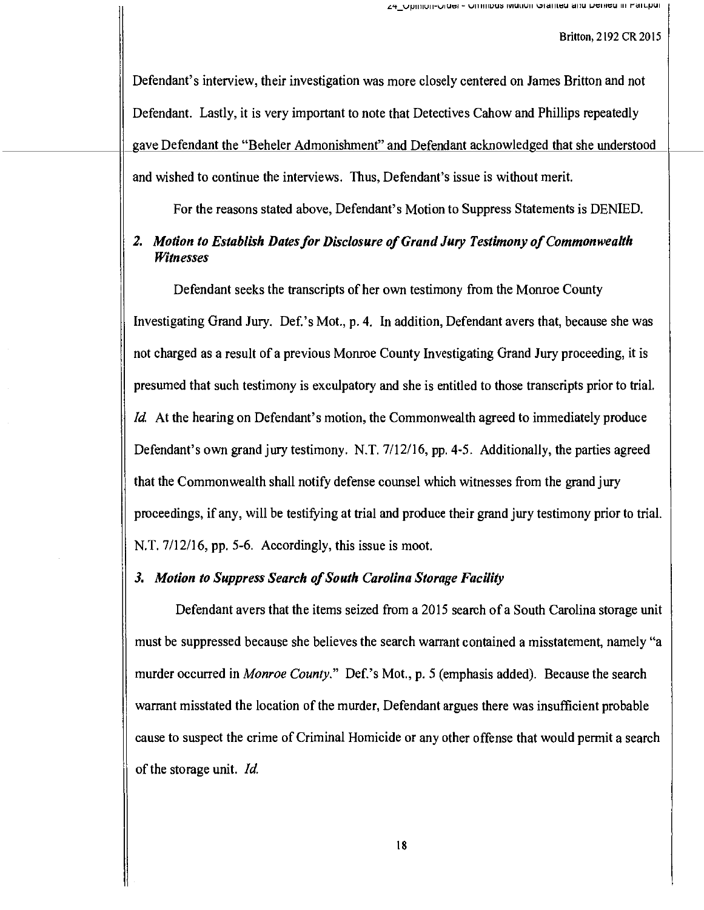Defendant's interview, their investigation was more closely centered on James Britton and not Defendant. Lastly, it is very important to note that Detectives Cahow and Phillips repeatedly gave Defendant the "Beheler Admonishment" and Defendant acknowledged that she understood and wished to continue the interviews. Thus, Defendant's issue is without merit.

For the reasons stated above, Defendant's Motion to Suppress Statements is DENIED.

### *2. Motion to Establish Dates for Disclosure of Grand Jury Testimony of Commonwealth Witnesses*

Defendant seeks the transcripts of her own testimony from the Monroe County Investigating Grand Jury. Def.'s Mot., p. 4. In addition, Defendant avers that, because she was not charged as a result of a previous Monroe County Investigating Grand Jury proceeding, it is presumed that such testimony is exculpatory and she is entitled to those transcripts prior to trial. *Id.* At the hearing on Defendant's motion, the Commonwealth agreed to immediately produce Defendant's own grand jury testimony. N.T. 7/12/16, pp. 4-5. Additionally, the parties agreed that the Commonwealth shall notify defense counsel which witnesses from the grand jury proceedings, if any, will be testifying at trial and produce their grand jury testimony prior to trial. N.T. 7/12/16, pp. 5-6. Accordingly, this issue is moot.

### *3. Motion to Suppress Search of South Carolina Storage Facility*

Defendant avers that the items seized from a 2015 search of a South Carolina storage unit must be suppressed because she believes the search warrant contained a misstatement, namely "a murder occurred in *Monroe County*." Def.'s Mot., p. 5 (emphasis added). Because the search warrant misstated the location of the murder, Defendant argues there was insufficient probable cause to suspect the crime of Criminal Homicide or any other offense that would permit a search of the storage unit. *Id.*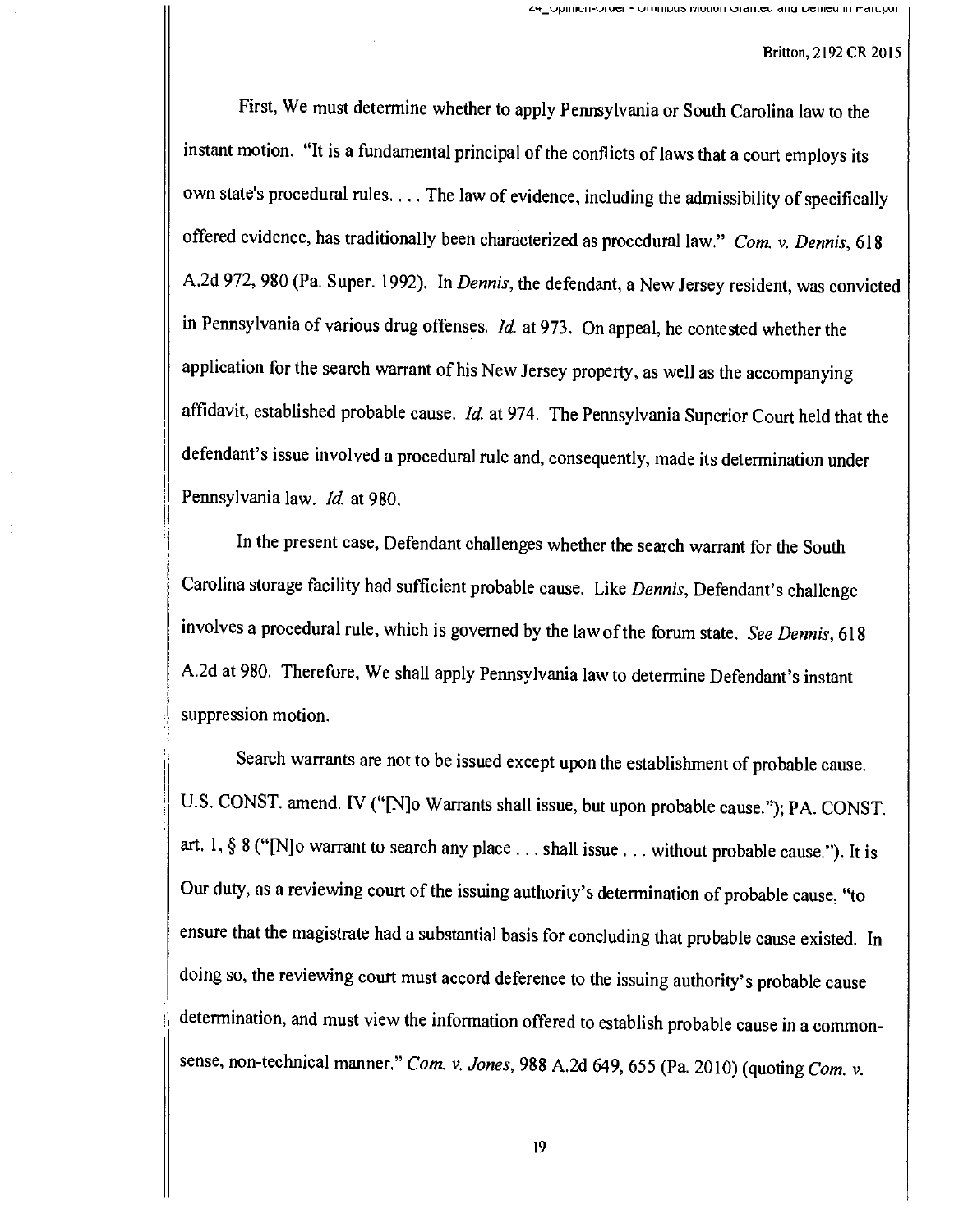First, We must determine whether to apply Pennsylvania or South Carolina law to the instant motion. "It is a fundamental principal of the conflicts of laws that a court employs its own state's procedural rules. . . . The law of evidence, including the admissibility of specifically offered evidence, has traditionally been characterized as procedural law." *Com. v. Dennis*, 618 A.2d 972, 980 (Pa. Super. 1992). In *Dennis*, the defendant, a New Jersey resident, was convicted in Pennsylvania of various drug offenses. *Id.* at 973. On appeal, he contested whether the application for the search warrant of his New Jersey property, as well as the accompanying affidavit, established probable cause. *Id.* at 974. The Pennsylvania Superior Court held that the defendant's issue involved a procedural rule and, consequently, made its determination under Pennsylvania law. *Id.* at 980.

In the present case, Defendant challenges whether the search warrant for the South Carolina storage facility had sufficient probable cause. Like *Dennis*, Defendant's challenge involves a procedural rule, which is governed by the law of the forum state. *See Dennis*, 618 A.2d at 980. Therefore, We shall apply Pennsylvania law to determine Defendant's instant suppression motion.

Search warrants are not to be issued except upon the establishment of probable cause. U.S. CONST. amend. IV ("[N]o Warrants shall issue, but upon probable cause."); PA. CONST. art. 1, § 8 ("[N]o warrant to search any place . . . shall issue . . . without probable cause."). It is Our duty, as a reviewing court of the issuing authority's determination of probable cause, "to ensure that the magistrate had a substantial basis for concluding that probable cause existed. In doing so, the reviewing court must accord deference to the issuing authority's probable cause determination, and must view the information offered to establish probable cause in a common-sense, non-technical manner." *Com. v. Jones*, 988 A.2d 649, 655 (Pa. 2010) (quoting *Com. v.*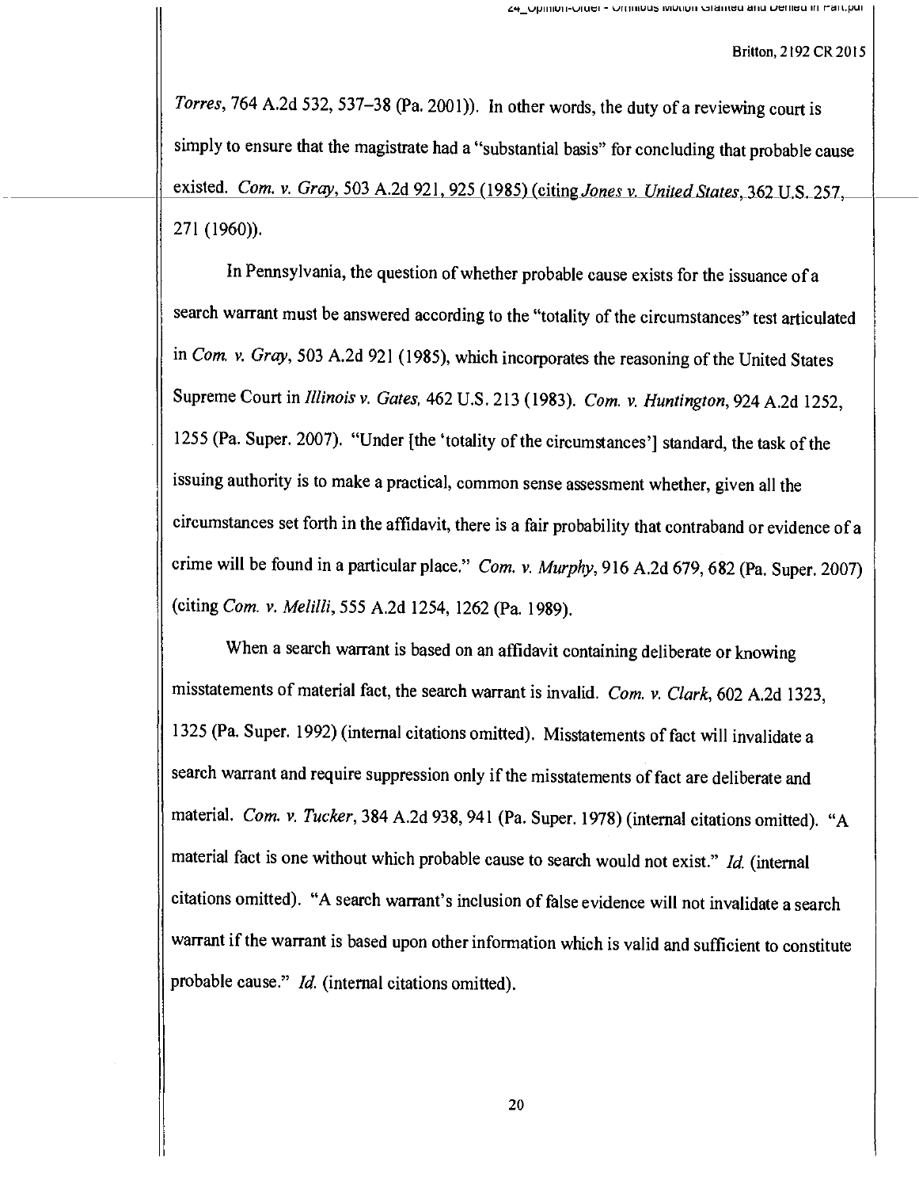*Torres*, 764 A.2d 532, 537–38 (Pa. 2001)). In other words, the duty of a reviewing court is simply to ensure that the magistrate had a "substantial basis" for concluding that probable cause existed. *Com. v. Gray*, 503 A.2d 921, 925 (1985) (citing *Jones v. United States*, 362 U.S. 257, 271 (1960)).

In Pennsylvania, the question of whether probable cause exists for the issuance of a search warrant must be answered according to the "totality of the circumstances" test articulated in *Com. v. Gray*, 503 A.2d 921 (1985), which incorporates the reasoning of the United States Supreme Court in *Illinois v. Gates*, 462 U.S. 213 (1983). *Com. v. Huntington*, 924 A.2d 1252, 1255 (Pa. Super. 2007). "Under [the 'totality of the circumstances'] standard, the task of the issuing authority is to make a practical, common sense assessment whether, given all the circumstances set forth in the affidavit, there is a fair probability that contraband or evidence of a crime will be found in a particular place." *Com. v. Murphy*, 916 A.2d 679, 682 (Pa. Super. 2007) (citing *Com. v. Melilli*, 555 A.2d 1254, 1262 (Pa. 1989).

When a search warrant is based on an affidavit containing deliberate or knowing misstatements of material fact, the search warrant is invalid. *Com. v. Clark*, 602 A.2d 1323, 1325 (Pa. Super. 1992) (internal citations omitted). Misstatements of fact will invalidate a search warrant and require suppression only if the misstatements of fact are deliberate and material. *Com. v. Tucker*, 384 A.2d 938, 941 (Pa. Super. 1978) (internal citations omitted). "A material fact is one without which probable cause to search would not exist." *Id.* (internal citations omitted). "A search warrant's inclusion of false evidence will not invalidate a search warrant if the warrant is based upon other information which is valid and sufficient to constitute probable cause." *Id.* (internal citations omitted).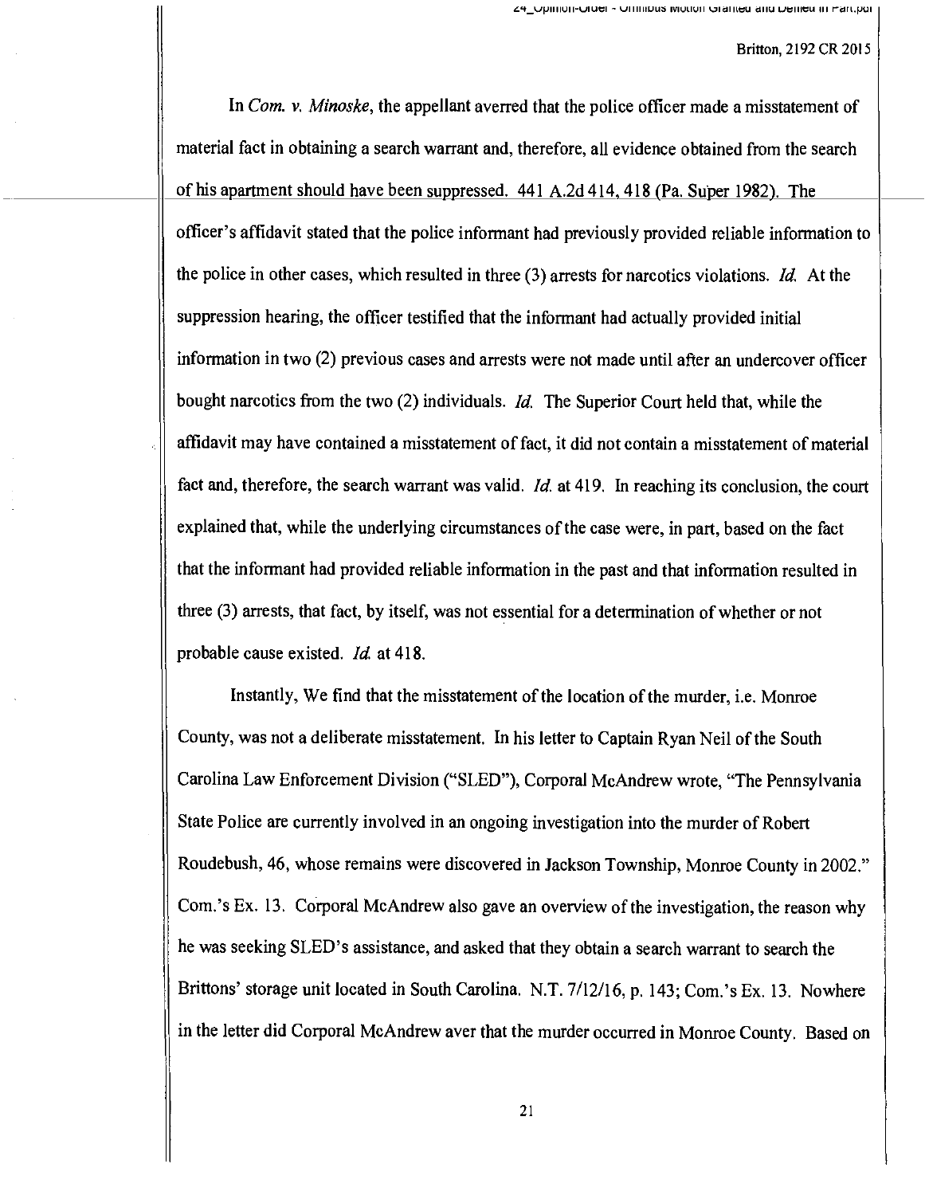In *Com. v. Minoske*, the appellant averred that the police officer made a misstatement of material fact in obtaining a search warrant and, therefore, all evidence obtained from the search of his apartment should have been suppressed. 441 A.2d 414, 418 (Pa. Super 1982). The officer's affidavit stated that the police informant had previously provided reliable information to the police in other cases, which resulted in three (3) arrests for narcotics violations. *Id.* At the suppression hearing, the officer testified that the informant had actually provided initial information in two (2) previous cases and arrests were not made until after an undercover officer bought narcotics from the two (2) individuals. *Id.* The Superior Court held that, while the affidavit may have contained a misstatement of fact, it did not contain a misstatement of material fact and, therefore, the search warrant was valid. *Id.* at 419. In reaching its conclusion, the court explained that, while the underlying circumstances of the case were, in part, based on the fact that the informant had provided reliable information in the past and that information resulted in three (3) arrests, that fact, by itself, was not essential for a determination of whether or not probable cause existed. *Id.* at 418.

Instantly, We find that the misstatement of the location of the murder, i.e. Monroe County, was not a deliberate misstatement. In his letter to Captain Ryan Neil of the South Carolina Law Enforcement Division ("SLED"), Corporal McAndrew wrote, "The Pennsylvania State Police are currently involved in an ongoing investigation into the murder of Robert Roudebush, 46, whose remains were discovered in Jackson Township, Monroe County in 2002." Com.'s Ex. 13. Corporal McAndrew also gave an overview of the investigation, the reason why he was seeking SLED's assistance, and asked that they obtain a search warrant to search the Brittons' storage unit located in South Carolina. N.T. 7/12/16, p. 143; Com.'s Ex. 13. Nowhere in the letter did Corporal McAndrew aver that the murder occurred in Monroe County. Based on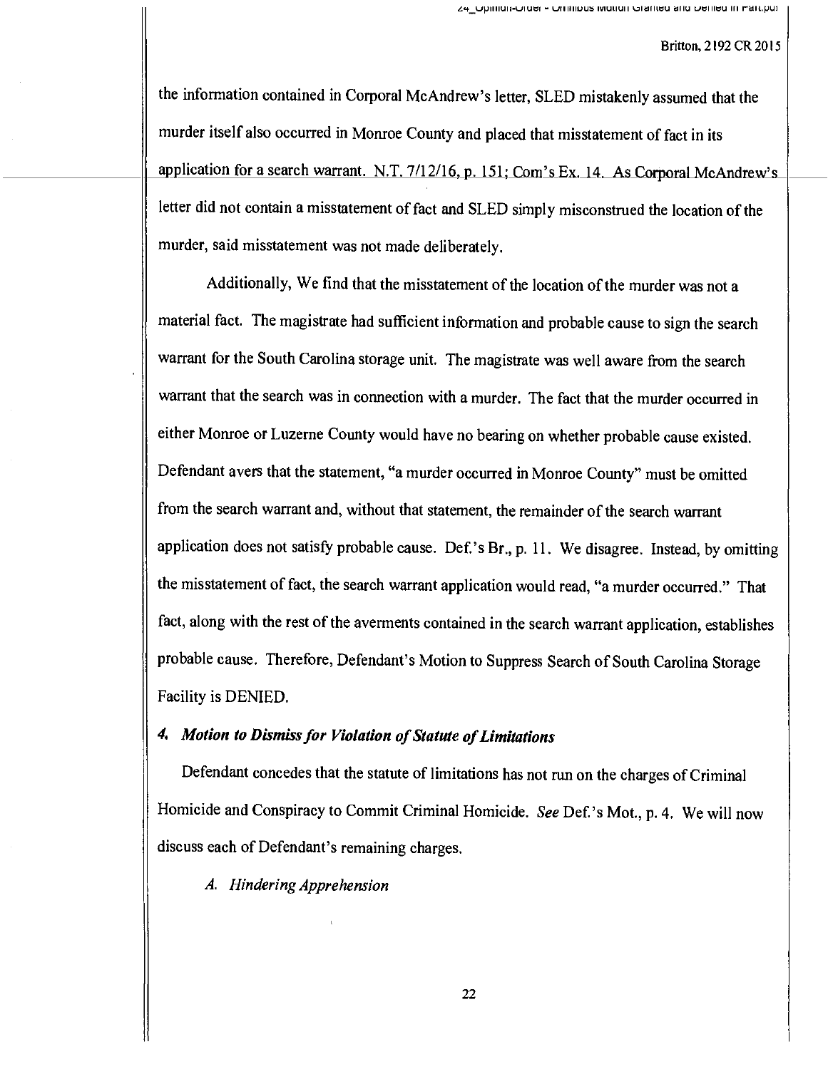the information contained in Corporal McAndrew's letter, SLED mistakenly assumed that the murder itself also occurred in Monroe County and placed that misstatement of fact in its application for a search warrant. N.T. 7/12/16, p. 151; Com's Ex. 14. As Corporal McAndrew's letter did not contain a misstatement of fact and SLED simply misconstrued the location of the murder, said misstatement was not made deliberately.

Additionally, We find that the misstatement of the location of the murder was not a material fact. The magistrate had sufficient information and probable cause to sign the search warrant for the South Carolina storage unit. The magistrate was well aware from the search warrant that the search was in connection with a murder. The fact that the murder occurred in either Monroe or Luzerne County would have no bearing on whether probable cause existed. Defendant avers that the statement, "a murder occurred in Monroe County" must be omitted from the search warrant and, without that statement, the remainder of the search warrant application does not satisfy probable cause. Def.'s Br., p. 11. We disagree. Instead, by omitting the misstatement of fact, the search warrant application would read, "a murder occurred." That fact, along with the rest of the averments contained in the search warrant application, establishes probable cause. Therefore, Defendant's Motion to Suppress Search of South Carolina Storage Facility is DENIED.

### *4. Motion to Dismiss for Violation of Statute of Limitations*

Defendant concedes that the statute of limitations has not run on the charges of Criminal Homicide and Conspiracy to Commit Criminal Homicide. *See* Def.'s Mot., p. 4. We will now discuss each of Defendant's remaining charges.

#### *A. Hindering Apprehension*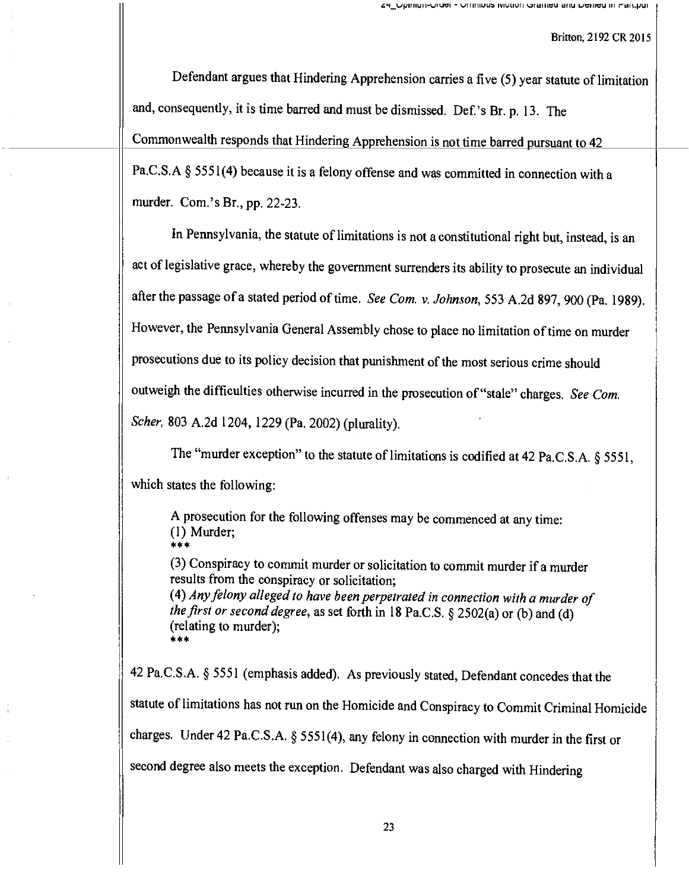Defendant argues that Hindering Apprehension carries a five (5) year statute of limitation and, consequently, it is time barred and must be dismissed. Def.'s Br. p. 13. The Commonwealth responds that Hindering Apprehension is not time barred pursuant to 42 Pa.C.S.A § 5551(4) because it is a felony offense and was committed in connection with a murder. Com.'s Br., pp. 22-23.

In Pennsylvania, the statute of limitations is not a constitutional right but, instead, is an act of legislative grace, whereby the government surrenders its ability to prosecute an individual after the passage of a stated period of time. *See Com. v. Johnson*, 553 A.2d 897, 900 (Pa. 1989). However, the Pennsylvania General Assembly chose to place no limitation of time on murder prosecutions due to its policy decision that punishment of the most serious crime should outweigh the difficulties otherwise incurred in the prosecution of "stale" charges. *See Com. Scher*, 803 A.2d 1204, 1229 (Pa. 2002) (plurality).

The "murder exception" to the statute of limitations is codified at 42 Pa.C.S.A. § 5551, which states the following:

> A prosecution for the following offenses may be commenced at any time:
> (1) Murder;
> ***
> (3) Conspiracy to commit murder or solicitation to commit murder if a murder results from the conspiracy or solicitation;
> (4) *Any felony alleged to have been perpetrated in connection with a murder of the first or second degree*, as set forth in 18 Pa.C.S. § 2502(a) or (b) and (d) (relating to murder);
> ***

42 Pa.C.S.A. § 5551 (emphasis added). As previously stated, Defendant concedes that the statute of limitations has not run on the Homicide and Conspiracy to Commit Criminal Homicide charges. Under 42 Pa.C.S.A. § 5551(4), any felony in connection with murder in the first or second degree also meets the exception. Defendant was also charged with Hindering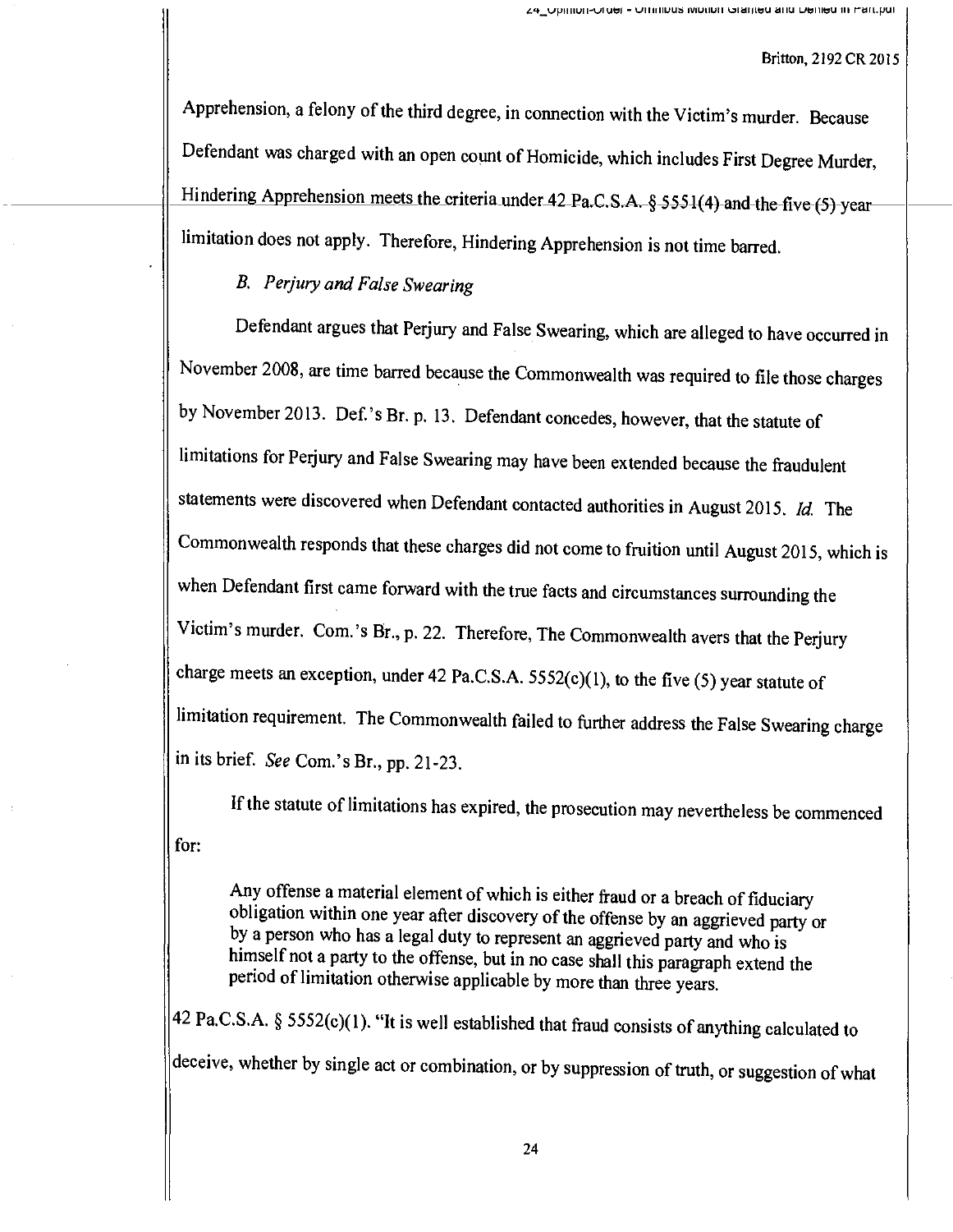Apprehension, a felony of the third degree, in connection with the Victim's murder. Because Defendant was charged with an open count of Homicide, which includes First Degree Murder, Hindering Apprehension meets the criteria under 42 Pa.C.S.A. § 5551(4) and the five (5) year limitation does not apply. Therefore, Hindering Apprehension is not time barred.

*B. Perjury and False Swearing*

Defendant argues that Perjury and False Swearing, which are alleged to have occurred in November 2008, are time barred because the Commonwealth was required to file those charges by November 2013. Def.'s Br. p. 13. Defendant concedes, however, that the statute of limitations for Perjury and False Swearing may have been extended because the fraudulent statements were discovered when Defendant contacted authorities in August 2015. *Id.* The Commonwealth responds that these charges did not come to fruition until August 2015, which is when Defendant first came forward with the true facts and circumstances surrounding the Victim's murder. Com.'s Br., p. 22. Therefore, The Commonwealth avers that the Perjury charge meets an exception, under 42 Pa.C.S.A. 5552(c)(1), to the five (5) year statute of limitation requirement. The Commonwealth failed to further address the False Swearing charge in its brief. *See* Com.'s Br., pp. 21-23.

If the statute of limitations has expired, the prosecution may nevertheless be commenced for:

> Any offense a material element of which is either fraud or a breach of fiduciary obligation within one year after discovery of the offense by an aggrieved party or by a person who has a legal duty to represent an aggrieved party and who is himself not a party to the offense, but in no case shall this paragraph extend the period of limitation otherwise applicable by more than three years.

42 Pa.C.S.A. § 5552(c)(1). "It is well established that fraud consists of anything calculated to deceive, whether by single act or combination, or by suppression of truth, or suggestion of what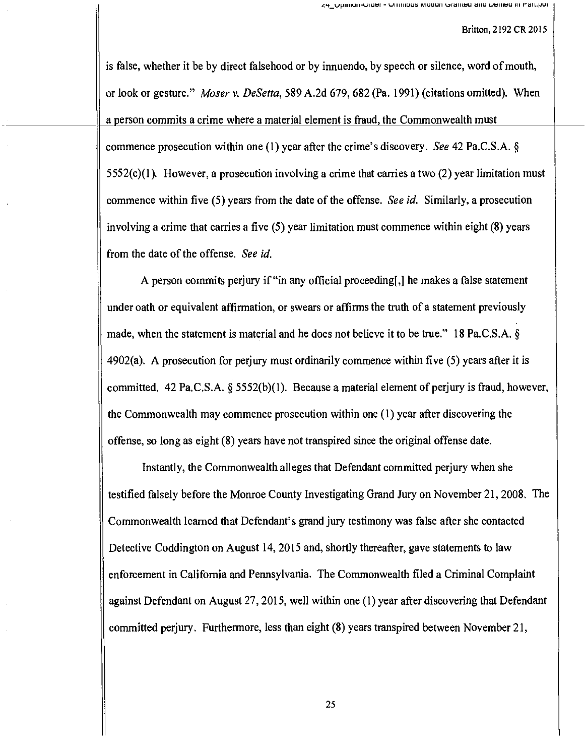is false, whether it be by direct falsehood or by innuendo, by speech or silence, word of mouth, or look or gesture." *Moser v. DeSetta*, 589 A.2d 679, 682 (Pa. 1991) (citations omitted). When a person commits a crime where a material element is fraud, the Commonwealth must commence prosecution within one (1) year after the crime's discovery. *See* 42 Pa.C.S.A. § 5552(c)(1). However, a prosecution involving a crime that carries a two (2) year limitation must commence within five (5) years from the date of the offense. *See id.* Similarly, a prosecution involving a crime that carries a five (5) year limitation must commence within eight (8) years from the date of the offense. *See id.*

A person commits perjury if "in any official proceeding[,] he makes a false statement under oath or equivalent affirmation, or swears or affirms the truth of a statement previously made, when the statement is material and he does not believe it to be true." 18 Pa.C.S.A. § 4902(a). A prosecution for perjury must ordinarily commence within five (5) years after it is committed. 42 Pa.C.S.A. § 5552(b)(1). Because a material element of perjury is fraud, however, the Commonwealth may commence prosecution within one (1) year after discovering the offense, so long as eight (8) years have not transpired since the original offense date.

Instantly, the Commonwealth alleges that Defendant committed perjury when she testified falsely before the Monroe County Investigating Grand Jury on November 21, 2008. The Commonwealth learned that Defendant's grand jury testimony was false after she contacted Detective Coddington on August 14, 2015 and, shortly thereafter, gave statements to law enforcement in California and Pennsylvania. The Commonwealth filed a Criminal Complaint against Defendant on August 27, 2015, well within one (1) year after discovering that Defendant committed perjury. Furthermore, less than eight (8) years transpired between November 21,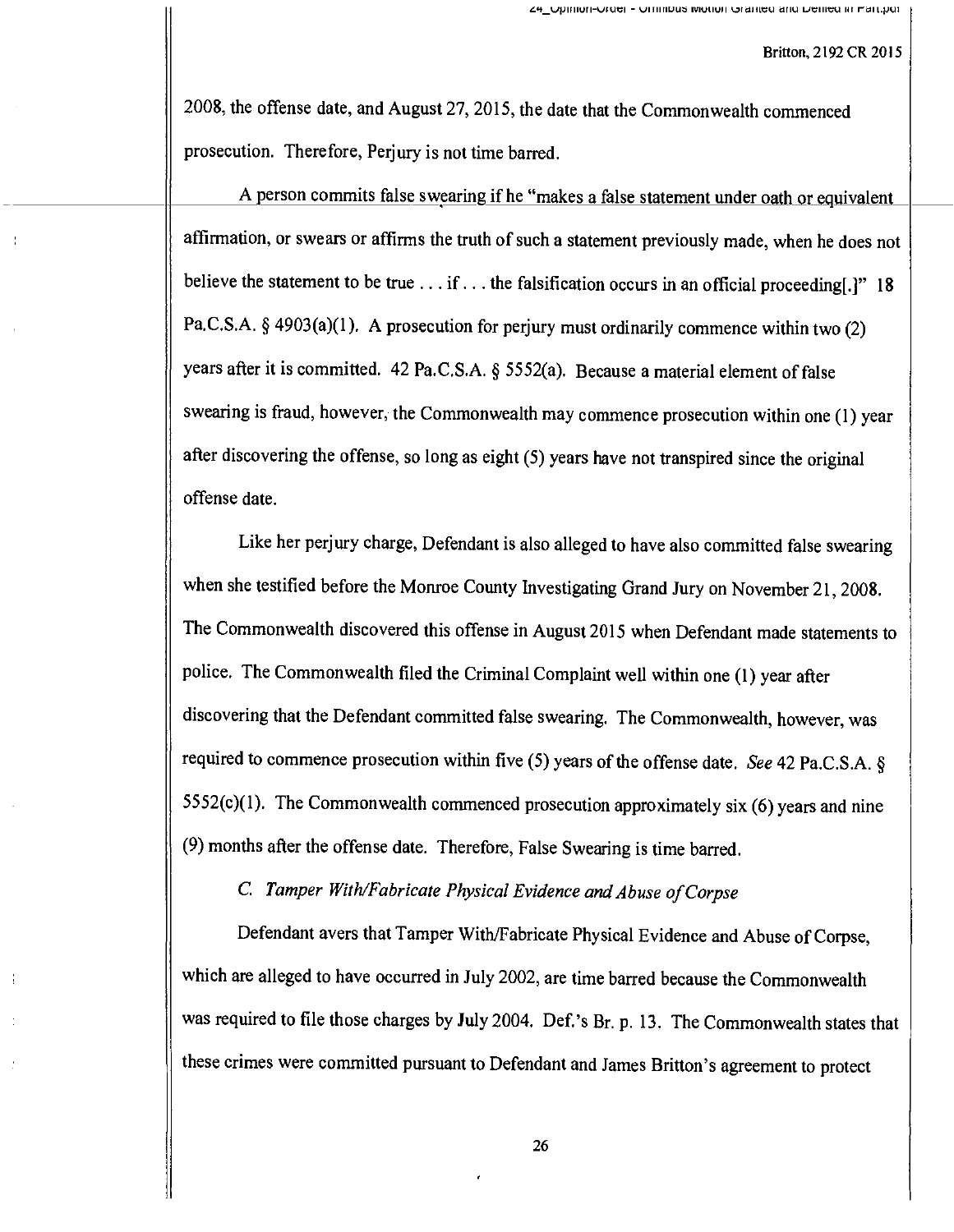2008, the offense date, and August 27, 2015, the date that the Commonwealth commenced prosecution. Therefore, Perjury is not time barred.

A person commits false swearing if he "makes a false statement under oath or equivalent affirmation, or swears or affirms the truth of such a statement previously made, when he does not believe the statement to be true . . . if . . . the falsification occurs in an official proceeding[.]" 18 Pa.C.S.A. § 4903(a)(1). A prosecution for perjury must ordinarily commence within two (2) years after it is committed. 42 Pa.C.S.A. § 5552(a). Because a material element of false swearing is fraud, however, the Commonwealth may commence prosecution within one (1) year after discovering the offense, so long as eight (5) years have not transpired since the original offense date.

Like her perjury charge, Defendant is also alleged to have also committed false swearing when she testified before the Monroe County Investigating Grand Jury on November 21, 2008. The Commonwealth discovered this offense in August 2015 when Defendant made statements to police. The Commonwealth filed the Criminal Complaint well within one (1) year after discovering that the Defendant committed false swearing. The Commonwealth, however, was required to commence prosecution within five (5) years of the offense date. *See* 42 Pa.C.S.A. § 5552(c)(1). The Commonwealth commenced prosecution approximately six (6) years and nine (9) months after the offense date. Therefore, False Swearing is time barred.

*C. Tamper With/Fabricate Physical Evidence and Abuse of Corpse*

Defendant avers that Tamper With/Fabricate Physical Evidence and Abuse of Corpse, which are alleged to have occurred in July 2002, are time barred because the Commonwealth was required to file those charges by July 2004. Def.'s Br. p. 13. The Commonwealth states that these crimes were committed pursuant to Defendant and James Britton's agreement to protect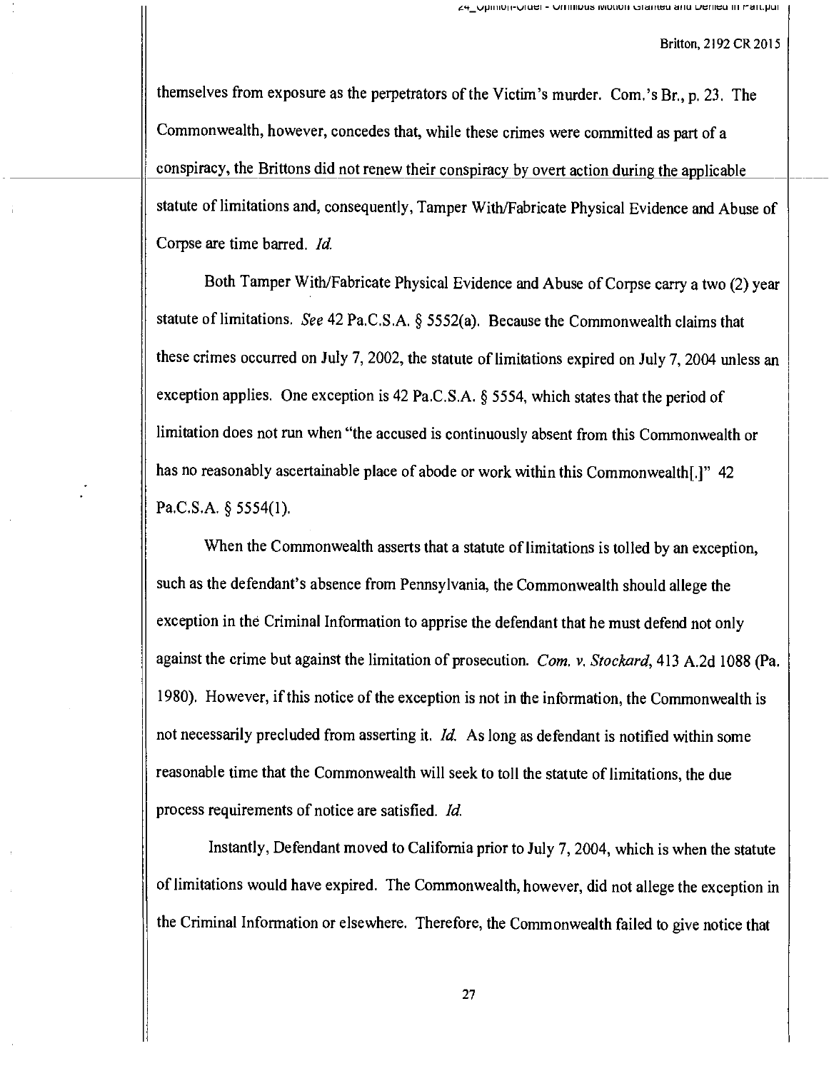themselves from exposure as the perpetrators of the Victim's murder. Com.'s Br., p. 23. The Commonwealth, however, concedes that, while these crimes were committed as part of a conspiracy, the Brittons did not renew their conspiracy by overt action during the applicable statute of limitations and, consequently, Tamper With/Fabricate Physical Evidence and Abuse of Corpse are time barred. *Id.*

Both Tamper With/Fabricate Physical Evidence and Abuse of Corpse carry a two (2) year statute of limitations. *See* 42 Pa.C.S.A. § 5552(a). Because the Commonwealth claims that these crimes occurred on July 7, 2002, the statute of limitations expired on July 7, 2004 unless an exception applies. One exception is 42 Pa.C.S.A. § 5554, which states that the period of limitation does not run when "the accused is continuously absent from this Commonwealth or has no reasonably ascertainable place of abode or work within this Commonwealth[.]" 42 Pa.C.S.A. § 5554(1).

When the Commonwealth asserts that a statute of limitations is tolled by an exception, such as the defendant's absence from Pennsylvania, the Commonwealth should allege the exception in the Criminal Information to apprise the defendant that he must defend not only against the crime but against the limitation of prosecution. *Com. v. Stockard*, 413 A.2d 1088 (Pa. 1980). However, if this notice of the exception is not in the information, the Commonwealth is not necessarily precluded from asserting it. *Id.* As long as defendant is notified within some reasonable time that the Commonwealth will seek to toll the statute of limitations, the due process requirements of notice are satisfied. *Id.*

Instantly, Defendant moved to California prior to July 7, 2004, which is when the statute of limitations would have expired. The Commonwealth, however, did not allege the exception in the Criminal Information or elsewhere. Therefore, the Commonwealth failed to give notice that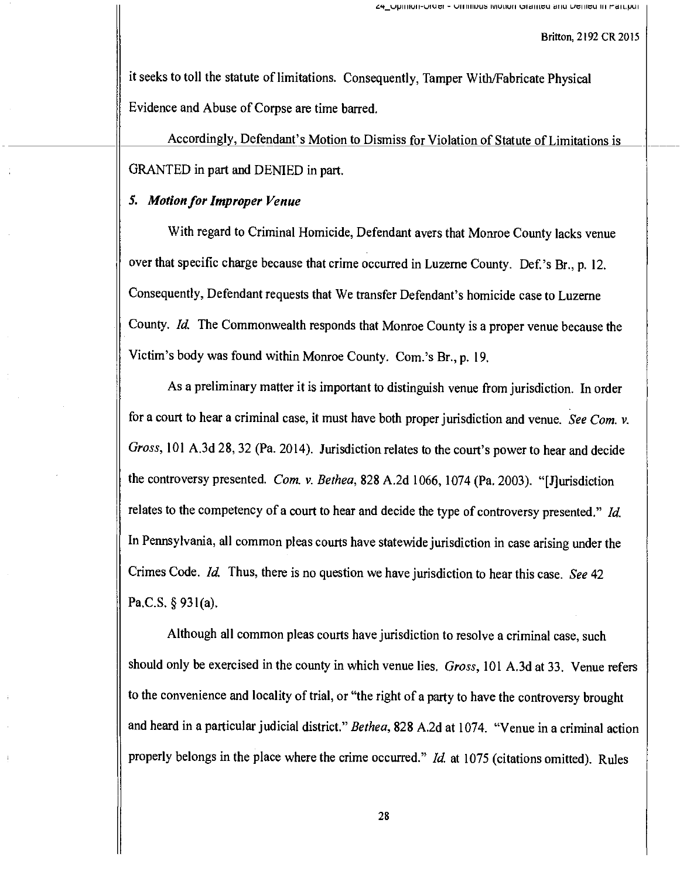it seeks to toll the statute of limitations. Consequently, Tamper With/Fabricate Physical Evidence and Abuse of Corpse are time barred.

Accordingly, Defendant's Motion to Dismiss for Violation of Statute of Limitations is GRANTED in part and DENIED in part.

### *5. Motion for Improper Venue*

With regard to Criminal Homicide, Defendant avers that Monroe County lacks venue over that specific charge because that crime occurred in Luzerne County. Def.'s Br., p. 12. Consequently, Defendant requests that We transfer Defendant's homicide case to Luzerne County. *Id.* The Commonwealth responds that Monroe County is a proper venue because the Victim's body was found within Monroe County. Com.'s Br., p. 19.

As a preliminary matter it is important to distinguish venue from jurisdiction. In order for a court to hear a criminal case, it must have both proper jurisdiction and venue. *See Com. v. Gross*, 101 A.3d 28, 32 (Pa. 2014). Jurisdiction relates to the court's power to hear and decide the controversy presented. *Com. v. Bethea*, 828 A.2d 1066, 1074 (Pa. 2003). "[J]urisdiction relates to the competency of a court to hear and decide the type of controversy presented." *Id.* In Pennsylvania, all common pleas courts have statewide jurisdiction in case arising under the Crimes Code. *Id.* Thus, there is no question we have jurisdiction to hear this case. *See* 42 Pa.C.S. § 931(a).

Although all common pleas courts have jurisdiction to resolve a criminal case, such should only be exercised in the county in which venue lies. *Gross*, 101 A.3d at 33. Venue refers to the convenience and locality of trial, or "the right of a party to have the controversy brought and heard in a particular judicial district." *Bethea*, 828 A.2d at 1074. "Venue in a criminal action properly belongs in the place where the crime occurred." *Id.* at 1075 (citations omitted). Rules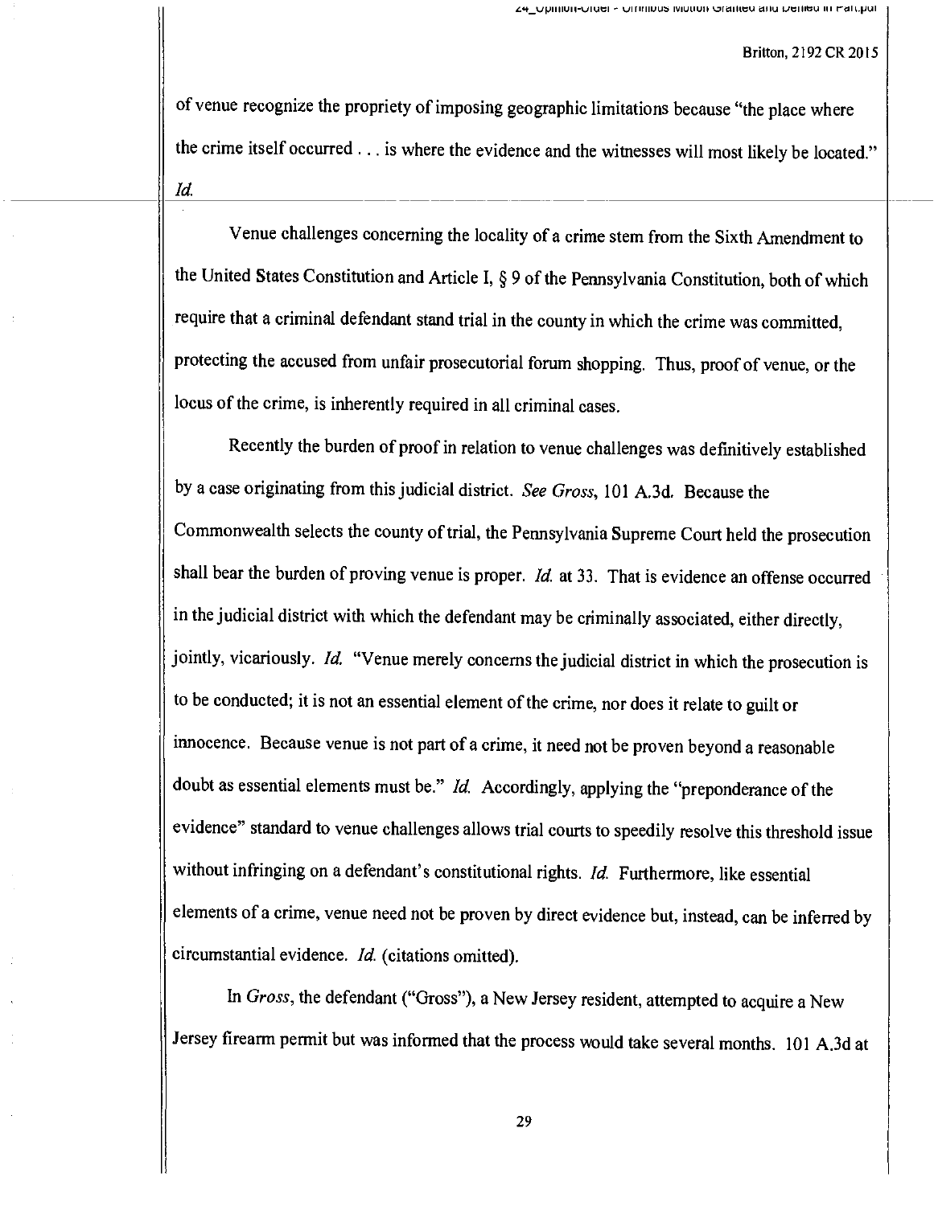of venue recognize the propriety of imposing geographic limitations because "the place where the crime itself occurred . . . is where the evidence and the witnesses will most likely be located." *Id.*

Venue challenges concerning the locality of a crime stem from the Sixth Amendment to the United States Constitution and Article I, § 9 of the Pennsylvania Constitution, both of which require that a criminal defendant stand trial in the county in which the crime was committed, protecting the accused from unfair prosecutorial forum shopping. Thus, proof of venue, or the locus of the crime, is inherently required in all criminal cases.

Recently the burden of proof in relation to venue challenges was definitively established by a case originating from this judicial district. *See Gross*, 101 A.3d. Because the Commonwealth selects the county of trial, the Pennsylvania Supreme Court held the prosecution shall bear the burden of proving venue is proper. *Id.* at 33. That is evidence an offense occurred in the judicial district with which the defendant may be criminally associated, either directly, jointly, vicariously. *Id.* "Venue merely concerns the judicial district in which the prosecution is to be conducted; it is not an essential element of the crime, nor does it relate to guilt or innocence. Because venue is not part of a crime, it need not be proven beyond a reasonable doubt as essential elements must be." *Id.* Accordingly, applying the "preponderance of the evidence" standard to venue challenges allows trial courts to speedily resolve this threshold issue without infringing on a defendant's constitutional rights. *Id.* Furthermore, like essential elements of a crime, venue need not be proven by direct evidence but, instead, can be inferred by circumstantial evidence. *Id.* (citations omitted).

In *Gross*, the defendant ("Gross"), a New Jersey resident, attempted to acquire a New Jersey firearm permit but was informed that the process would take several months. 101 A.3d at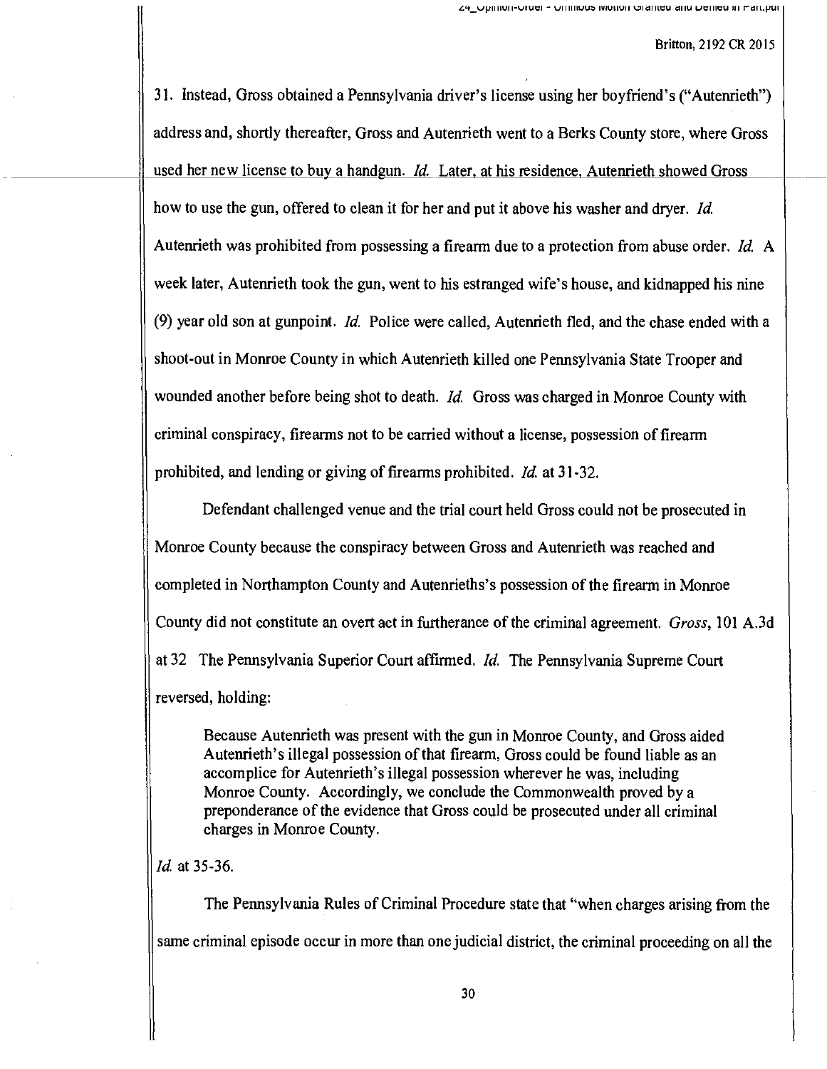31. Instead, Gross obtained a Pennsylvania driver's license using her boyfriend's ("Autenrieth") address and, shortly thereafter, Gross and Autenrieth went to a Berks County store, where Gross used her new license to buy a handgun. *Id.* Later, at his residence, Autenrieth showed Gross how to use the gun, offered to clean it for her and put it above his washer and dryer. *Id.* Autenrieth was prohibited from possessing a firearm due to a protection from abuse order. *Id.* A week later, Autenrieth took the gun, went to his estranged wife's house, and kidnapped his nine (9) year old son at gunpoint. *Id.* Police were called, Autenrieth fled, and the chase ended with a shoot-out in Monroe County in which Autenrieth killed one Pennsylvania State Trooper and wounded another before being shot to death. *Id.* Gross was charged in Monroe County with criminal conspiracy, firearms not to be carried without a license, possession of firearm prohibited, and lending or giving of firearms prohibited. *Id.* at 31-32.

Defendant challenged venue and the trial court held Gross could not be prosecuted in Monroe County because the conspiracy between Gross and Autenrieth was reached and completed in Northampton County and Autenrieths's possession of the firearm in Monroe County did not constitute an overt act in furtherance of the criminal agreement. *Gross*, 101 A.3d at 32 The Pennsylvania Superior Court affirmed. *Id.* The Pennsylvania Supreme Court reversed, holding:

> Because Autenrieth was present with the gun in Monroe County, and Gross aided Autenrieth's illegal possession of that firearm, Gross could be found liable as an accomplice for Autenrieth's illegal possession wherever he was, including Monroe County. Accordingly, we conclude the Commonwealth proved by a preponderance of the evidence that Gross could be prosecuted under all criminal charges in Monroe County.

*Id.* at 35-36.

The Pennsylvania Rules of Criminal Procedure state that "when charges arising from the same criminal episode occur in more than one judicial district, the criminal proceeding on all the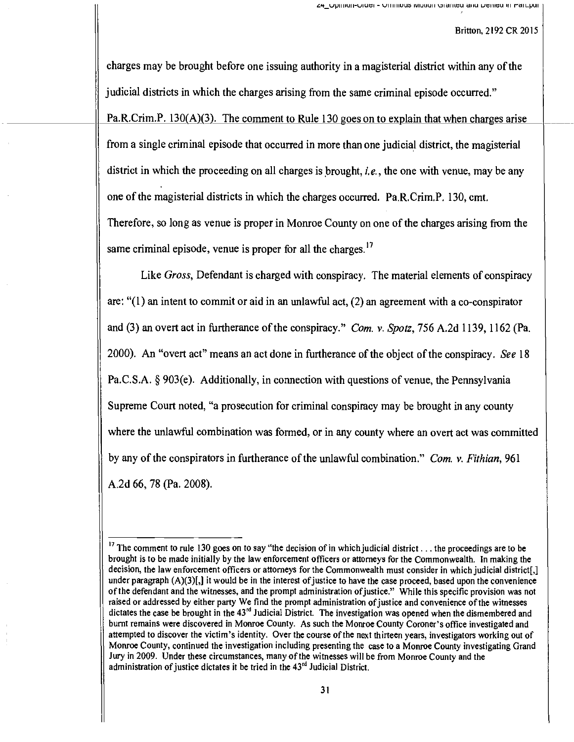charges may be brought before one issuing authority in a magisterial district within any of the judicial districts in which the charges arising from the same criminal episode occurred." Pa.R.Crim.P. 130(A)(3). The comment to Rule 130 goes on to explain that when charges arise from a single criminal episode that occurred in more than one judicial district, the magisterial district in which the proceeding on all charges is brought, *i.e.*, the one with venue, may be any one of the magisterial districts in which the charges occurred. Pa.R.Crim.P. 130, cmt. Therefore, so long as venue is proper in Monroe County on one of the charges arising from the same criminal episode, venue is proper for all the charges.[17]

Like *Gross*, Defendant is charged with conspiracy. The material elements of conspiracy are: "(1) an intent to commit or aid in an unlawful act, (2) an agreement with a co-conspirator and (3) an overt act in furtherance of the conspiracy." *Com. v. Spotz*, 756 A.2d 1139, 1162 (Pa. 2000). An "overt act" means an act done in furtherance of the object of the conspiracy. *See* 18 Pa.C.S.A. § 903(e). Additionally, in connection with questions of venue, the Pennsylvania Supreme Court noted, "a prosecution for criminal conspiracy may be brought in any county where the unlawful combination was formed, or in any county where an overt act was committed by any of the conspirators in furtherance of the unlawful combination." *Com. v. Fithian*, 961 A.2d 66, 78 (Pa. 2008).

---

[17] The comment to rule 130 goes on to say "the decision of in which judicial district . . . the proceedings are to be brought is to be made initially by the law enforcement officers or attorneys for the Commonwealth. In making the decision, the law enforcement officers or attorneys for the Commonwealth must consider in which judicial district[,] under paragraph (A)(3)[,] it would be in the interest of justice to have the case proceed, based upon the convenience of the defendant and the witnesses, and the prompt administration of justice." While this specific provision was not raised or addressed by either party We find the prompt administration of justice and convenience of the witnesses dictates the case be brought in the 43rd Judicial District. The investigation was opened when the dismembered and burnt remains were discovered in Monroe County. As such the Monroe County Coroner's office investigated and attempted to discover the victim's identity. Over the course of the next thirteen years, investigators working out of Monroe County, continued the investigation including presenting the case to a Monroe County investigating Grand Jury in 2009. Under these circumstances, many of the witnesses will be from Monroe County and the administration of justice dictates it be tried in the 43rd Judicial District.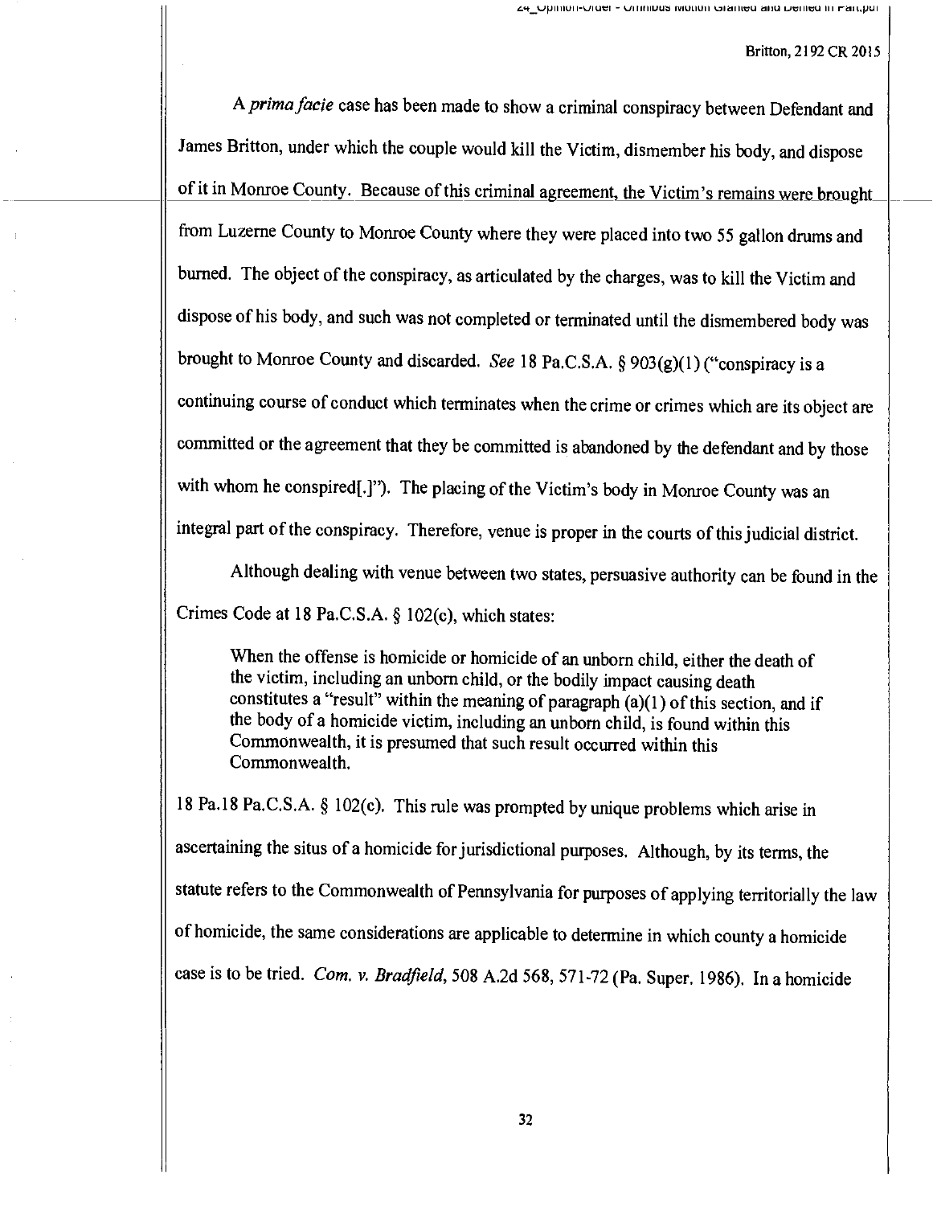A *prima facie* case has been made to show a criminal conspiracy between Defendant and James Britton, under which the couple would kill the Victim, dismember his body, and dispose of it in Monroe County. Because of this criminal agreement, the Victim's remains were brought from Luzerne County to Monroe County where they were placed into two 55 gallon drums and burned. The object of the conspiracy, as articulated by the charges, was to kill the Victim and dispose of his body, and such was not completed or terminated until the dismembered body was brought to Monroe County and discarded. *See* 18 Pa.C.S.A. § 903(g)(1) ("conspiracy is a continuing course of conduct which terminates when the crime or crimes which are its object are committed or the agreement that they be committed is abandoned by the defendant and by those with whom he conspired[.]"). The placing of the Victim's body in Monroe County was an integral part of the conspiracy. Therefore, venue is proper in the courts of this judicial district.

Although dealing with venue between two states, persuasive authority can be found in the Crimes Code at 18 Pa.C.S.A. § 102(c), which states:

> When the offense is homicide or homicide of an unborn child, either the death of the victim, including an unborn child, or the bodily impact causing death constitutes a "result" within the meaning of paragraph (a)(1) of this section, and if the body of a homicide victim, including an unborn child, is found within this Commonwealth, it is presumed that such result occurred within this Commonwealth.

18 Pa.18 Pa.C.S.A. § 102(c). This rule was prompted by unique problems which arise in ascertaining the situs of a homicide for jurisdictional purposes. Although, by its terms, the statute refers to the Commonwealth of Pennsylvania for purposes of applying territorially the law of homicide, the same considerations are applicable to determine in which county a homicide case is to be tried. *Com. v. Bradfield*, 508 A.2d 568, 571-72 (Pa. Super. 1986). In a homicide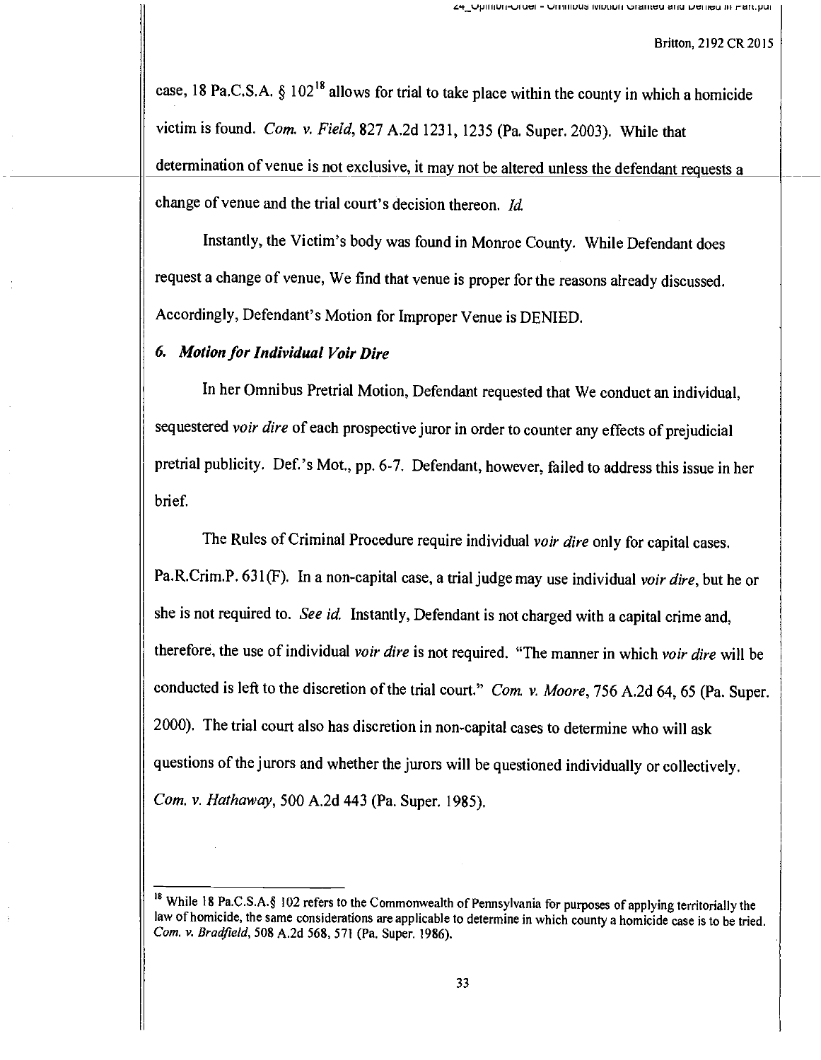case, 18 Pa.C.S.A. § 102[18] allows for trial to take place within the county in which a homicide victim is found. *Com. v. Field*, 827 A.2d 1231, 1235 (Pa. Super. 2003). While that determination of venue is not exclusive, it may not be altered unless the defendant requests a change of venue and the trial court's decision thereon. *Id.*

Instantly, the Victim's body was found in Monroe County. While Defendant does request a change of venue, We find that venue is proper for the reasons already discussed. Accordingly, Defendant's Motion for Improper Venue is DENIED.

### *6. Motion for Individual Voir Dire*

In her Omnibus Pretrial Motion, Defendant requested that We conduct an individual, sequestered *voir dire* of each prospective juror in order to counter any effects of prejudicial pretrial publicity. Def.'s Mot., pp. 6-7. Defendant, however, failed to address this issue in her brief.

The Rules of Criminal Procedure require individual *voir dire* only for capital cases. Pa.R.Crim.P. 631(F). In a non-capital case, a trial judge may use individual *voir dire*, but he or she is not required to. *See id.* Instantly, Defendant is not charged with a capital crime and, therefore, the use of individual *voir dire* is not required. "The manner in which *voir dire* will be conducted is left to the discretion of the trial court." *Com. v. Moore*, 756 A.2d 64, 65 (Pa. Super. 2000). The trial court also has discretion in non-capital cases to determine who will ask questions of the jurors and whether the jurors will be questioned individually or collectively. *Com. v. Hathaway*, 500 A.2d 443 (Pa. Super. 1985).

---

[18] While 18 Pa.C.S.A.§ 102 refers to the Commonwealth of Pennsylvania for purposes of applying territorially the law of homicide, the same considerations are applicable to determine in which county a homicide case is to be tried. *Com. v. Bradfield*, 508 A.2d 568, 571 (Pa. Super. 1986).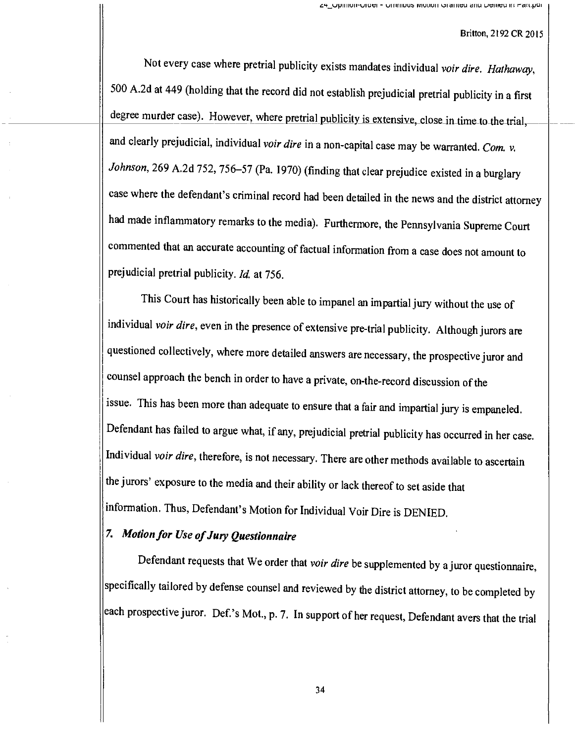Not every case where pretrial publicity exists mandates individual *voir dire*. *Hathaway*, 500 A.2d at 449 (holding that the record did not establish prejudicial pretrial publicity in a first degree murder case). However, where pretrial publicity is extensive, close in time to the trial, and clearly prejudicial, individual *voir dire* in a non-capital case may be warranted. *Com. v. Johnson*, 269 A.2d 752, 756–57 (Pa. 1970) (finding that clear prejudice existed in a burglary case where the defendant's criminal record had been detailed in the news and the district attorney had made inflammatory remarks to the media). Furthermore, the Pennsylvania Supreme Court commented that an accurate accounting of factual information from a case does not amount to prejudicial pretrial publicity. *Id.* at 756.

This Court has historically been able to impanel an impartial jury without the use of individual *voir dire*, even in the presence of extensive pre-trial publicity. Although jurors are questioned collectively, where more detailed answers are necessary, the prospective juror and counsel approach the bench in order to have a private, on-the-record discussion of the issue. This has been more than adequate to ensure that a fair and impartial jury is empaneled. Defendant has failed to argue what, if any, prejudicial pretrial publicity has occurred in her case. Individual *voir dire*, therefore, is not necessary. There are other methods available to ascertain the jurors' exposure to the media and their ability or lack thereof to set aside that information. Thus, Defendant's Motion for Individual Voir Dire is DENIED.

### *7. Motion for Use of Jury Questionnaire*

Defendant requests that We order that *voir dire* be supplemented by a juror questionnaire, specifically tailored by defense counsel and reviewed by the district attorney, to be completed by each prospective juror. Def.'s Mot., p. 7. In support of her request, Defendant avers that the trial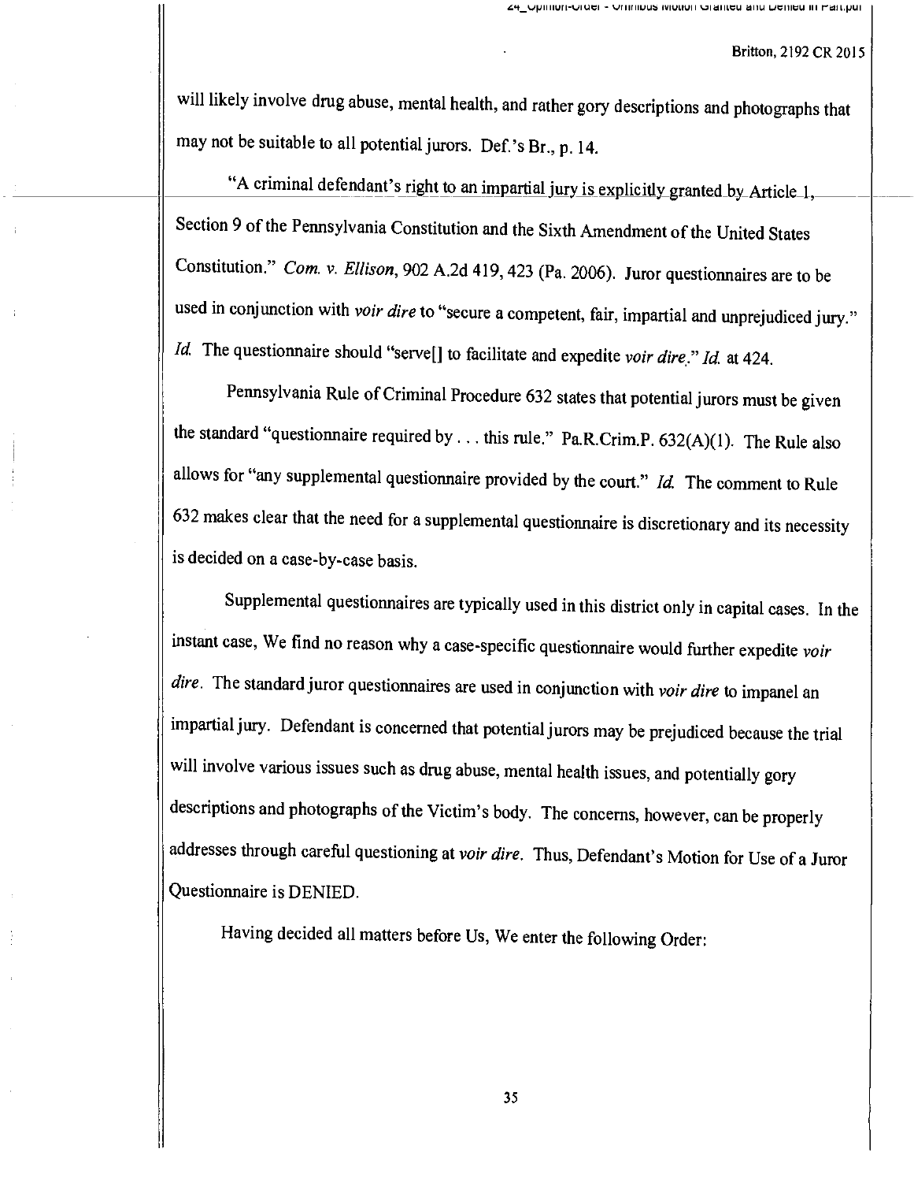will likely involve drug abuse, mental health, and rather gory descriptions and photographs that may not be suitable to all potential jurors. Def.'s Br., p. 14.

"A criminal defendant's right to an impartial jury is explicitly granted by Article 1, Section 9 of the Pennsylvania Constitution and the Sixth Amendment of the United States Constitution." *Com. v. Ellison*, 902 A.2d 419, 423 (Pa. 2006). Juror questionnaires are to be used in conjunction with *voir dire* to "secure a competent, fair, impartial and unprejudiced jury." *Id.* The questionnaire should "serve[] to facilitate and expedite *voir dire*." *Id.* at 424.

Pennsylvania Rule of Criminal Procedure 632 states that potential jurors must be given the standard "questionnaire required by . . . this rule." Pa.R.Crim.P. 632(A)(1). The Rule also allows for "any supplemental questionnaire provided by the court." *Id.* The comment to Rule 632 makes clear that the need for a supplemental questionnaire is discretionary and its necessity is decided on a case-by-case basis.

Supplemental questionnaires are typically used in this district only in capital cases. In the instant case, We find no reason why a case-specific questionnaire would further expedite *voir dire*. The standard juror questionnaires are used in conjunction with *voir dire* to impanel an impartial jury. Defendant is concerned that potential jurors may be prejudiced because the trial will involve various issues such as drug abuse, mental health issues, and potentially gory descriptions and photographs of the Victim's body. The concerns, however, can be properly addresses through careful questioning at *voir dire*. Thus, Defendant's Motion for Use of a Juror Questionnaire is DENIED.

Having decided all matters before Us, We enter the following Order: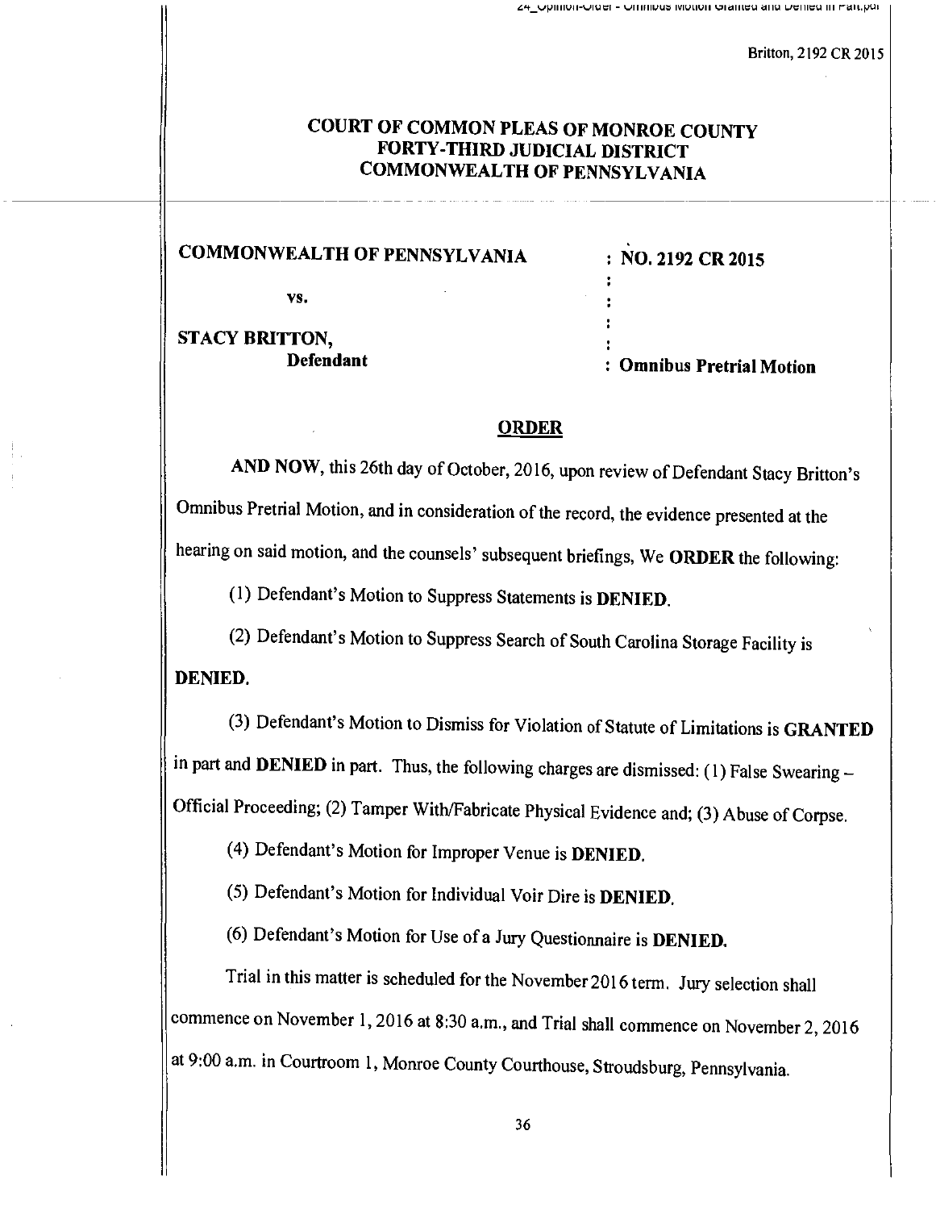# COURT OF COMMON PLEAS OF MONROE COUNTY
# FORTY-THIRD JUDICIAL DISTRICT
# COMMONWEALTH OF PENNSYLVANIA

**COMMONWEALTH OF PENNSYLVANIA** : **NO. 2192 CR 2015**

**vs.**

**STACY BRITTON,**
**Defendant** : **Omnibus Pretrial Motion**

## ORDER

**AND NOW**, this 26th day of October, 2016, upon review of Defendant Stacy Britton's Omnibus Pretrial Motion, and in consideration of the record, the evidence presented at the hearing on said motion, and the counsels' subsequent briefings, We **ORDER** the following:

(1) Defendant's Motion to Suppress Statements is **DENIED.**

(2) Defendant's Motion to Suppress Search of South Carolina Storage Facility is **DENIED.**

(3) Defendant's Motion to Dismiss for Violation of Statute of Limitations is **GRANTED** in part and **DENIED** in part. Thus, the following charges are dismissed: (1) False Swearing – Official Proceeding; (2) Tamper With/Fabricate Physical Evidence and; (3) Abuse of Corpse.

(4) Defendant's Motion for Improper Venue is **DENIED.**

(5) Defendant's Motion for Individual Voir Dire is **DENIED.**

(6) Defendant's Motion for Use of a Jury Questionnaire is **DENIED.**

Trial in this matter is scheduled for the November 2016 term. Jury selection shall commence on November 1, 2016 at 8:30 a.m., and Trial shall commence on November 2, 2016 at 9:00 a.m. in Courtroom 1, Monroe County Courthouse, Stroudsburg, Pennsylvania.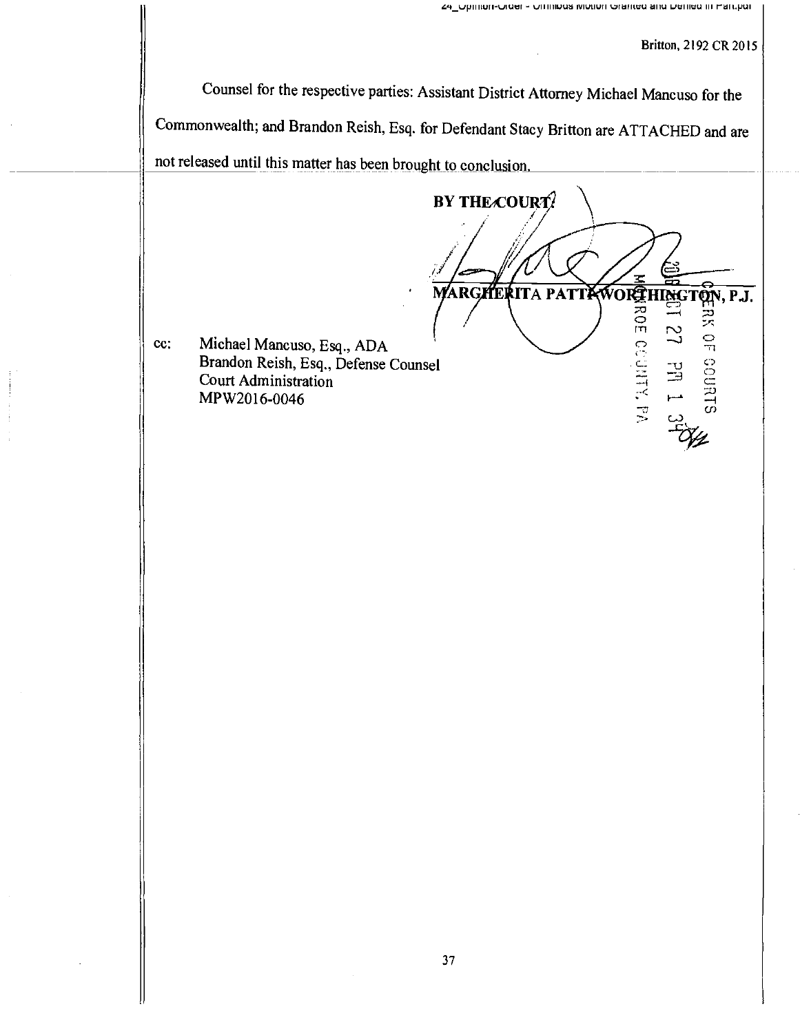Counsel for the respective parties: Assistant District Attorney Michael Mancuso for the Commonwealth; and Brandon Reish, Esq. for Defendant Stacy Britton are ATTACHED and are not released until this matter has been brought to conclusion.

**BY THE COURT:**

**MARGHERITA PATTI-WORTHINGTON, P.J.**

2016 OCT 27 PM 1 34
CLERK OF COURTS
MONROE COUNTY, PA

cc: Michael Mancuso, Esq., ADA
Brandon Reish, Esq., Defense Counsel
Court Administration
MPW2016-0046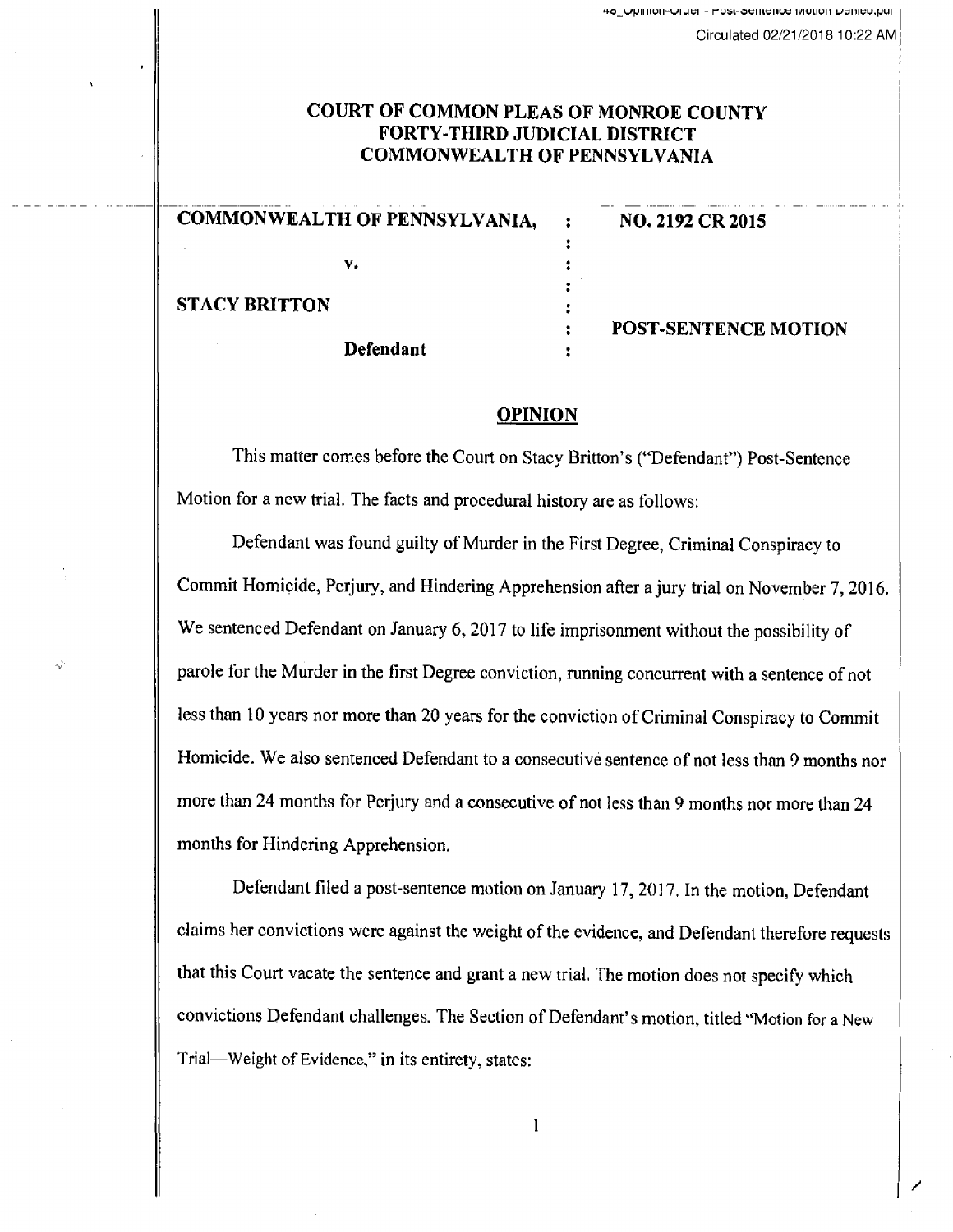**COURT OF COMMON PLEAS OF MONROE COUNTY**
**FORTY-THIRD JUDICIAL DISTRICT**
**COMMONWEALTH OF PENNSYLVANIA**

| | | |
|---|---|---|
| **COMMONWEALTH OF PENNSYLVANIA,** | : | **NO. 2192 CR 2015** |
| | : | |
| **v.** | : | |
| | : | |
| **STACY BRITTON** | : | |
| | : | **POST-SENTENCE MOTION** |
| **Defendant** | : | |

## OPINION

This matter comes before the Court on Stacy Britton's ("Defendant") Post-Sentence Motion for a new trial. The facts and procedural history are as follows:

Defendant was found guilty of Murder in the First Degree, Criminal Conspiracy to Commit Homicide, Perjury, and Hindering Apprehension after a jury trial on November 7, 2016. We sentenced Defendant on January 6, 2017 to life imprisonment without the possibility of parole for the Murder in the first Degree conviction, running concurrent with a sentence of not less than 10 years nor more than 20 years for the conviction of Criminal Conspiracy to Commit Homicide. We also sentenced Defendant to a consecutive sentence of not less than 9 months nor more than 24 months for Perjury and a consecutive of not less than 9 months nor more than 24 months for Hindering Apprehension.

Defendant filed a post-sentence motion on January 17, 2017. In the motion, Defendant claims her convictions were against the weight of the evidence, and Defendant therefore requests that this Court vacate the sentence and grant a new trial. The motion does not specify which convictions Defendant challenges. The Section of Defendant's motion, titled "Motion for a New Trial—Weight of Evidence," in its entirety, states: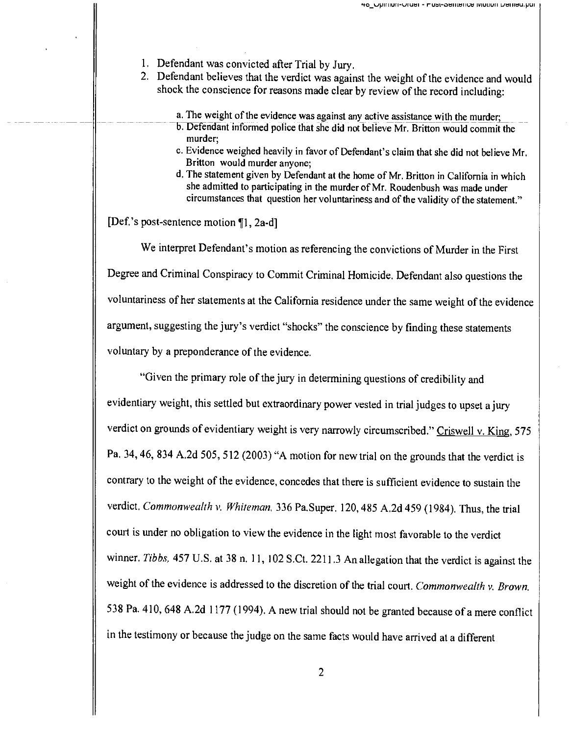1. Defendant was convicted after Trial by Jury.
2. Defendant believes that the verdict was against the weight of the evidence and would shock the conscience for reasons made clear by review of the record including:

   a. The weight of the evidence was against any active assistance with the murder;
   b. Defendant informed police that she did not believe Mr. Britton would commit the murder;
   c. Evidence weighed heavily in favor of Defendant's claim that she did not believe Mr. Britton would murder anyone;
   d. The statement given by Defendant at the home of Mr. Britton in California in which she admitted to participating in the murder of Mr. Roudenbush was made under circumstances that question her voluntariness and of the validity of the statement."

[Def.'s post-sentence motion ¶1, 2a-d]

We interpret Defendant's motion as referencing the convictions of Murder in the First Degree and Criminal Conspiracy to Commit Criminal Homicide. Defendant also questions the voluntariness of her statements at the California residence under the same weight of the evidence argument, suggesting the jury's verdict "shocks" the conscience by finding these statements voluntary by a preponderance of the evidence.

"Given the primary role of the jury in determining questions of credibility and evidentiary weight, this settled but extraordinary power vested in trial judges to upset a jury verdict on grounds of evidentiary weight is very narrowly circumscribed." Criswell v. King, 575 Pa. 34, 46, 834 A.2d 505, 512 (2003) "A motion for new trial on the grounds that the verdict is contrary to the weight of the evidence, concedes that there is sufficient evidence to sustain the verdict. *Commonwealth v. Whiteman*, 336 Pa.Super. 120, 485 A.2d 459 (1984). Thus, the trial court is under no obligation to view the evidence in the light most favorable to the verdict winner. *Tibbs*, 457 U.S. at 38 n. 11, 102 S.Ct. 2211.3 An allegation that the verdict is against the weight of the evidence is addressed to the discretion of the trial court. *Commonwealth v. Brown*, 538 Pa. 410, 648 A.2d 1177 (1994). A new trial should not be granted because of a mere conflict in the testimony or because the judge on the same facts would have arrived at a different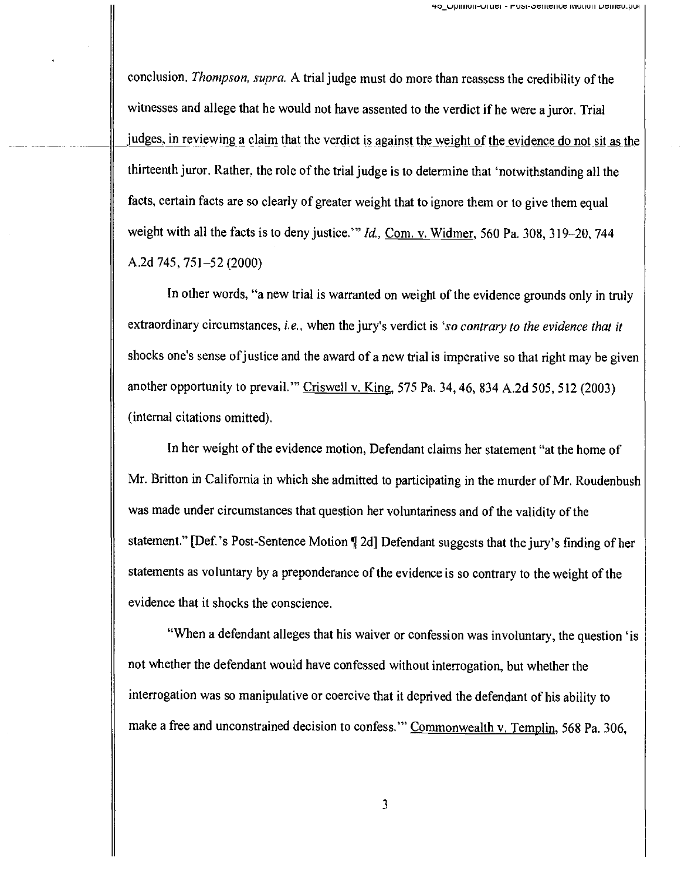conclusion. *Thompson, supra.* A trial judge must do more than reassess the credibility of the witnesses and allege that he would not have assented to the verdict if he were a juror. Trial judges, in reviewing a claim that the verdict is against the weight of the evidence do not sit as the thirteenth juror. Rather, the role of the trial judge is to determine that 'notwithstanding all the facts, certain facts are so clearly of greater weight that to ignore them or to give them equal weight with all the facts is to deny justice.'" *Id.,* Com. v. Widmer, 560 Pa. 308, 319–20, 744 A.2d 745, 751–52 (2000)

In other words, "a new trial is warranted on weight of the evidence grounds only in truly extraordinary circumstances, *i.e.*, when the jury's verdict is '*so contrary to the evidence that it* shocks one's sense of justice and the award of a new trial is imperative so that right may be given another opportunity to prevail.'" Criswell v. King, 575 Pa. 34, 46, 834 A.2d 505, 512 (2003) (internal citations omitted).

In her weight of the evidence motion, Defendant claims her statement "at the home of Mr. Britton in California in which she admitted to participating in the murder of Mr. Roudenbush was made under circumstances that question her voluntariness and of the validity of the statement." [Def.'s Post-Sentence Motion ¶ 2d] Defendant suggests that the jury's finding of her statements as voluntary by a preponderance of the evidence is so contrary to the weight of the evidence that it shocks the conscience.

"When a defendant alleges that his waiver or confession was involuntary, the question 'is not whether the defendant would have confessed without interrogation, but whether the interrogation was so manipulative or coercive that it deprived the defendant of his ability to make a free and unconstrained decision to confess.'" Commonwealth v. Templin, 568 Pa. 306,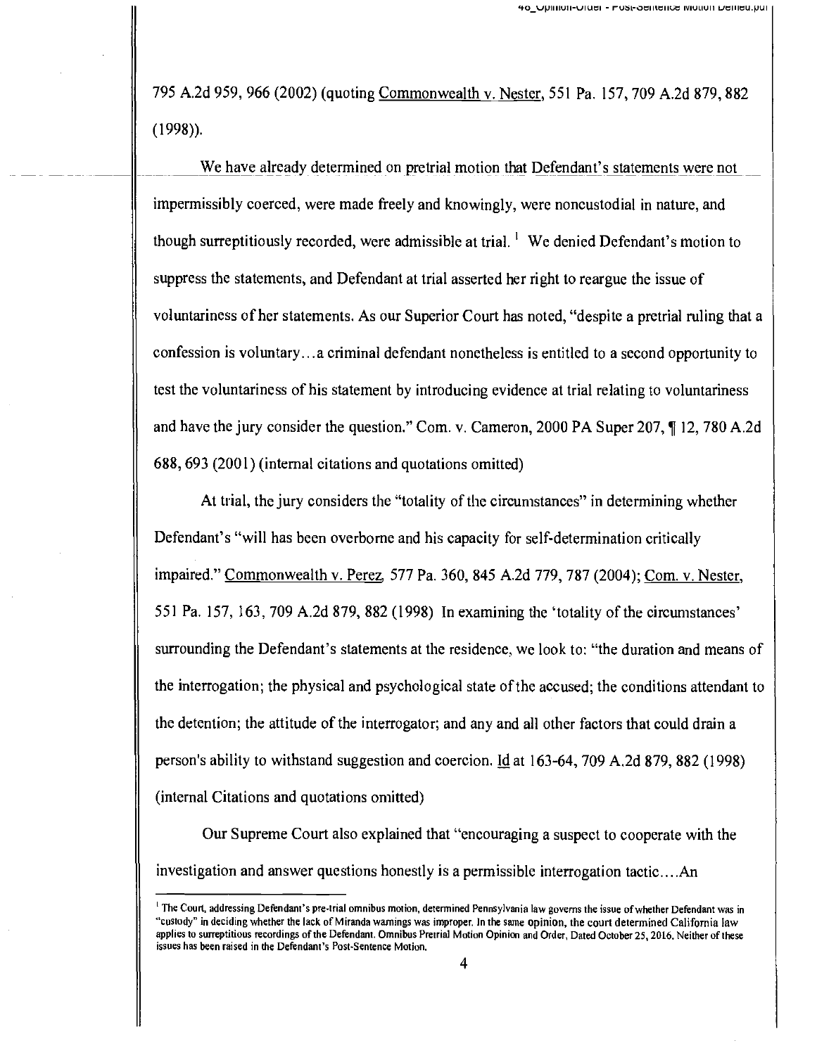795 A.2d 959, 966 (2002) (quoting Commonwealth v. Nester, 551 Pa. 157, 709 A.2d 879, 882 (1998)).

We have already determined on pretrial motion that Defendant's statements were not impermissibly coerced, were made freely and knowingly, were noncustodial in nature, and though surreptitiously recorded, were admissible at trial.[1] We denied Defendant's motion to suppress the statements, and Defendant at trial asserted her right to reargue the issue of voluntariness of her statements. As our Superior Court has noted, "despite a pretrial ruling that a confession is voluntary…a criminal defendant nonetheless is entitled to a second opportunity to test the voluntariness of his statement by introducing evidence at trial relating to voluntariness and have the jury consider the question." Com. v. Cameron, 2000 PA Super 207, ¶ 12, 780 A.2d 688, 693 (2001) (internal citations and quotations omitted)

At trial, the jury considers the "totality of the circumstances" in determining whether Defendant's "will has been overborne and his capacity for self-determination critically impaired." Commonwealth v. Perez, 577 Pa. 360, 845 A.2d 779, 787 (2004); Com. v. Nester, 551 Pa. 157, 163, 709 A.2d 879, 882 (1998) In examining the 'totality of the circumstances' surrounding the Defendant's statements at the residence, we look to: "the duration and means of the interrogation; the physical and psychological state of the accused; the conditions attendant to the detention; the attitude of the interrogator; and any and all other factors that could drain a person's ability to withstand suggestion and coercion. Id at 163-64, 709 A.2d 879, 882 (1998) (internal Citations and quotations omitted)

Our Supreme Court also explained that "encouraging a suspect to cooperate with the investigation and answer questions honestly is a permissible interrogation tactic….An

[1] The Court, addressing Defendant's pre-trial omnibus motion, determined Pennsylvania law governs the issue of whether Defendant was in "custody" in deciding whether the lack of Miranda warnings was improper. In the same opinion, the court determined California law applies to surreptitious recordings of the Defendant. Omnibus Pretrial Motion Opinion and Order, Dated October 25, 2016. Neither of these issues has been raised in the Defendant's Post-Sentence Motion.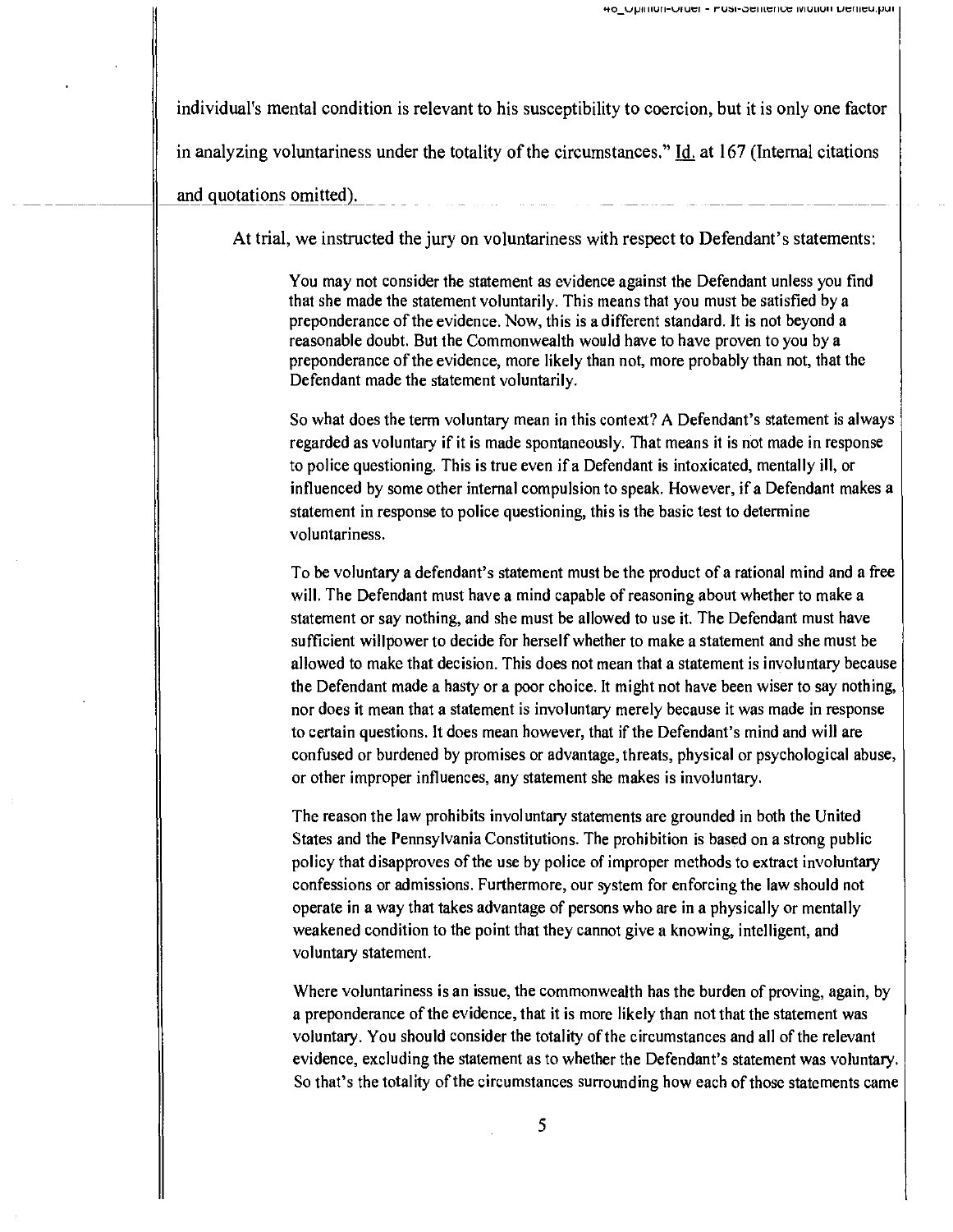individual's mental condition is relevant to his susceptibility to coercion, but it is only one factor in analyzing voluntariness under the totality of the circumstances." Id. at 167 (Internal citations and quotations omitted).

At trial, we instructed the jury on voluntariness with respect to Defendant's statements:

> You may not consider the statement as evidence against the Defendant unless you find that she made the statement voluntarily. This means that you must be satisfied by a preponderance of the evidence. Now, this is a different standard. It is not beyond a reasonable doubt. But the Commonwealth would have to have proven to you by a preponderance of the evidence, more likely than not, more probably than not, that the Defendant made the statement voluntarily.
>
> So what does the term voluntary mean in this context? A Defendant's statement is always regarded as voluntary if it is made spontaneously. That means it is not made in response to police questioning. This is true even if a Defendant is intoxicated, mentally ill, or influenced by some other internal compulsion to speak. However, if a Defendant makes a statement in response to police questioning, this is the basic test to determine voluntariness.
>
> To be voluntary a defendant's statement must be the product of a rational mind and a free will. The Defendant must have a mind capable of reasoning about whether to make a statement or say nothing, and she must be allowed to use it. The Defendant must have sufficient willpower to decide for herself whether to make a statement and she must be allowed to make that decision. This does not mean that a statement is involuntary because the Defendant made a hasty or a poor choice. It might not have been wiser to say nothing, nor does it mean that a statement is involuntary merely because it was made in response to certain questions. It does mean however, that if the Defendant's mind and will are confused or burdened by promises or advantage, threats, physical or psychological abuse, or other improper influences, any statement she makes is involuntary.
>
> The reason the law prohibits involuntary statements are grounded in both the United States and the Pennsylvania Constitutions. The prohibition is based on a strong public policy that disapproves of the use by police of improper methods to extract involuntary confessions or admissions. Furthermore, our system for enforcing the law should not operate in a way that takes advantage of persons who are in a physically or mentally weakened condition to the point that they cannot give a knowing, intelligent, and voluntary statement.
>
> Where voluntariness is an issue, the commonwealth has the burden of proving, again, by a preponderance of the evidence, that it is more likely than not that the statement was voluntary. You should consider the totality of the circumstances and all of the relevant evidence, excluding the statement as to whether the Defendant's statement was voluntary. So that's the totality of the circumstances surrounding how each of those statements came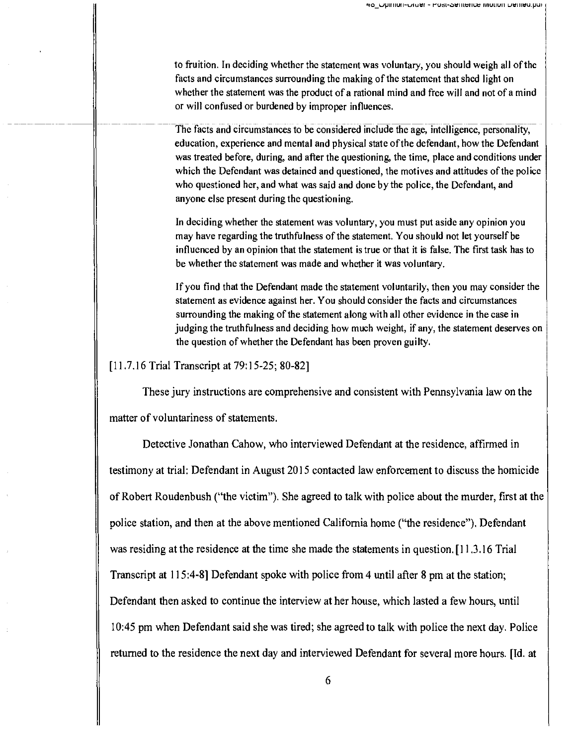> to fruition. In deciding whether the statement was voluntary, you should weigh all of the facts and circumstances surrounding the making of the statement that shed light on whether the statement was the product of a rational mind and free will and not of a mind or will confused or burdened by improper influences.
>
> The facts and circumstances to be considered include the age, intelligence, personality, education, experience and mental and physical state of the defendant, how the Defendant was treated before, during, and after the questioning, the time, place and conditions under which the Defendant was detained and questioned, the motives and attitudes of the police who questioned her, and what was said and done by the police, the Defendant, and anyone else present during the questioning.
>
> In deciding whether the statement was voluntary, you must put aside any opinion you may have regarding the truthfulness of the statement. You should not let yourself be influenced by an opinion that the statement is true or that it is false. The first task has to be whether the statement was made and whether it was voluntary.
>
> If you find that the Defendant made the statement voluntarily, then you may consider the statement as evidence against her. You should consider the facts and circumstances surrounding the making of the statement along with all other evidence in the case in judging the truthfulness and deciding how much weight, if any, the statement deserves on the question of whether the Defendant has been proven guilty.

[11.7.16 Trial Transcript at 79:15-25; 80-82]

These jury instructions are comprehensive and consistent with Pennsylvania law on the matter of voluntariness of statements.

Detective Jonathan Cahow, who interviewed Defendant at the residence, affirmed in testimony at trial: Defendant in August 2015 contacted law enforcement to discuss the homicide of Robert Roudenbush ("the victim"). She agreed to talk with police about the murder, first at the police station, and then at the above mentioned California home ("the residence"). Defendant was residing at the residence at the time she made the statements in question. [11.3.16 Trial Transcript at 115:4-8] Defendant spoke with police from 4 until after 8 pm at the station; Defendant then asked to continue the interview at her house, which lasted a few hours, until 10:45 pm when Defendant said she was tired; she agreed to talk with police the next day. Police returned to the residence the next day and interviewed Defendant for several more hours. [Id. at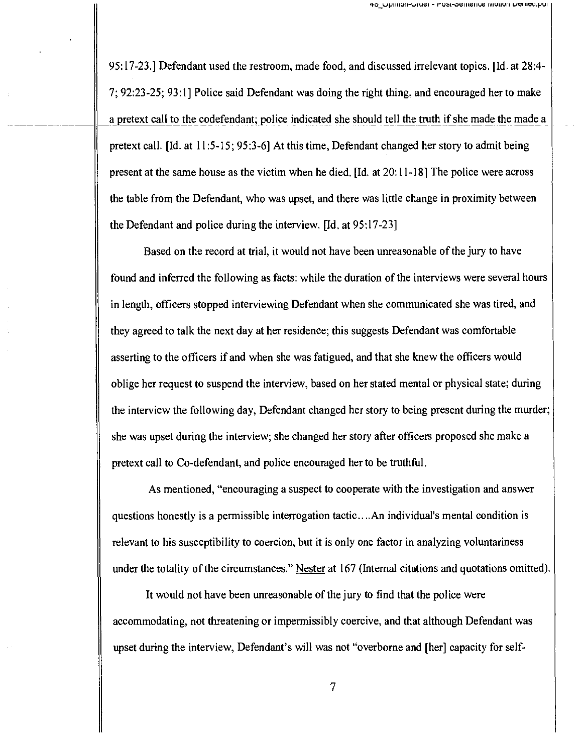95:17-23.] Defendant used the restroom, made food, and discussed irrelevant topics. [Id. at 28:4-7; 92:23-25; 93:1] Police said Defendant was doing the right thing, and encouraged her to make a pretext call to the codefendant; police indicated she should tell the truth if she made the made a pretext call. [Id. at 11:5-15; 95:3-6] At this time, Defendant changed her story to admit being present at the same house as the victim when he died. [Id. at 20:11-18] The police were across the table from the Defendant, who was upset, and there was little change in proximity between the Defendant and police during the interview. [Id. at 95:17-23]

Based on the record at trial, it would not have been unreasonable of the jury to have found and inferred the following as facts: while the duration of the interviews were several hours in length, officers stopped interviewing Defendant when she communicated she was tired, and they agreed to talk the next day at her residence; this suggests Defendant was comfortable asserting to the officers if and when she was fatigued, and that she knew the officers would oblige her request to suspend the interview, based on her stated mental or physical state; during the interview the following day, Defendant changed her story to being present during the murder; she was upset during the interview; she changed her story after officers proposed she make a pretext call to Co-defendant, and police encouraged her to be truthful.

As mentioned, "encouraging a suspect to cooperate with the investigation and answer questions honestly is a permissible interrogation tactic....An individual's mental condition is relevant to his susceptibility to coercion, but it is only one factor in analyzing voluntariness under the totality of the circumstances." Nester at 167 (Internal citations and quotations omitted).

It would not have been unreasonable of the jury to find that the police were accommodating, not threatening or impermissibly coercive, and that although Defendant was upset during the interview, Defendant's will was not "overborne and [her] capacity for self-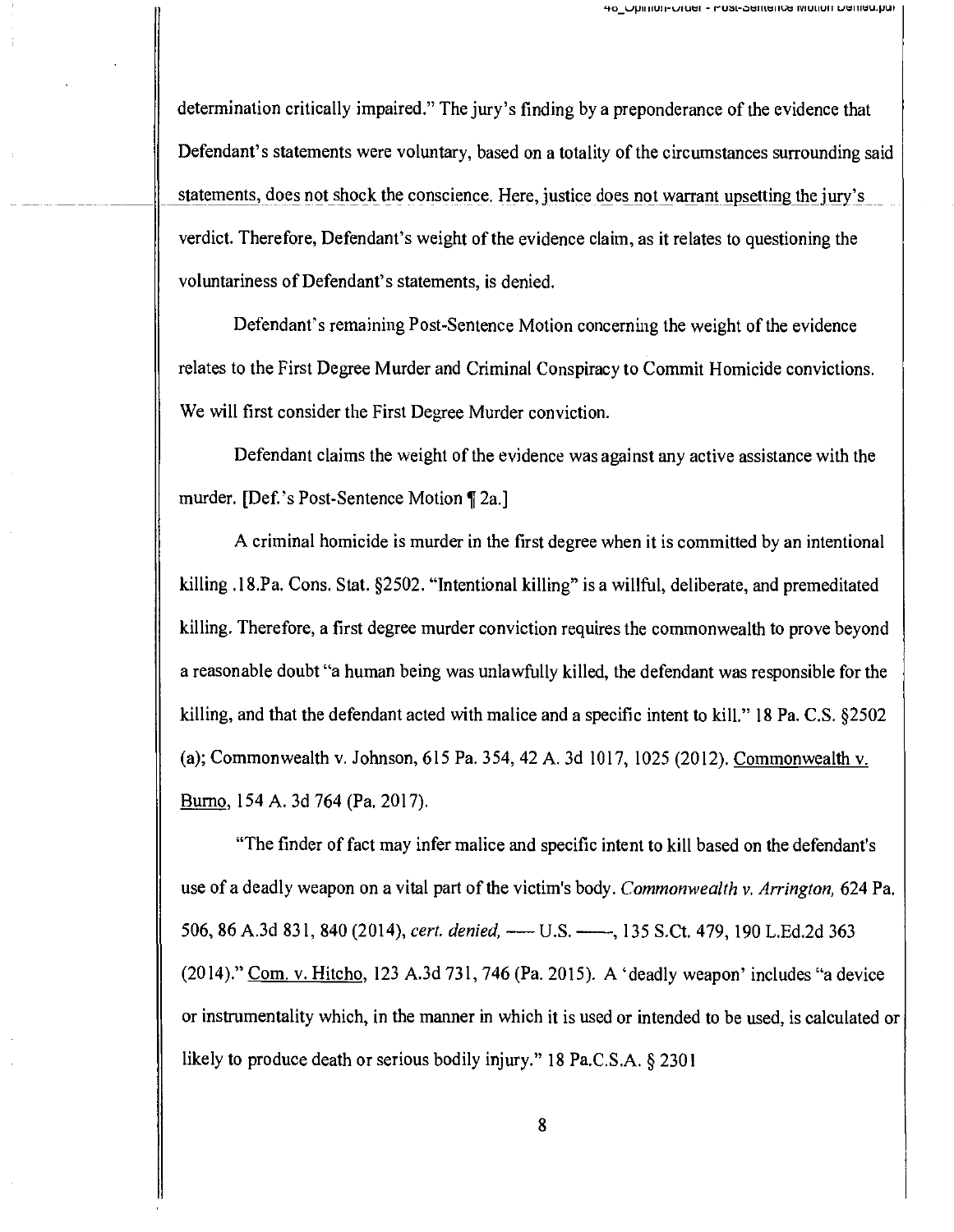determination critically impaired." The jury's finding by a preponderance of the evidence that Defendant's statements were voluntary, based on a totality of the circumstances surrounding said statements, does not shock the conscience. Here, justice does not warrant upsetting the jury's verdict. Therefore, Defendant's weight of the evidence claim, as it relates to questioning the voluntariness of Defendant's statements, is denied.

Defendant's remaining Post-Sentence Motion concerning the weight of the evidence relates to the First Degree Murder and Criminal Conspiracy to Commit Homicide convictions. We will first consider the First Degree Murder conviction.

Defendant claims the weight of the evidence was against any active assistance with the murder. [Def.'s Post-Sentence Motion ¶ 2a.]

A criminal homicide is murder in the first degree when it is committed by an intentional killing .18.Pa. Cons. Stat. §2502. "Intentional killing" is a willful, deliberate, and premeditated killing. Therefore, a first degree murder conviction requires the commonwealth to prove beyond a reasonable doubt "a human being was unlawfully killed, the defendant was responsible for the killing, and that the defendant acted with malice and a specific intent to kill." 18 Pa. C.S. §2502 (a); Commonwealth v. Johnson, 615 Pa. 354, 42 A. 3d 1017, 1025 (2012). Commonwealth v. Burno, 154 A. 3d 764 (Pa. 2017).

"The finder of fact may infer malice and specific intent to kill based on the defendant's use of a deadly weapon on a vital part of the victim's body. *Commonwealth v. Arrington,* 624 Pa. 506, 86 A.3d 831, 840 (2014), *cert. denied,* — U.S. ——, 135 S.Ct. 479, 190 L.Ed.2d 363 (2014)." Com. v. Hitcho, 123 A.3d 731, 746 (Pa. 2015). A 'deadly weapon' includes "a device or instrumentality which, in the manner in which it is used or intended to be used, is calculated or likely to produce death or serious bodily injury." 18 Pa.C.S.A. § 2301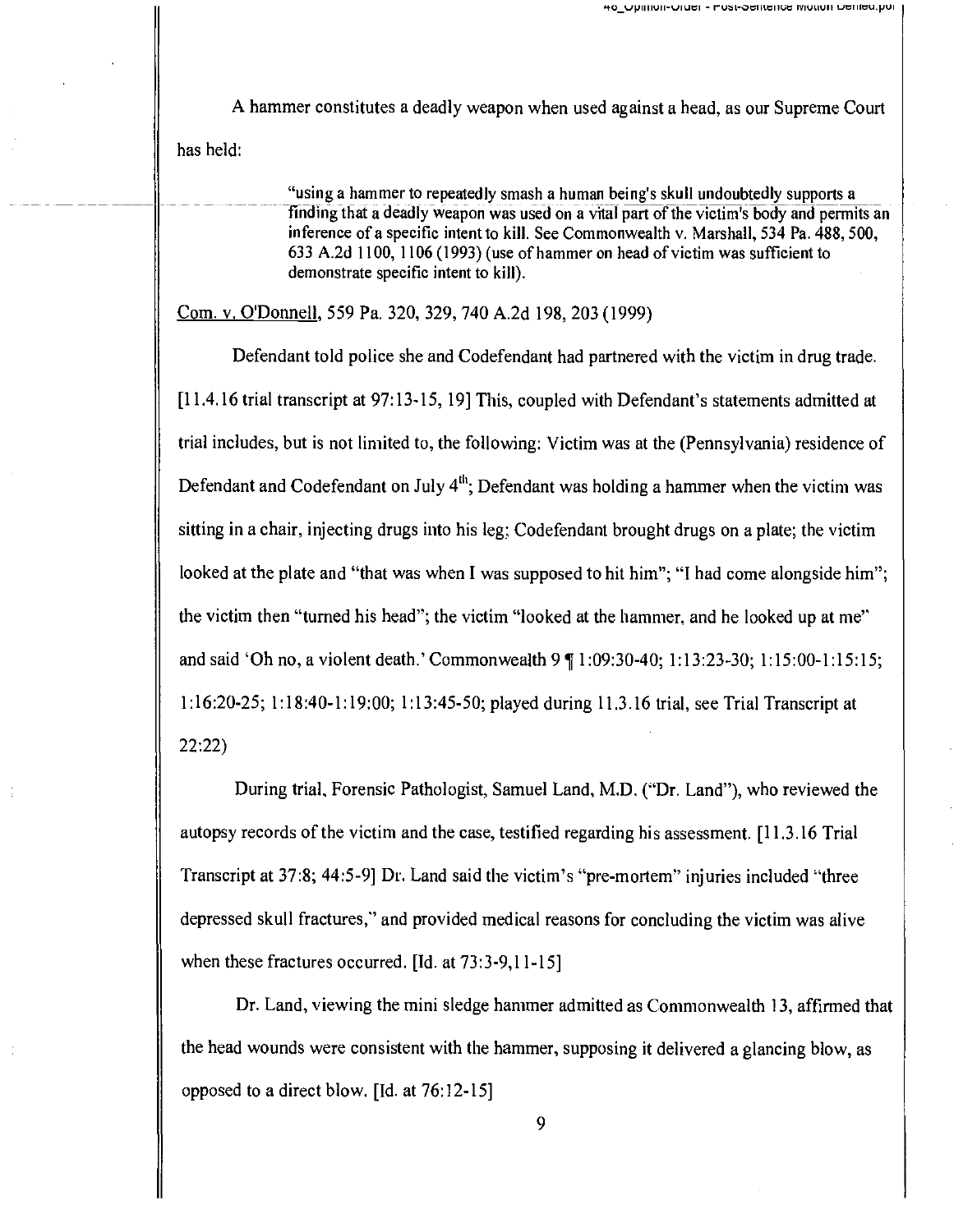A hammer constitutes a deadly weapon when used against a head, as our Supreme Court has held:

> "using a hammer to repeatedly smash a human being's skull undoubtedly supports a finding that a deadly weapon was used on a vital part of the victim's body and permits an inference of a specific intent to kill. See Commonwealth v. Marshall, 534 Pa. 488, 500, 633 A.2d 1100, 1106 (1993) (use of hammer on head of victim was sufficient to demonstrate specific intent to kill).

Com. v. O'Donnell, 559 Pa. 320, 329, 740 A.2d 198, 203 (1999)

Defendant told police she and Codefendant had partnered with the victim in drug trade. [11.4.16 trial transcript at 97:13-15, 19] This, coupled with Defendant's statements admitted at trial includes, but is not limited to, the following: Victim was at the (Pennsylvania) residence of Defendant and Codefendant on July 4th; Defendant was holding a hammer when the victim was sitting in a chair, injecting drugs into his leg; Codefendant brought drugs on a plate; the victim looked at the plate and "that was when I was supposed to hit him"; "I had come alongside him"; the victim then "turned his head"; the victim "looked at the hammer, and he looked up at me" and said 'Oh no, a violent death.' Commonwealth 9 ¶ 1:09:30-40; 1:13:23-30; 1:15:00-1:15:15; 1:16:20-25; 1:18:40-1:19:00; 1:13:45-50; played during 11.3.16 trial, see Trial Transcript at 22:22)

During trial, Forensic Pathologist, Samuel Land, M.D. ("Dr. Land"), who reviewed the autopsy records of the victim and the case, testified regarding his assessment. [11.3.16 Trial Transcript at 37:8; 44:5-9] Dr. Land said the victim's "pre-mortem" injuries included "three depressed skull fractures," and provided medical reasons for concluding the victim was alive when these fractures occurred. [Id. at 73:3-9,11-15]

Dr. Land, viewing the mini sledge hammer admitted as Commonwealth 13, affirmed that the head wounds were consistent with the hammer, supposing it delivered a glancing blow, as opposed to a direct blow. [Id. at 76:12-15]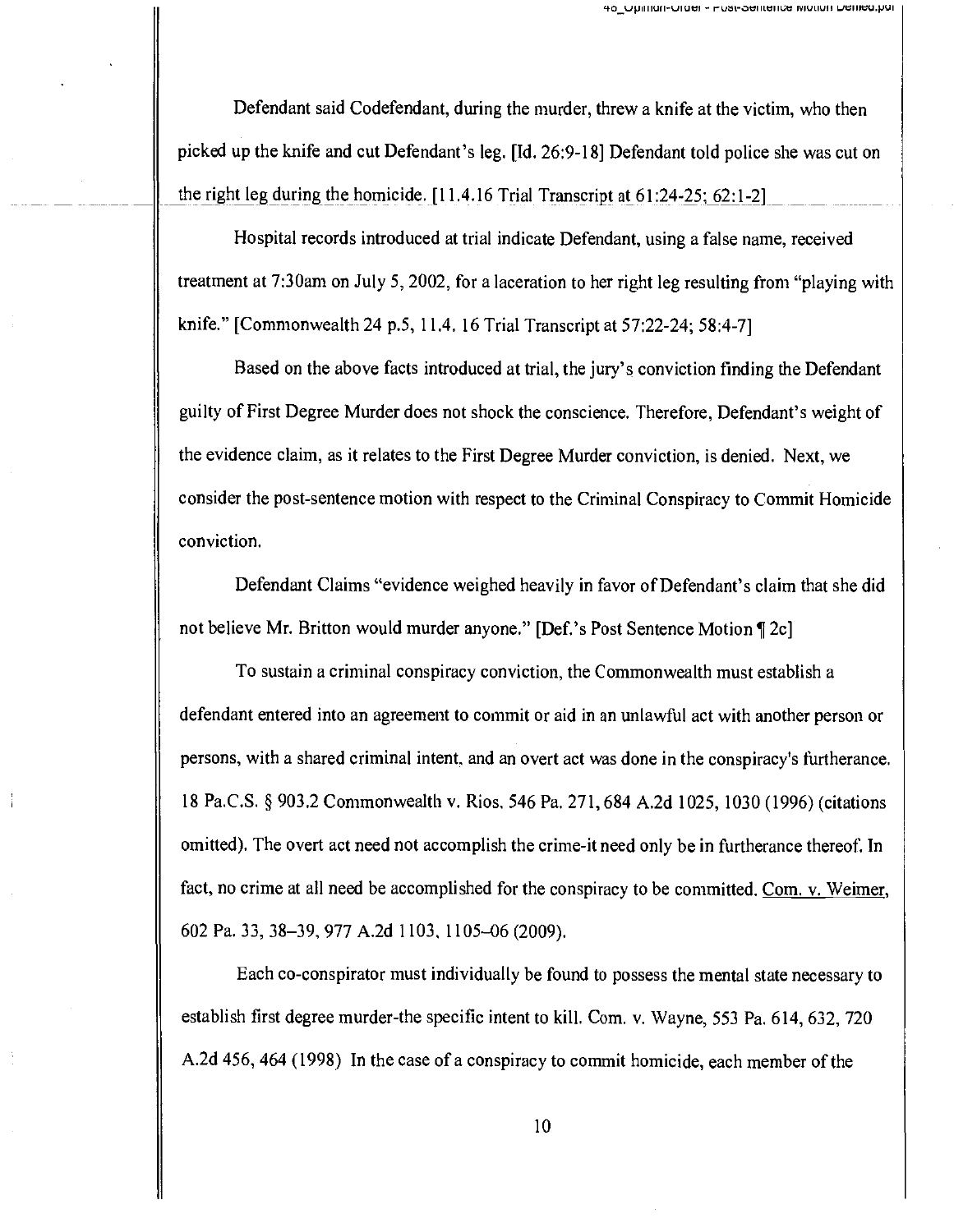Defendant said Codefendant, during the murder, threw a knife at the victim, who then picked up the knife and cut Defendant's leg. [Id. 26:9-18] Defendant told police she was cut on the right leg during the homicide. [11.4.16 Trial Transcript at 61:24-25; 62:1-2]

Hospital records introduced at trial indicate Defendant, using a false name, received treatment at 7:30am on July 5, 2002, for a laceration to her right leg resulting from "playing with knife." [Commonwealth 24 p.5, 11.4. 16 Trial Transcript at 57:22-24; 58:4-7]

Based on the above facts introduced at trial, the jury's conviction finding the Defendant guilty of First Degree Murder does not shock the conscience. Therefore, Defendant's weight of the evidence claim, as it relates to the First Degree Murder conviction, is denied. Next, we consider the post-sentence motion with respect to the Criminal Conspiracy to Commit Homicide conviction.

Defendant Claims "evidence weighed heavily in favor of Defendant's claim that she did not believe Mr. Britton would murder anyone." [Def.'s Post Sentence Motion ¶ 2c]

To sustain a criminal conspiracy conviction, the Commonwealth must establish a defendant entered into an agreement to commit or aid in an unlawful act with another person or persons, with a shared criminal intent, and an overt act was done in the conspiracy's furtherance. 18 Pa.C.S. § 903.2 Commonwealth v. Rios, 546 Pa. 271, 684 A.2d 1025, 1030 (1996) (citations omitted). The overt act need not accomplish the crime-it need only be in furtherance thereof. In fact, no crime at all need be accomplished for the conspiracy to be committed. Com. v. Weimer, 602 Pa. 33, 38–39, 977 A.2d 1103, 1105–06 (2009).

Each co-conspirator must individually be found to possess the mental state necessary to establish first degree murder-the specific intent to kill. Com. v. Wayne, 553 Pa. 614, 632, 720 A.2d 456, 464 (1998) In the case of a conspiracy to commit homicide, each member of the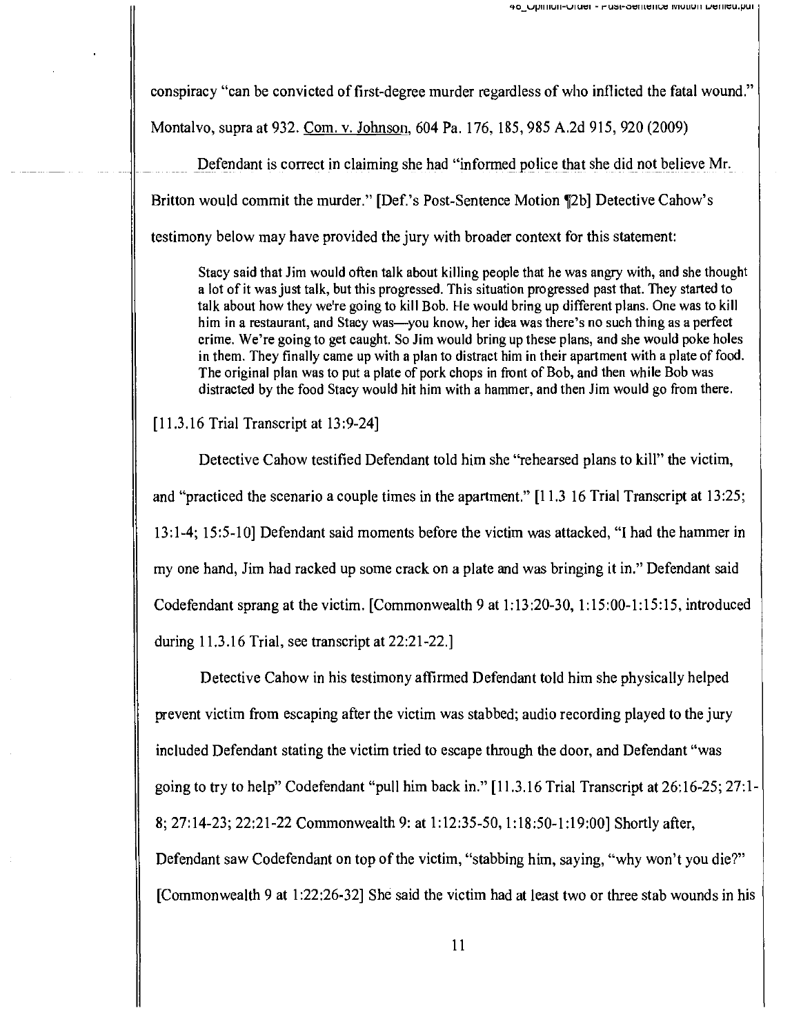conspiracy "can be convicted of first-degree murder regardless of who inflicted the fatal wound." Montalvo, supra at 932. Com. v. Johnson, 604 Pa. 176, 185, 985 A.2d 915, 920 (2009)

Defendant is correct in claiming she had "informed police that she did not believe Mr. Britton would commit the murder." [Def.'s Post-Sentence Motion ¶2b] Detective Cahow's testimony below may have provided the jury with broader context for this statement:

> Stacy said that Jim would often talk about killing people that he was angry with, and she thought a lot of it was just talk, but this progressed. This situation progressed past that. They started to talk about how they we're going to kill Bob. He would bring up different plans. One was to kill him in a restaurant, and Stacy was—you know, her idea was there's no such thing as a perfect crime. We're going to get caught. So Jim would bring up these plans, and she would poke holes in them. They finally came up with a plan to distract him in their apartment with a plate of food. The original plan was to put a plate of pork chops in front of Bob, and then while Bob was distracted by the food Stacy would hit him with a hammer, and then Jim would go from there.

[11.3.16 Trial Transcript at 13:9-24]

Detective Cahow testified Defendant told him she "rehearsed plans to kill" the victim, and "practiced the scenario a couple times in the apartment." [11.3 16 Trial Transcript at 13:25; 13:1-4; 15:5-10] Defendant said moments before the victim was attacked, "I had the hammer in my one hand, Jim had racked up some crack on a plate and was bringing it in." Defendant said Codefendant sprang at the victim. [Commonwealth 9 at 1:13:20-30, 1:15:00-1:15:15, introduced during 11.3.16 Trial, see transcript at 22:21-22.]

Detective Cahow in his testimony affirmed Defendant told him she physically helped prevent victim from escaping after the victim was stabbed; audio recording played to the jury included Defendant stating the victim tried to escape through the door, and Defendant "was going to try to help" Codefendant "pull him back in." [11.3.16 Trial Transcript at 26:16-25; 27:1-8; 27:14-23; 22:21-22 Commonwealth 9: at 1:12:35-50, 1:18:50-1:19:00] Shortly after, Defendant saw Codefendant on top of the victim, "stabbing him, saying, "why won't you die?" [Commonwealth 9 at 1:22:26-32] She said the victim had at least two or three stab wounds in his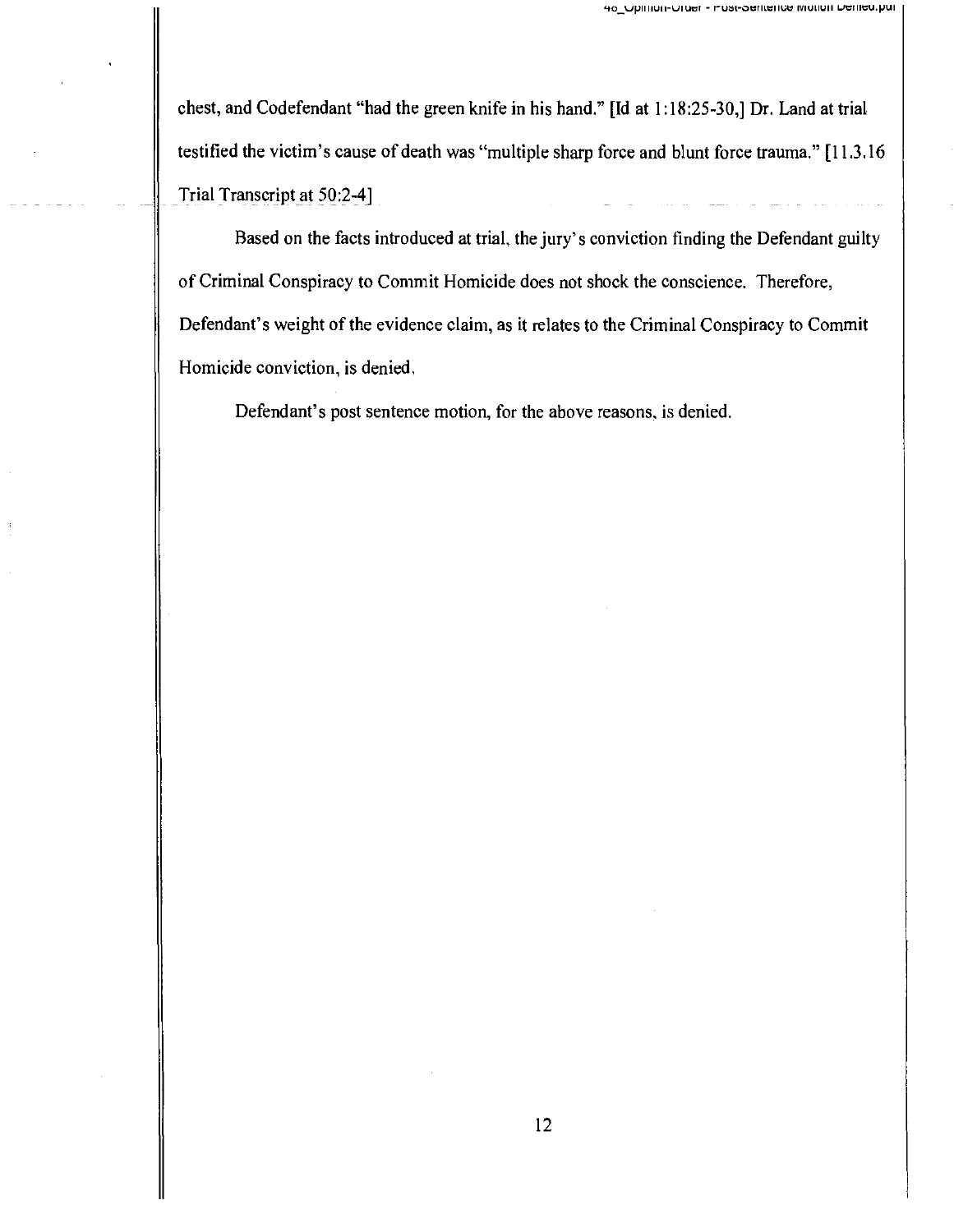chest, and Codefendant "had the green knife in his hand." [Id at 1:18:25-30,] Dr. Land at trial testified the victim's cause of death was "multiple sharp force and blunt force trauma." [11.3.16 Trial Transcript at 50:2-4]

Based on the facts introduced at trial, the jury's conviction finding the Defendant guilty of Criminal Conspiracy to Commit Homicide does not shock the conscience. Therefore, Defendant's weight of the evidence claim, as it relates to the Criminal Conspiracy to Commit Homicide conviction, is denied.

Defendant's post sentence motion, for the above reasons, is denied.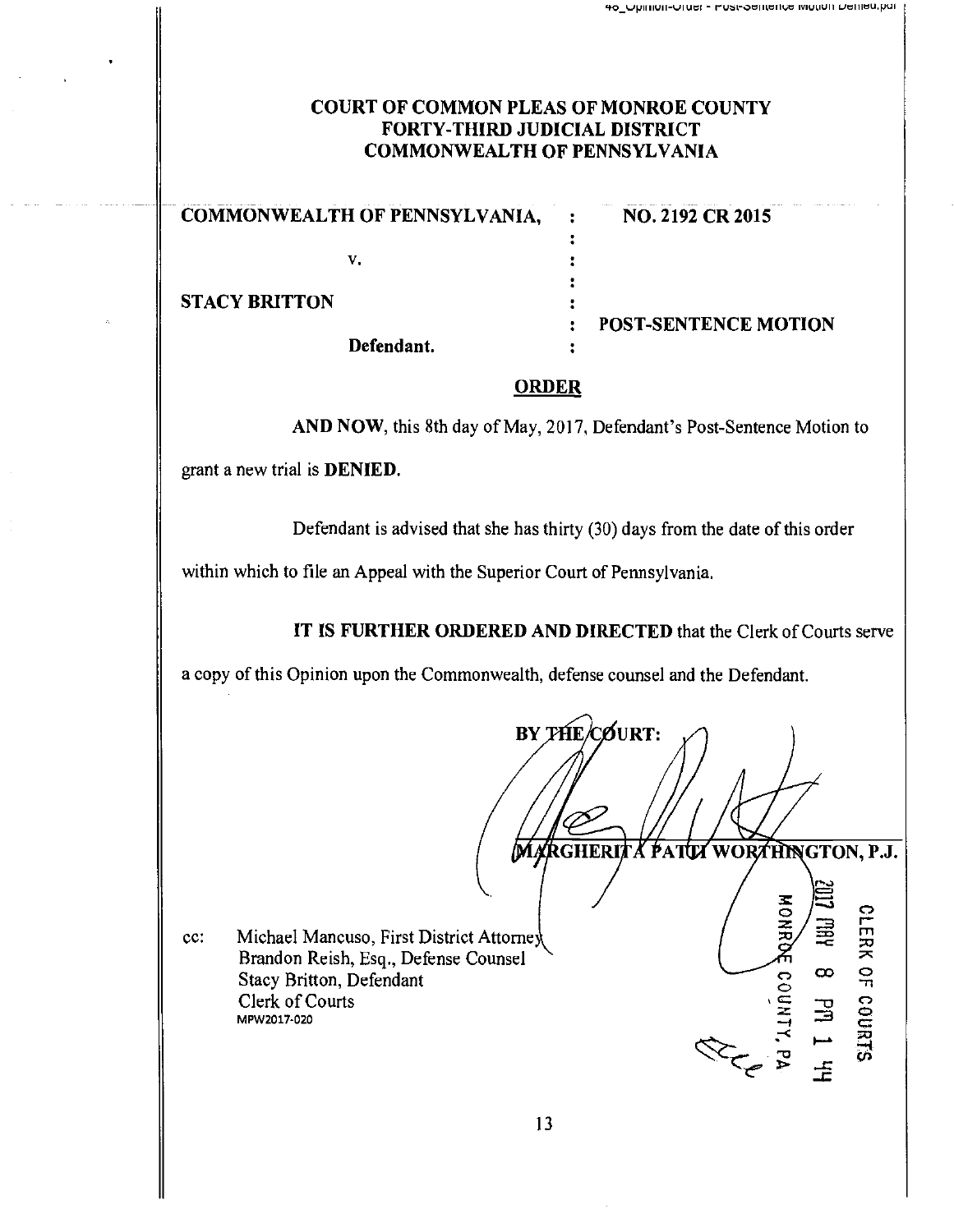**COURT OF COMMON PLEAS OF MONROE COUNTY**
**FORTY-THIRD JUDICIAL DISTRICT**
**COMMONWEALTH OF PENNSYLVANIA**

| | | |
|---|---|---|
| **COMMONWEALTH OF PENNSYLVANIA,** | : | **NO. 2192 CR 2015** |
| v. | : | |
| **STACY BRITTON** | : | **POST-SENTENCE MOTION** |
| **Defendant.** | : | |

## ORDER

**AND NOW**, this 8th day of May, 2017, Defendant's Post-Sentence Motion to grant a new trial is **DENIED.**

Defendant is advised that she has thirty (30) days from the date of this order within which to file an Appeal with the Superior Court of Pennsylvania.

**IT IS FURTHER ORDERED AND DIRECTED** that the Clerk of Courts serve a copy of this Opinion upon the Commonwealth, defense counsel and the Defendant.

BY THE COURT:

MARGHERITA PATTI WORTHINGTON, P.J.

cc: Michael Mancuso, First District Attorney
Brandon Reish, Esq., Defense Counsel
Stacy Britton, Defendant
Clerk of Courts
MPW2017-020

CLERK OF COURTS
2017 MAY 8 PM 1 44
MONROE COUNTY, PA